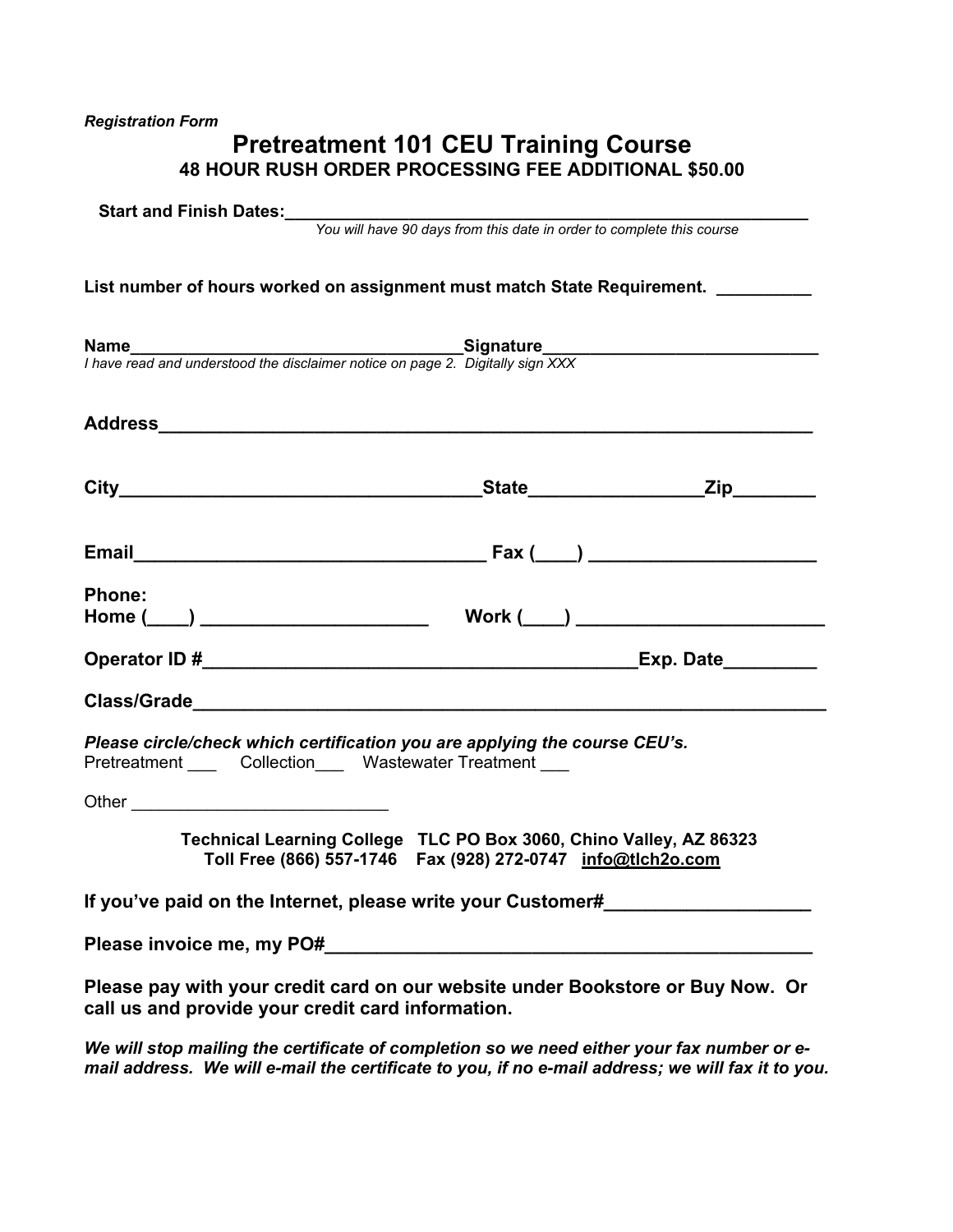*Registration Form*

# Pretreatment 101 CEU Training Course

**48 HOUR RUSH ORDER PROCESSING FEE ADDITIONAL $50.00**

**Start and Finish Dates:**_______________________________________________________

*You will have 90 days from this date in order to complete this course*

**List number of hours worked on assignment must match State Requirement.** __________

**Name**___________________________________**Signature**_____________________________

*I have read and understood the disclaimer notice on page 2. Digitally sign XXX*

**Address**_______________________________________________________________

**City**___________________________________**State**________________**Zip**________

**Email**__________________________________ **Fax (____)** _____________________

**Phone:**

**Home (____)** _____________________ **Work (____)** ________________________

**Operator ID #**_________________________________________**Exp. Date**_________

**Class/Grade**_____________________________________________________________

***Please circle/check which certification you are applying the course CEU's.***

Pretreatment ___ Collection___ Wastewater Treatment ___

Other __________________________

**Technical Learning College TLC PO Box 3060, Chino Valley, AZ 86323**
**Toll Free (866) 557-1746 Fax (928) 272-0747 info@tlch2o.com**

**If you've paid on the Internet, please write your Customer#**____________________

**Please invoice me, my PO#**________________________________________________

**Please pay with your credit card on our website under Bookstore or Buy Now. Or call us and provide your credit card information.**

***We will stop mailing the certificate of completion so we need either your fax number or e-mail address. We will e-mail the certificate to you, if no e-mail address; we will fax it to you.***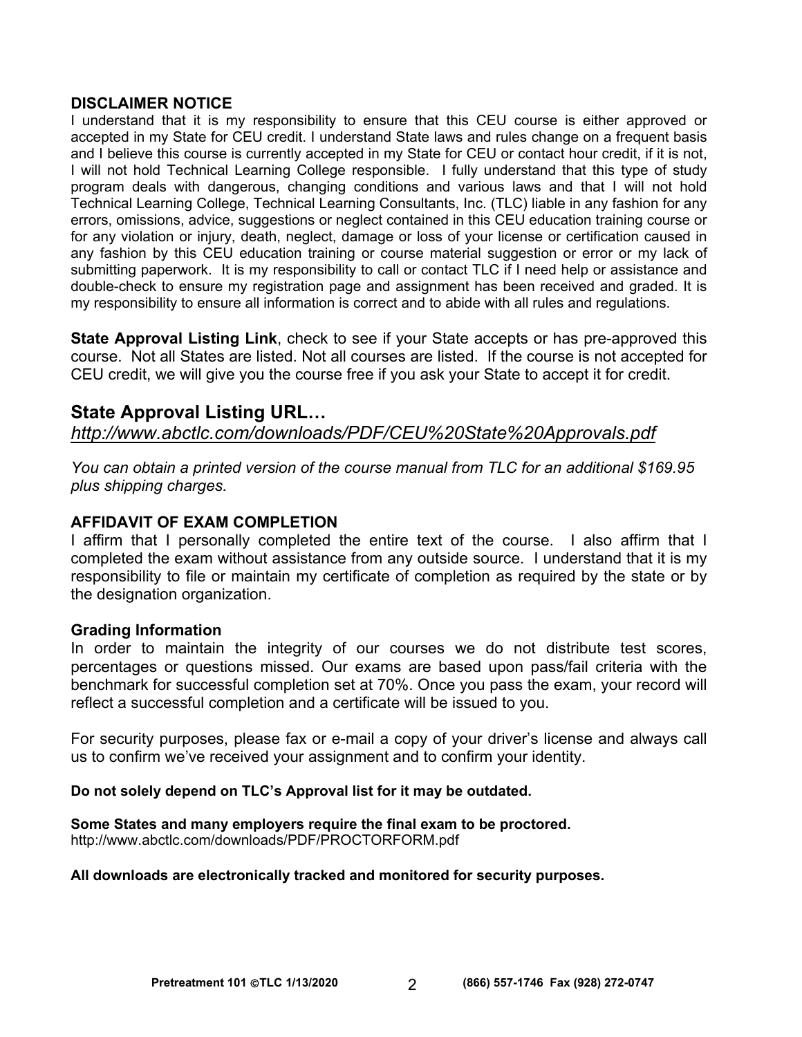**DISCLAIMER NOTICE**

I understand that it is my responsibility to ensure that this CEU course is either approved or accepted in my State for CEU credit. I understand State laws and rules change on a frequent basis and I believe this course is currently accepted in my State for CEU or contact hour credit, if it is not, I will not hold Technical Learning College responsible. I fully understand that this type of study program deals with dangerous, changing conditions and various laws and that I will not hold Technical Learning College, Technical Learning Consultants, Inc. (TLC) liable in any fashion for any errors, omissions, advice, suggestions or neglect contained in this CEU education training course or for any violation or injury, death, neglect, damage or loss of your license or certification caused in any fashion by this CEU education training or course material suggestion or error or my lack of submitting paperwork. It is my responsibility to call or contact TLC if I need help or assistance and double-check to ensure my registration page and assignment has been received and graded. It is my responsibility to ensure all information is correct and to abide with all rules and regulations.

**State Approval Listing Link**, check to see if your State accepts or has pre-approved this course. Not all States are listed. Not all courses are listed. If the course is not accepted for CEU credit, we will give you the course free if you ask your State to accept it for credit.

## State Approval Listing URL…

*http://www.abctlc.com/downloads/PDF/CEU%20State%20Approvals.pdf*

*You can obtain a printed version of the course manual from TLC for an additional $169.95 plus shipping charges.*

**AFFIDAVIT OF EXAM COMPLETION**

I affirm that I personally completed the entire text of the course. I also affirm that I completed the exam without assistance from any outside source. I understand that it is my responsibility to file or maintain my certificate of completion as required by the state or by the designation organization.

**Grading Information**

In order to maintain the integrity of our courses we do not distribute test scores, percentages or questions missed. Our exams are based upon pass/fail criteria with the benchmark for successful completion set at 70%. Once you pass the exam, your record will reflect a successful completion and a certificate will be issued to you.

For security purposes, please fax or e-mail a copy of your driver's license and always call us to confirm we've received your assignment and to confirm your identity.

**Do not solely depend on TLC's Approval list for it may be outdated.**

**Some States and many employers require the final exam to be proctored.**
http://www.abctlc.com/downloads/PDF/PROCTORFORM.pdf

**All downloads are electronically tracked and monitored for security purposes.**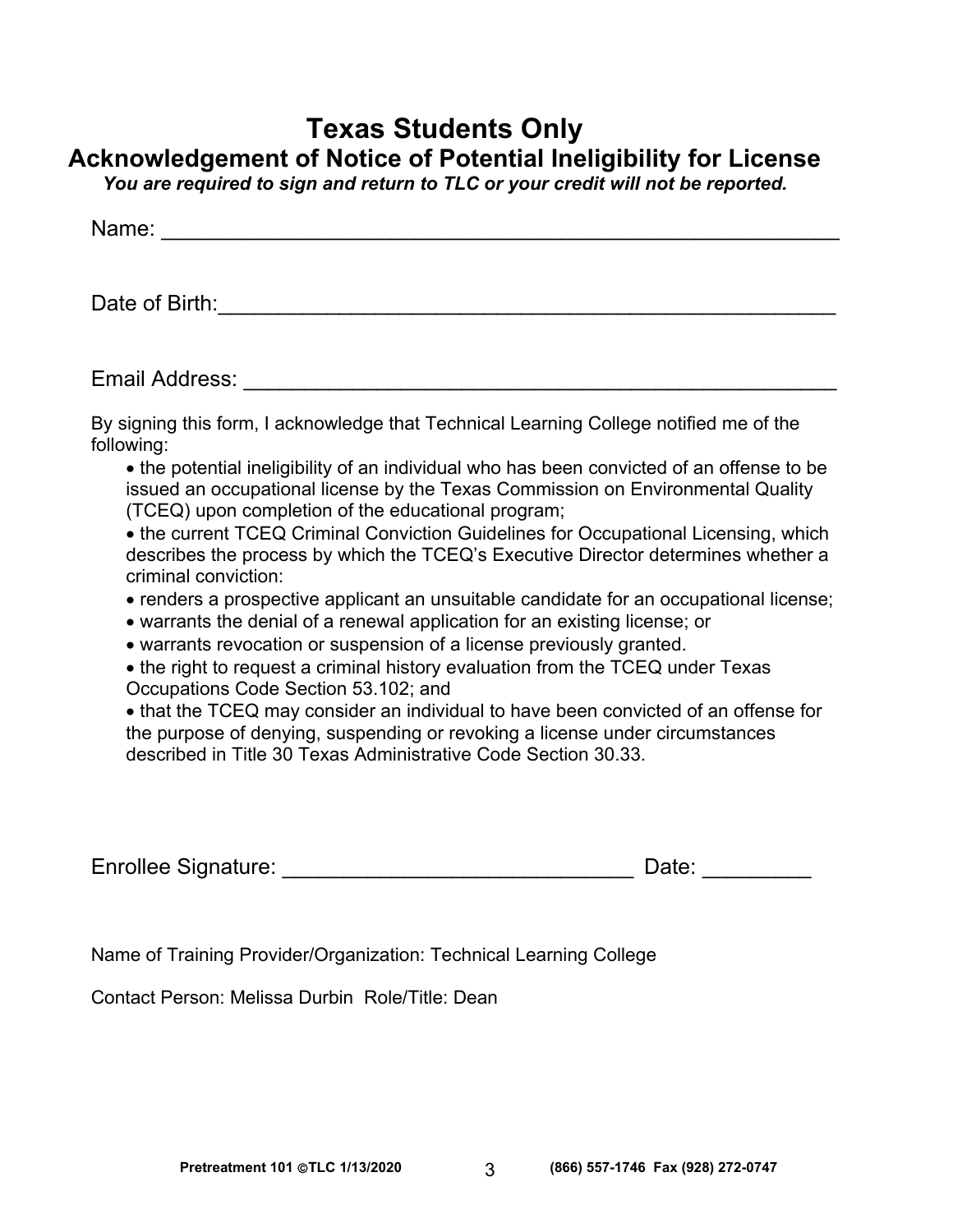# Texas Students Only

## Acknowledgement of Notice of Potential Ineligibility for License

***You are required to sign and return to TLC or your credit will not be reported.***

Name: ___________________________________________________________

Date of Birth:_____________________________________________________

Email Address: ___________________________________________________

By signing this form, I acknowledge that Technical Learning College notified me of the following:

- the potential ineligibility of an individual who has been convicted of an offense to be issued an occupational license by the Texas Commission on Environmental Quality (TCEQ) upon completion of the educational program;
- the current TCEQ Criminal Conviction Guidelines for Occupational Licensing, which describes the process by which the TCEQ's Executive Director determines whether a criminal conviction:
- renders a prospective applicant an unsuitable candidate for an occupational license;
- warrants the denial of a renewal application for an existing license; or
- warrants revocation or suspension of a license previously granted.
- the right to request a criminal history evaluation from the TCEQ under Texas Occupations Code Section 53.102; and
- that the TCEQ may consider an individual to have been convicted of an offense for the purpose of denying, suspending or revoking a license under circumstances described in Title 30 Texas Administrative Code Section 30.33.

Enrollee Signature: _____________________________ Date: _________

Name of Training Provider/Organization: Technical Learning College

Contact Person: Melissa Durbin Role/Title: Dean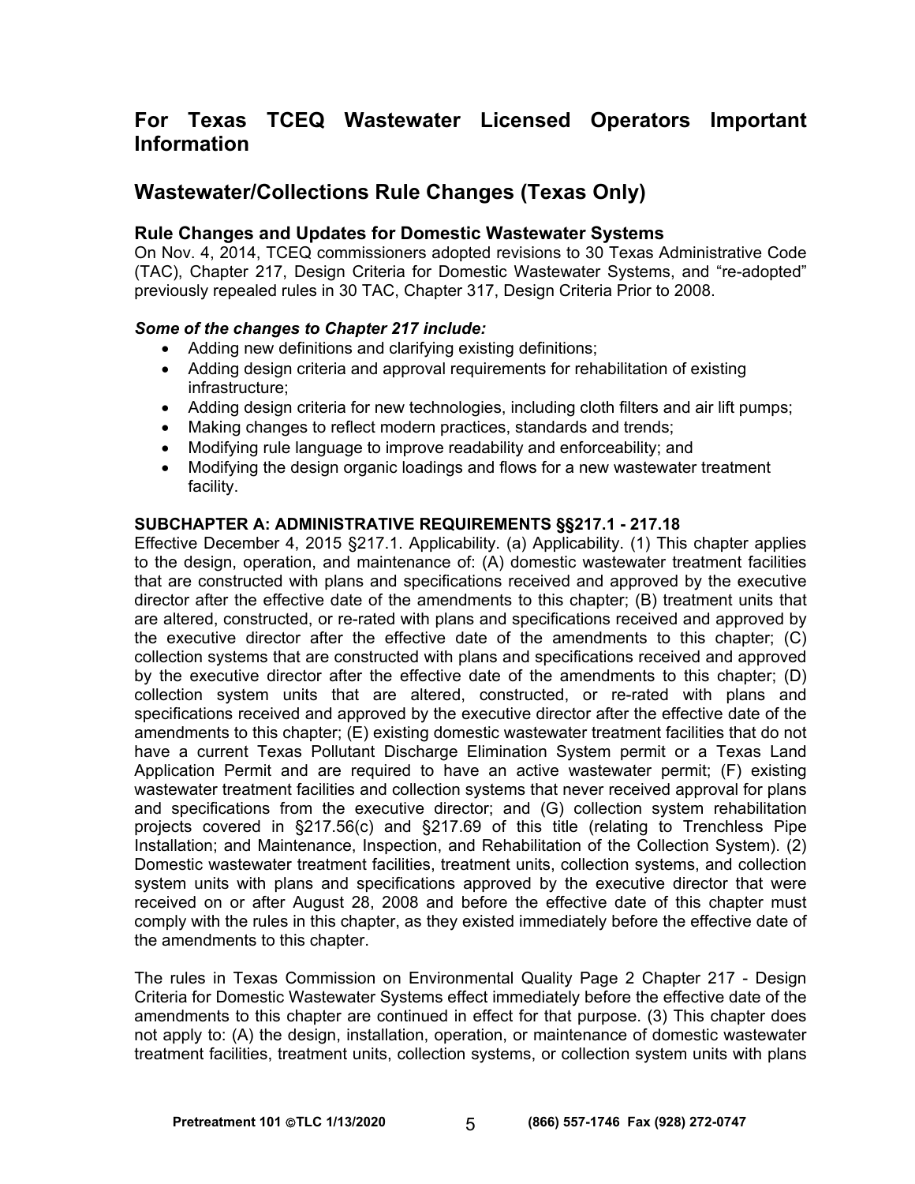## For Texas TCEQ Wastewater Licensed Operators Important Information

## Wastewater/Collections Rule Changes (Texas Only)

### Rule Changes and Updates for Domestic Wastewater Systems

On Nov. 4, 2014, TCEQ commissioners adopted revisions to 30 Texas Administrative Code (TAC), Chapter 217, Design Criteria for Domestic Wastewater Systems, and "re-adopted" previously repealed rules in 30 TAC, Chapter 317, Design Criteria Prior to 2008.

***Some of the changes to Chapter 217 include:***

- Adding new definitions and clarifying existing definitions;
- Adding design criteria and approval requirements for rehabilitation of existing infrastructure;
- Adding design criteria for new technologies, including cloth filters and air lift pumps;
- Making changes to reflect modern practices, standards and trends;
- Modifying rule language to improve readability and enforceability; and
- Modifying the design organic loadings and flows for a new wastewater treatment facility.

**SUBCHAPTER A: ADMINISTRATIVE REQUIREMENTS §§217.1 - 217.18**

Effective December 4, 2015 §217.1. Applicability. (a) Applicability. (1) This chapter applies to the design, operation, and maintenance of: (A) domestic wastewater treatment facilities that are constructed with plans and specifications received and approved by the executive director after the effective date of the amendments to this chapter; (B) treatment units that are altered, constructed, or re-rated with plans and specifications received and approved by the executive director after the effective date of the amendments to this chapter; (C) collection systems that are constructed with plans and specifications received and approved by the executive director after the effective date of the amendments to this chapter; (D) collection system units that are altered, constructed, or re-rated with plans and specifications received and approved by the executive director after the effective date of the amendments to this chapter; (E) existing domestic wastewater treatment facilities that do not have a current Texas Pollutant Discharge Elimination System permit or a Texas Land Application Permit and are required to have an active wastewater permit; (F) existing wastewater treatment facilities and collection systems that never received approval for plans and specifications from the executive director; and (G) collection system rehabilitation projects covered in §217.56(c) and §217.69 of this title (relating to Trenchless Pipe Installation; and Maintenance, Inspection, and Rehabilitation of the Collection System). (2) Domestic wastewater treatment facilities, treatment units, collection systems, and collection system units with plans and specifications approved by the executive director that were received on or after August 28, 2008 and before the effective date of this chapter must comply with the rules in this chapter, as they existed immediately before the effective date of the amendments to this chapter.

The rules in Texas Commission on Environmental Quality Page 2 Chapter 217 - Design Criteria for Domestic Wastewater Systems effect immediately before the effective date of the amendments to this chapter are continued in effect for that purpose. (3) This chapter does not apply to: (A) the design, installation, operation, or maintenance of domestic wastewater treatment facilities, treatment units, collection systems, or collection system units with plans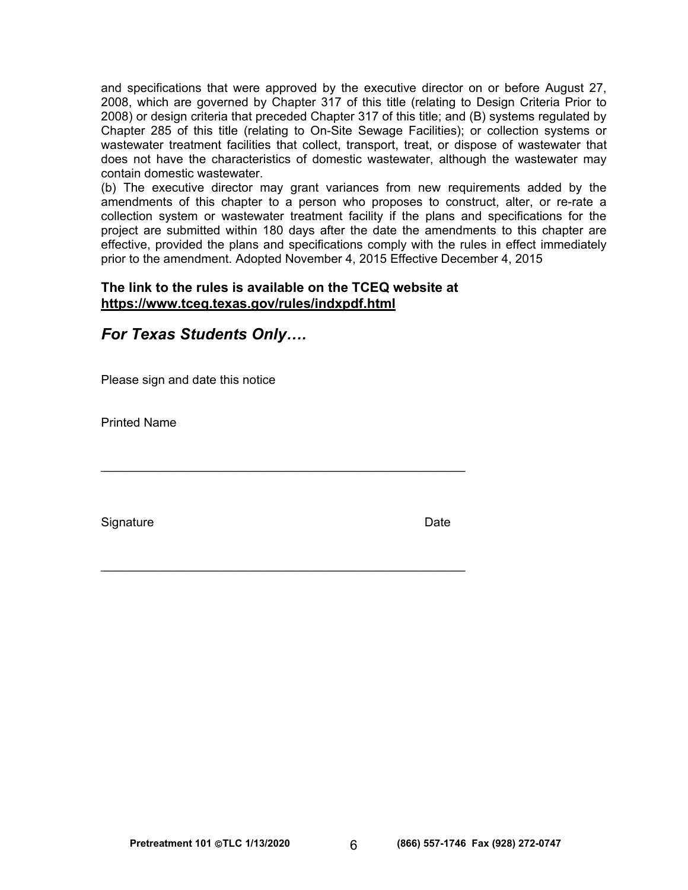and specifications that were approved by the executive director on or before August 27, 2008, which are governed by Chapter 317 of this title (relating to Design Criteria Prior to 2008) or design criteria that preceded Chapter 317 of this title; and (B) systems regulated by Chapter 285 of this title (relating to On-Site Sewage Facilities); or collection systems or wastewater treatment facilities that collect, transport, treat, or dispose of wastewater that does not have the characteristics of domestic wastewater, although the wastewater may contain domestic wastewater.

(b) The executive director may grant variances from new requirements added by the amendments of this chapter to a person who proposes to construct, alter, or re-rate a collection system or wastewater treatment facility if the plans and specifications for the project are submitted within 180 days after the date the amendments to this chapter are effective, provided the plans and specifications comply with the rules in effect immediately prior to the amendment. Adopted November 4, 2015 Effective December 4, 2015

**The link to the rules is available on the TCEQ website at <https://www.tceq.texas.gov/rules/indxpdf.html>**

## ***For Texas Students Only….***

Please sign and date this notice

Printed Name

\_\_\_\_\_\_\_\_\_\_\_\_\_\_\_\_\_\_\_\_\_\_\_\_\_\_\_\_\_\_\_\_\_\_\_\_\_\_\_\_\_\_\_\_\_\_\_\_\_\_\_\_

Signature                                                            Date

\_\_\_\_\_\_\_\_\_\_\_\_\_\_\_\_\_\_\_\_\_\_\_\_\_\_\_\_\_\_\_\_\_\_\_\_\_\_\_\_\_\_\_\_\_\_\_\_\_\_\_\_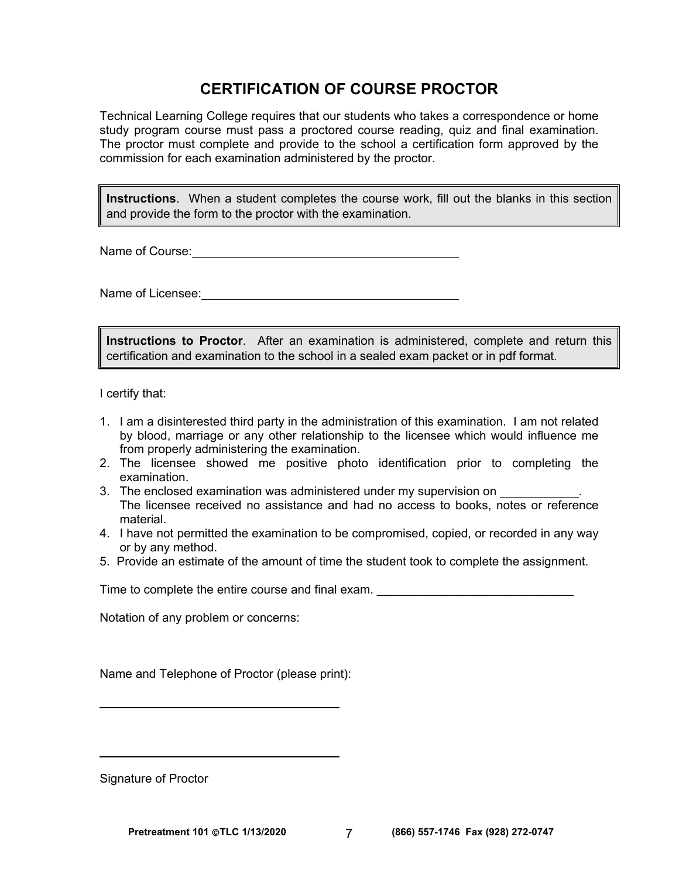# CERTIFICATION OF COURSE PROCTOR

Technical Learning College requires that our students who takes a correspondence or home study program course must pass a proctored course reading, quiz and final examination. The proctor must complete and provide to the school a certification form approved by the commission for each examination administered by the proctor.

**Instructions**. When a student completes the course work, fill out the blanks in this section and provide the form to the proctor with the examination.

Name of Course: ________________________________________

Name of Licensee: ______________________________________

**Instructions to Proctor**. After an examination is administered, complete and return this certification and examination to the school in a sealed exam packet or in pdf format.

I certify that:

1. I am a disinterested third party in the administration of this examination. I am not related by blood, marriage or any other relationship to the licensee which would influence me from properly administering the examination.
2. The licensee showed me positive photo identification prior to completing the examination.
3. The enclosed examination was administered under my supervision on ___________. The licensee received no assistance and had no access to books, notes or reference material.
4. I have not permitted the examination to be compromised, copied, or recorded in any way or by any method.
5. Provide an estimate of the amount of time the student took to complete the assignment.

Time to complete the entire course and final exam. _____________________________

Notation of any problem or concerns:

Name and Telephone of Proctor (please print):

_____________________________________

_____________________________________

Signature of Proctor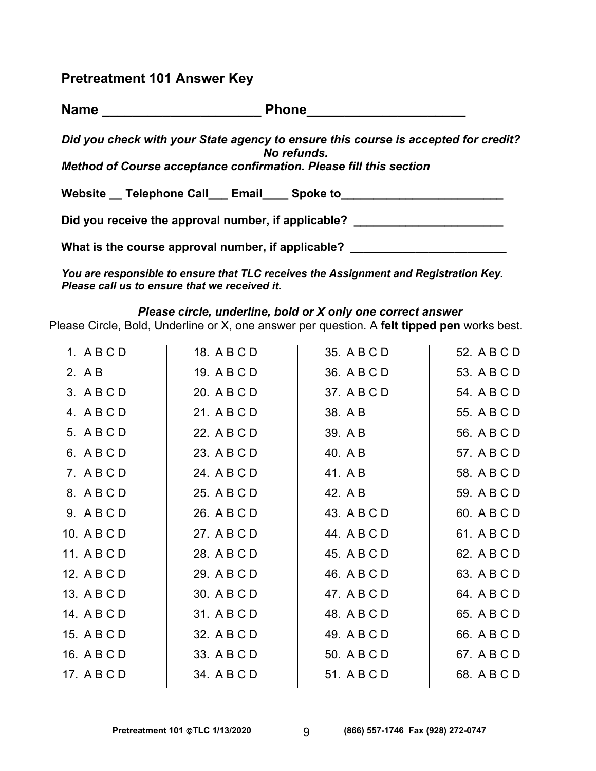## Pretreatment 101 Answer Key

**Name ______________________ Phone______________________**

***Did you check with your State agency to ensure this course is accepted for credit? No refunds.***

***Method of Course acceptance confirmation. Please fill this section***

**Website __ Telephone Call___ Email____ Spoke to_________________________**

**Did you receive the approval number, if applicable? _______________________**

**What is the course approval number, if applicable? ________________________**

***You are responsible to ensure that TLC receives the Assignment and Registration Key. Please call us to ensure that we received it.***

***Please circle, underline, bold or X only one correct answer***

Please Circle, Bold, Underline or X, one answer per question. A **felt tipped pen** works best.

| | | | |
|---|---|---|---|
| 1. A B C D | 18. A B C D | 35. A B C D | 52. A B C D |
| 2. A B | 19. A B C D | 36. A B C D | 53. A B C D |
| 3. A B C D | 20. A B C D | 37. A B C D | 54. A B C D |
| 4. A B C D | 21. A B C D | 38. A B | 55. A B C D |
| 5. A B C D | 22. A B C D | 39. A B | 56. A B C D |
| 6. A B C D | 23. A B C D | 40. A B | 57. A B C D |
| 7. A B C D | 24. A B C D | 41. A B | 58. A B C D |
| 8. A B C D | 25. A B C D | 42. A B | 59. A B C D |
| 9. A B C D | 26. A B C D | 43. A B C D | 60. A B C D |
| 10. A B C D | 27. A B C D | 44. A B C D | 61. A B C D |
| 11. A B C D | 28. A B C D | 45. A B C D | 62. A B C D |
| 12. A B C D | 29. A B C D | 46. A B C D | 63. A B C D |
| 13. A B C D | 30. A B C D | 47. A B C D | 64. A B C D |
| 14. A B C D | 31. A B C D | 48. A B C D | 65. A B C D |
| 15. A B C D | 32. A B C D | 49. A B C D | 66. A B C D |
| 16. A B C D | 33. A B C D | 50. A B C D | 67. A B C D |
| 17. A B C D | 34. A B C D | 51. A B C D | 68. A B C D |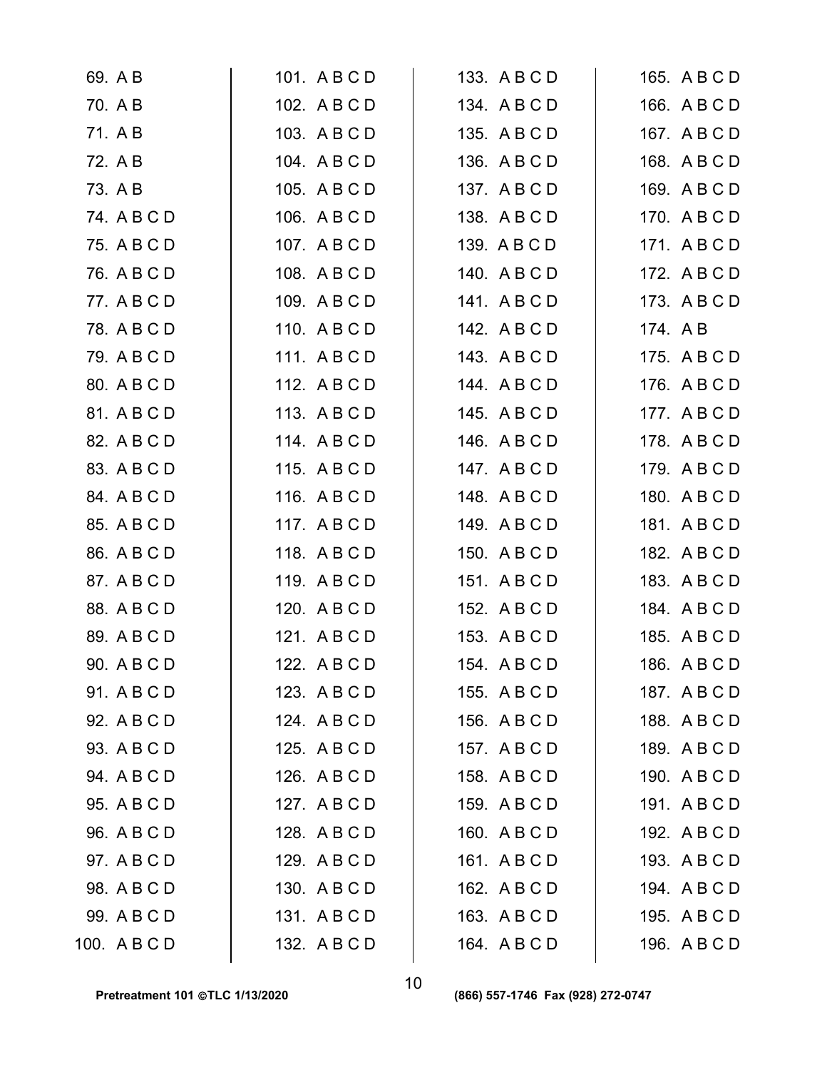69. A B
70. A B
71. A B
72. A B
73. A B
74. A B C D
75. A B C D
76. A B C D
77. A B C D
78. A B C D
79. A B C D
80. A B C D
81. A B C D
82. A B C D
83. A B C D
84. A B C D
85. A B C D
86. A B C D
87. A B C D
88. A B C D
89. A B C D
90. A B C D
91. A B C D
92. A B C D
93. A B C D
94. A B C D
95. A B C D
96. A B C D
97. A B C D
98. A B C D
99. A B C D
100. A B C D

101. A B C D
102. A B C D
103. A B C D
104. A B C D
105. A B C D
106. A B C D
107. A B C D
108. A B C D
109. A B C D
110. A B C D
111. A B C D
112. A B C D
113. A B C D
114. A B C D
115. A B C D
116. A B C D
117. A B C D
118. A B C D
119. A B C D
120. A B C D
121. A B C D
122. A B C D
123. A B C D
124. A B C D
125. A B C D
126. A B C D
127. A B C D
128. A B C D
129. A B C D
130. A B C D
131. A B C D
132. A B C D

133. A B C D
134. A B C D
135. A B C D
136. A B C D
137. A B C D
138. A B C D
139. A B C D
140. A B C D
141. A B C D
142. A B C D
143. A B C D
144. A B C D
145. A B C D
146. A B C D
147. A B C D
148. A B C D
149. A B C D
150. A B C D
151. A B C D
152. A B C D
153. A B C D
154. A B C D
155. A B C D
156. A B C D
157. A B C D
158. A B C D
159. A B C D
160. A B C D
161. A B C D
162. A B C D
163. A B C D
164. A B C D

165. A B C D
166. A B C D
167. A B C D
168. A B C D
169. A B C D
170. A B C D
171. A B C D
172. A B C D
173. A B C D
174. A B
175. A B C D
176. A B C D
177. A B C D
178. A B C D
179. A B C D
180. A B C D
181. A B C D
182. A B C D
183. A B C D
184. A B C D
185. A B C D
186. A B C D
187. A B C D
188. A B C D
189. A B C D
190. A B C D
191. A B C D
192. A B C D
193. A B C D
194. A B C D
195. A B C D
196. A B C D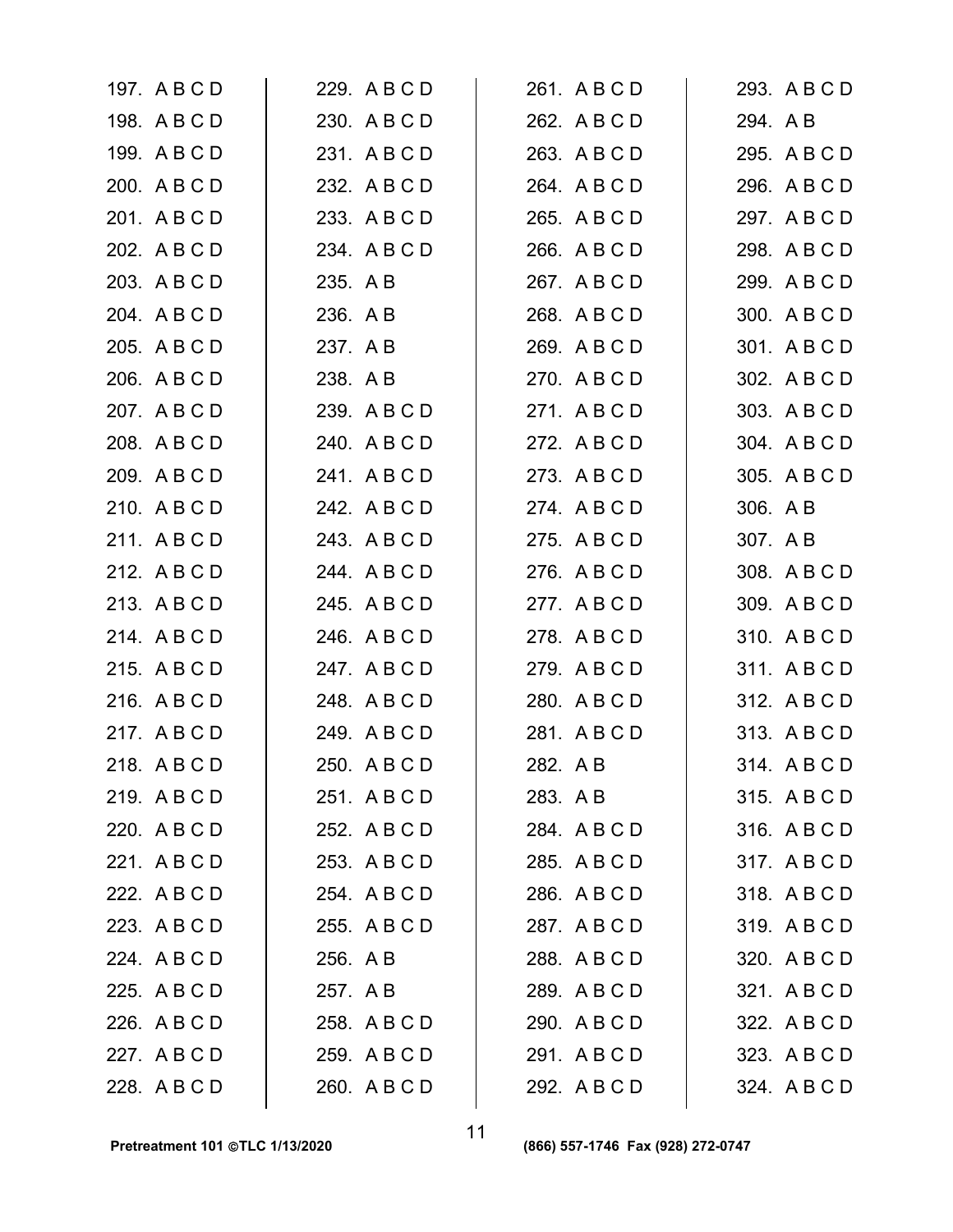197. A B C D
198. A B C D
199. A B C D
200. A B C D
201. A B C D
202. A B C D
203. A B C D
204. A B C D
205. A B C D
206. A B C D
207. A B C D
208. A B C D
209. A B C D
210. A B C D
211. A B C D
212. A B C D
213. A B C D
214. A B C D
215. A B C D
216. A B C D
217. A B C D
218. A B C D
219. A B C D
220. A B C D
221. A B C D
222. A B C D
223. A B C D
224. A B C D
225. A B C D
226. A B C D
227. A B C D
228. A B C D

229. A B C D
230. A B C D
231. A B C D
232. A B C D
233. A B C D
234. A B C D
235. A B
236. A B
237. A B
238. A B
239. A B C D
240. A B C D
241. A B C D
242. A B C D
243. A B C D
244. A B C D
245. A B C D
246. A B C D
247. A B C D
248. A B C D
249. A B C D
250. A B C D
251. A B C D
252. A B C D
253. A B C D
254. A B C D
255. A B C D
256. A B
257. A B
258. A B C D
259. A B C D
260. A B C D

261. A B C D
262. A B C D
263. A B C D
264. A B C D
265. A B C D
266. A B C D
267. A B C D
268. A B C D
269. A B C D
270. A B C D
271. A B C D
272. A B C D
273. A B C D
274. A B C D
275. A B C D
276. A B C D
277. A B C D
278. A B C D
279. A B C D
280. A B C D
281. A B C D
282. A B
283. A B
284. A B C D
285. A B C D
286. A B C D
287. A B C D
288. A B C D
289. A B C D
290. A B C D
291. A B C D
292. A B C D

293. A B C D
294. A B
295. A B C D
296. A B C D
297. A B C D
298. A B C D
299. A B C D
300. A B C D
301. A B C D
302. A B C D
303. A B C D
304. A B C D
305. A B C D
306. A B
307. A B
308. A B C D
309. A B C D
310. A B C D
311. A B C D
312. A B C D
313. A B C D
314. A B C D
315. A B C D
316. A B C D
317. A B C D
318. A B C D
319. A B C D
320. A B C D
321. A B C D
322. A B C D
323. A B C D
324. A B C D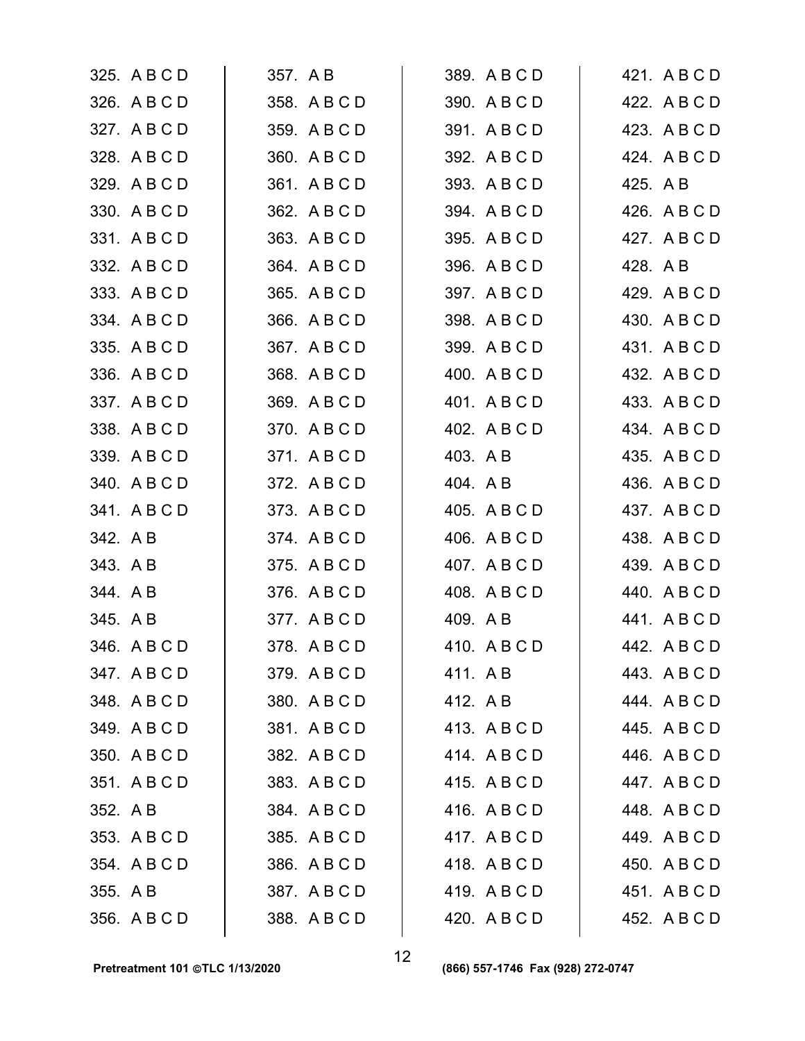325. A B C D
326. A B C D
327. A B C D
328. A B C D
329. A B C D
330. A B C D
331. A B C D
332. A B C D
333. A B C D
334. A B C D
335. A B C D
336. A B C D
337. A B C D
338. A B C D
339. A B C D
340. A B C D
341. A B C D
342. A B
343. A B
344. A B
345. A B
346. A B C D
347. A B C D
348. A B C D
349. A B C D
350. A B C D
351. A B C D
352. A B
353. A B C D
354. A B C D
355. A B
356. A B C D
357. A B
358. A B C D
359. A B C D
360. A B C D
361. A B C D
362. A B C D
363. A B C D
364. A B C D
365. A B C D
366. A B C D
367. A B C D
368. A B C D
369. A B C D
370. A B C D
371. A B C D
372. A B C D
373. A B C D
374. A B C D
375. A B C D
376. A B C D
377. A B C D
378. A B C D
379. A B C D
380. A B C D
381. A B C D
382. A B C D
383. A B C D
384. A B C D
385. A B C D
386. A B C D
387. A B C D
388. A B C D
389. A B C D
390. A B C D
391. A B C D
392. A B C D
393. A B C D
394. A B C D
395. A B C D
396. A B C D
397. A B C D
398. A B C D
399. A B C D
400. A B C D
401. A B C D
402. A B C D
403. A B
404. A B
405. A B C D
406. A B C D
407. A B C D
408. A B C D
409. A B
410. A B C D
411. A B
412. A B
413. A B C D
414. A B C D
415. A B C D
416. A B C D
417. A B C D
418. A B C D
419. A B C D
420. A B C D
421. A B C D
422. A B C D
423. A B C D
424. A B C D
425. A B
426. A B C D
427. A B C D
428. A B
429. A B C D
430. A B C D
431. A B C D
432. A B C D
433. A B C D
434. A B C D
435. A B C D
436. A B C D
437. A B C D
438. A B C D
439. A B C D
440. A B C D
441. A B C D
442. A B C D
443. A B C D
444. A B C D
445. A B C D
446. A B C D
447. A B C D
448. A B C D
449. A B C D
450. A B C D
451. A B C D
452. A B C D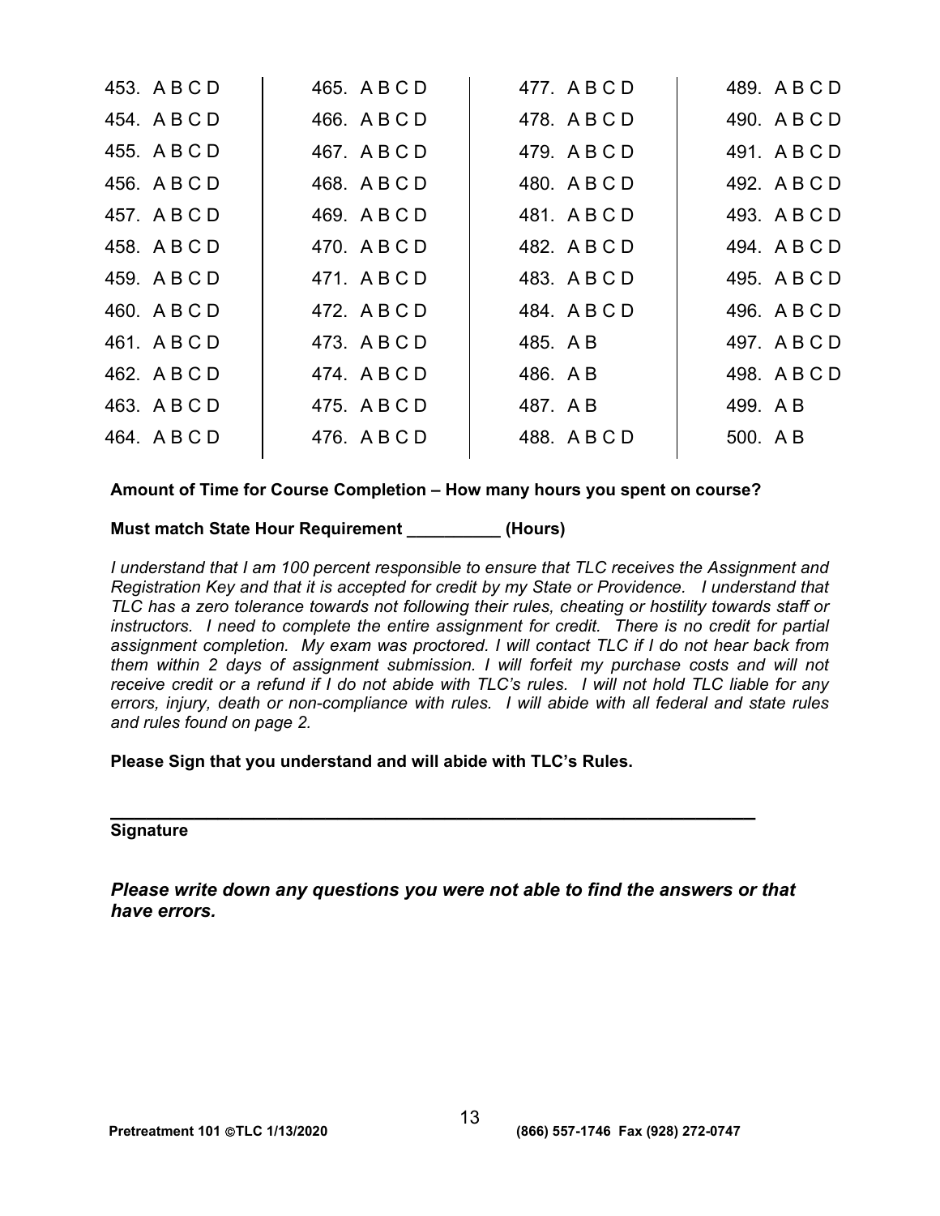| | | | |
|---|---|---|---|
| 453. A B C D | 465. A B C D | 477. A B C D | 489. A B C D |
| 454. A B C D | 466. A B C D | 478. A B C D | 490. A B C D |
| 455. A B C D | 467. A B C D | 479. A B C D | 491. A B C D |
| 456. A B C D | 468. A B C D | 480. A B C D | 492. A B C D |
| 457. A B C D | 469. A B C D | 481. A B C D | 493. A B C D |
| 458. A B C D | 470. A B C D | 482. A B C D | 494. A B C D |
| 459. A B C D | 471. A B C D | 483. A B C D | 495. A B C D |
| 460. A B C D | 472. A B C D | 484. A B C D | 496. A B C D |
| 461. A B C D | 473. A B C D | 485. A B | 497. A B C D |
| 462. A B C D | 474. A B C D | 486. A B | 498. A B C D |
| 463. A B C D | 475. A B C D | 487. A B | 499. A B |
| 464. A B C D | 476. A B C D | 488. A B C D | 500. A B |

**Amount of Time for Course Completion – How many hours you spent on course?**

**Must match State Hour Requirement __________ (Hours)**

*I understand that I am 100 percent responsible to ensure that TLC receives the Assignment and Registration Key and that it is accepted for credit by my State or Providence. I understand that TLC has a zero tolerance towards not following their rules, cheating or hostility towards staff or instructors. I need to complete the entire assignment for credit. There is no credit for partial assignment completion. My exam was proctored. I will contact TLC if I do not hear back from them within 2 days of assignment submission. I will forfeit my purchase costs and will not receive credit or a refund if I do not abide with TLC's rules. I will not hold TLC liable for any errors, injury, death or non-compliance with rules. I will abide with all federal and state rules and rules found on page 2.*

**Please Sign that you understand and will abide with TLC's Rules.**

_________________________________________________________________

**Signature**

***Please write down any questions you were not able to find the answers or that have errors.***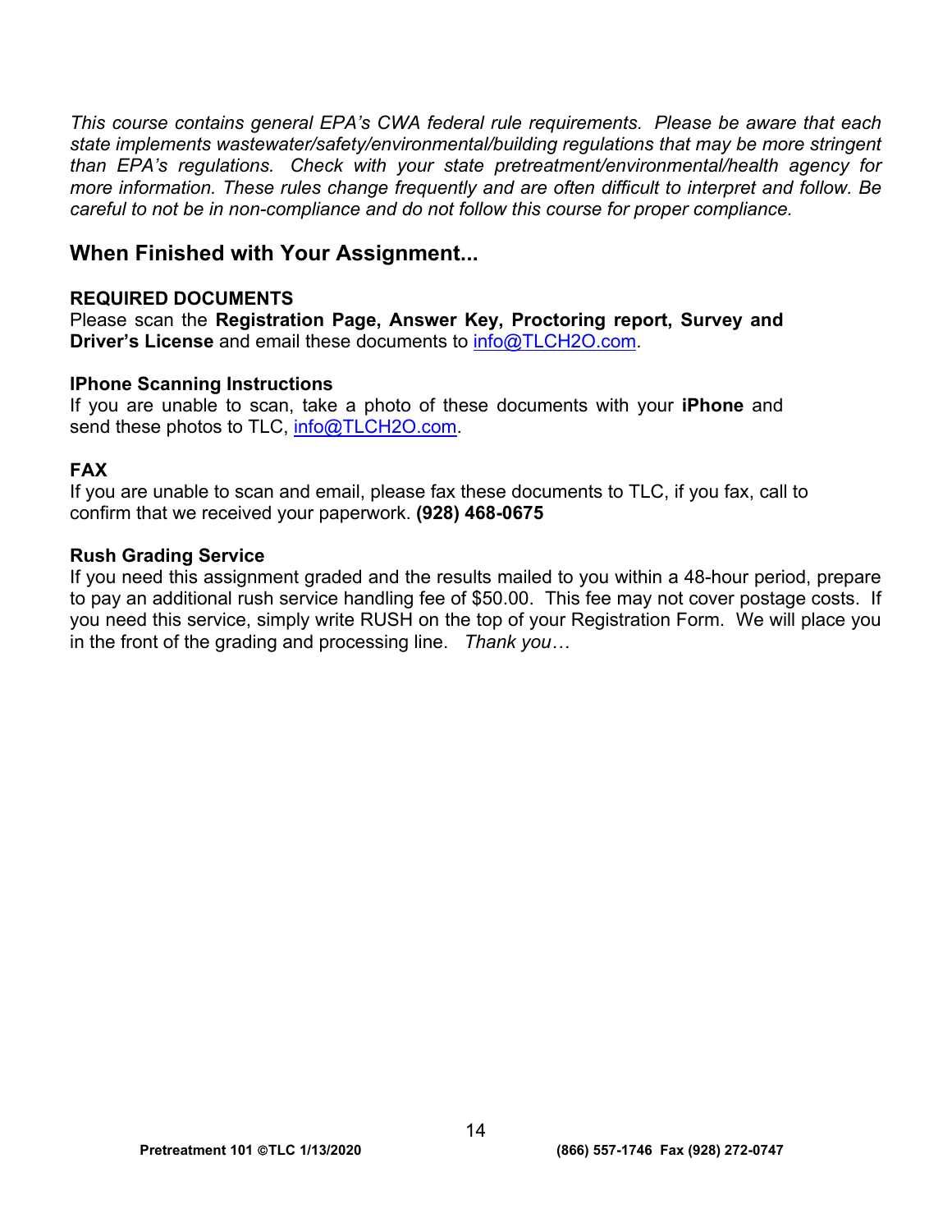*This course contains general EPA's CWA federal rule requirements. Please be aware that each state implements wastewater/safety/environmental/building regulations that may be more stringent than EPA's regulations. Check with your state pretreatment/environmental/health agency for more information. These rules change frequently and are often difficult to interpret and follow. Be careful to not be in non-compliance and do not follow this course for proper compliance.*

## When Finished with Your Assignment...

**REQUIRED DOCUMENTS**
Please scan the **Registration Page, Answer Key, Proctoring report, Survey and Driver's License** and email these documents to info@TLCH2O.com.

**IPhone Scanning Instructions**
If you are unable to scan, take a photo of these documents with your **iPhone** and send these photos to TLC, info@TLCH2O.com.

**FAX**
If you are unable to scan and email, please fax these documents to TLC, if you fax, call to confirm that we received your paperwork. **(928) 468-0675**

**Rush Grading Service**
If you need this assignment graded and the results mailed to you within a 48-hour period, prepare to pay an additional rush service handling fee of $50.00. This fee may not cover postage costs. If you need this service, simply write RUSH on the top of your Registration Form. We will place you in the front of the grading and processing line. *Thank you…*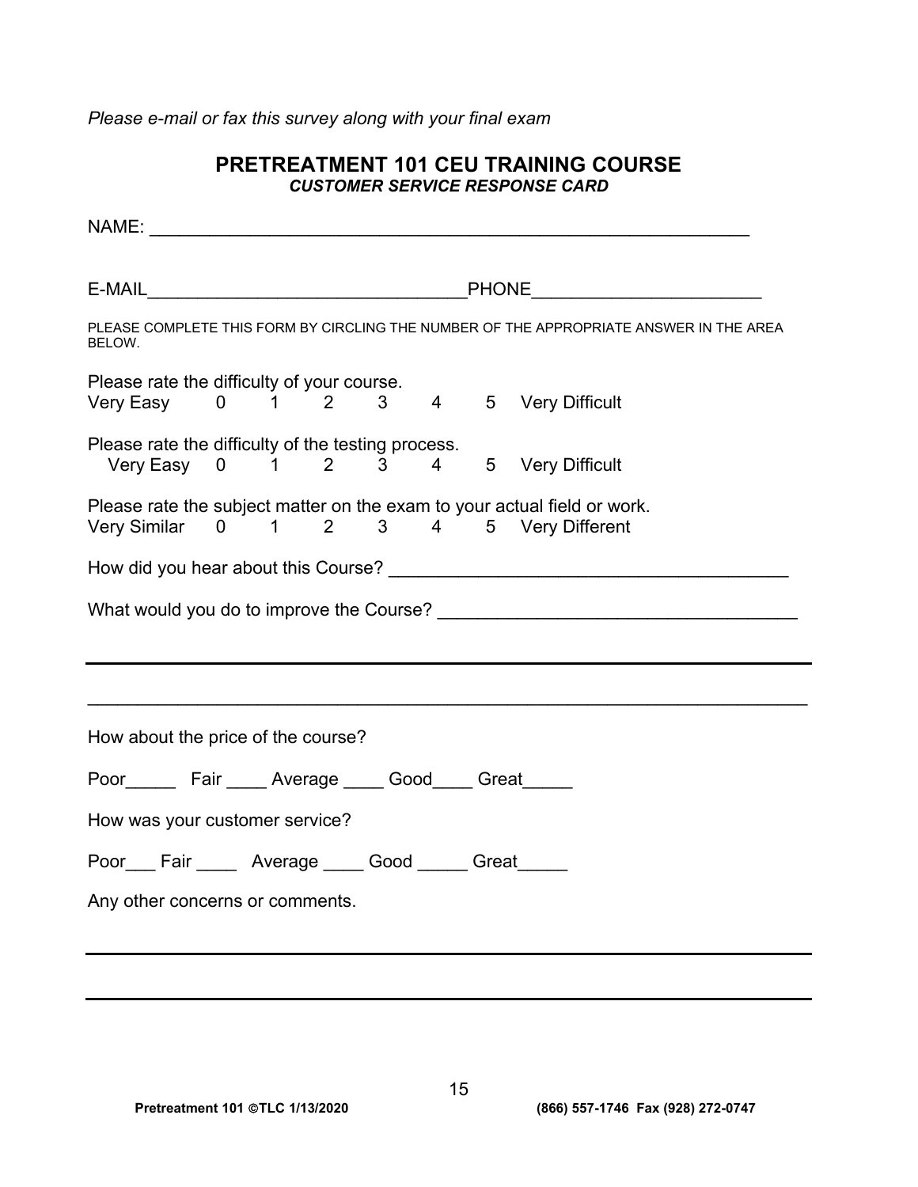*Please e-mail or fax this survey along with your final exam*

## PRETREATMENT 101 CEU TRAINING COURSE

***CUSTOMER SERVICE RESPONSE CARD***

NAME: ___________________________________________________________

E-MAIL_______________________________PHONE______________________

PLEASE COMPLETE THIS FORM BY CIRCLING THE NUMBER OF THE APPROPRIATE ANSWER IN THE AREA BELOW.

Please rate the difficulty of your course.
Very Easy 0 1 2 3 4 5 Very Difficult

Please rate the difficulty of the testing process.
Very Easy 0 1 2 3 4 5 Very Difficult

Please rate the subject matter on the exam to your actual field or work.
Very Similar 0 1 2 3 4 5 Very Different

How did you hear about this Course? _______________________________________

What would you do to improve the Course? ___________________________________

_______________________________________________________________________

_______________________________________________________________________

How about the price of the course?

Poor_____ Fair ____ Average ____ Good____ Great_____

How was your customer service?

Poor___ Fair ____ Average ____ Good _____ Great_____

Any other concerns or comments.

_______________________________________________________________________

_______________________________________________________________________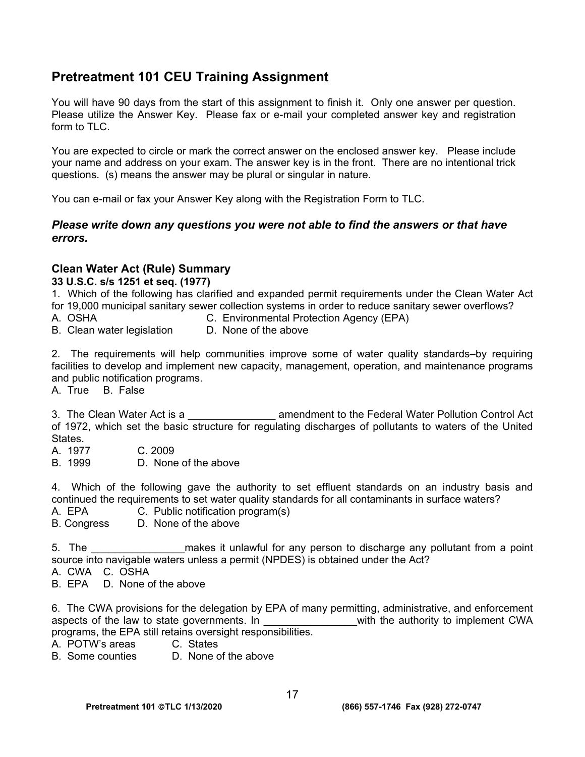## Pretreatment 101 CEU Training Assignment

You will have 90 days from the start of this assignment to finish it. Only one answer per question. Please utilize the Answer Key. Please fax or e-mail your completed answer key and registration form to TLC.

You are expected to circle or mark the correct answer on the enclosed answer key. Please include your name and address on your exam. The answer key is in the front. There are no intentional trick questions. (s) means the answer may be plural or singular in nature.

You can e-mail or fax your Answer Key along with the Registration Form to TLC.

***Please write down any questions you were not able to find the answers or that have errors.***

### Clean Water Act (Rule) Summary

**33 U.S.C. s/s 1251 et seq. (1977)**

1. Which of the following has clarified and expanded permit requirements under the Clean Water Act for 19,000 municipal sanitary sewer collection systems in order to reduce sanitary sewer overflows?
A. OSHA
B. Clean water legislation
C. Environmental Protection Agency (EPA)
D. None of the above

2. The requirements will help communities improve some of water quality standards–by requiring facilities to develop and implement new capacity, management, operation, and maintenance programs and public notification programs.
A. True B. False

3. The Clean Water Act is a _______________ amendment to the Federal Water Pollution Control Act of 1972, which set the basic structure for regulating discharges of pollutants to waters of the United States.
A. 1977
B. 1999
C. 2009
D. None of the above

4. Which of the following gave the authority to set effluent standards on an industry basis and continued the requirements to set water quality standards for all contaminants in surface waters?
A. EPA
B. Congress
C. Public notification program(s)
D. None of the above

5. The ________________makes it unlawful for any person to discharge any pollutant from a point source into navigable waters unless a permit (NPDES) is obtained under the Act?
A. CWA
B. EPA
C. OSHA
D. None of the above

6. The CWA provisions for the delegation by EPA of many permitting, administrative, and enforcement aspects of the law to state governments. In ________________with the authority to implement CWA programs, the EPA still retains oversight responsibilities.
A. POTW's areas
B. Some counties
C. States
D. None of the above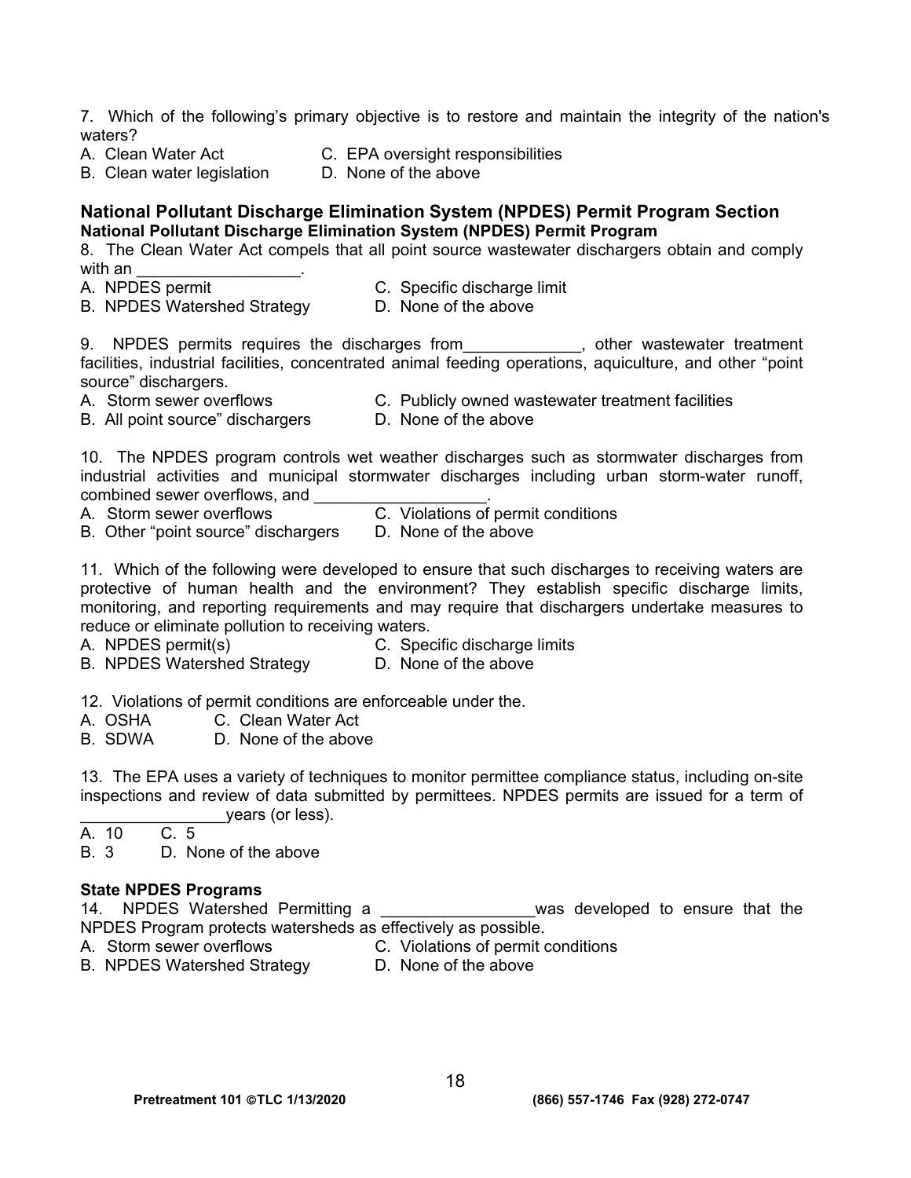7. Which of the following's primary objective is to restore and maintain the integrity of the nation's waters?

A. Clean Water Act
B. Clean water legislation
C. EPA oversight responsibilities
D. None of the above

## National Pollutant Discharge Elimination System (NPDES) Permit Program Section

**National Pollutant Discharge Elimination System (NPDES) Permit Program**

8. The Clean Water Act compels that all point source wastewater dischargers obtain and comply with an _________________.

A. NPDES permit
B. NPDES Watershed Strategy
C. Specific discharge limit
D. None of the above

9. NPDES permits requires the discharges from____________, other wastewater treatment facilities, industrial facilities, concentrated animal feeding operations, aquiculture, and other "point source" dischargers.

A. Storm sewer overflows
B. All point source" dischargers
C. Publicly owned wastewater treatment facilities
D. None of the above

10. The NPDES program controls wet weather discharges such as stormwater discharges from industrial activities and municipal stormwater discharges including urban storm-water runoff, combined sewer overflows, and ___________________.

A. Storm sewer overflows
B. Other "point source" dischargers
C. Violations of permit conditions
D. None of the above

11. Which of the following were developed to ensure that such discharges to receiving waters are protective of human health and the environment? They establish specific discharge limits, monitoring, and reporting requirements and may require that dischargers undertake measures to reduce or eliminate pollution to receiving waters.

A. NPDES permit(s)
B. NPDES Watershed Strategy
C. Specific discharge limits
D. None of the above

12. Violations of permit conditions are enforceable under the.

A. OSHA
B. SDWA
C. Clean Water Act
D. None of the above

13. The EPA uses a variety of techniques to monitor permittee compliance status, including on-site inspections and review of data submitted by permittees. NPDES permits are issued for a term of ________________years (or less).

A. 10
B. 3
C. 5
D. None of the above

**State NPDES Programs**

14. NPDES Watershed Permitting a ________________was developed to ensure that the NPDES Program protects watersheds as effectively as possible.

A. Storm sewer overflows
B. NPDES Watershed Strategy
C. Violations of permit conditions
D. None of the above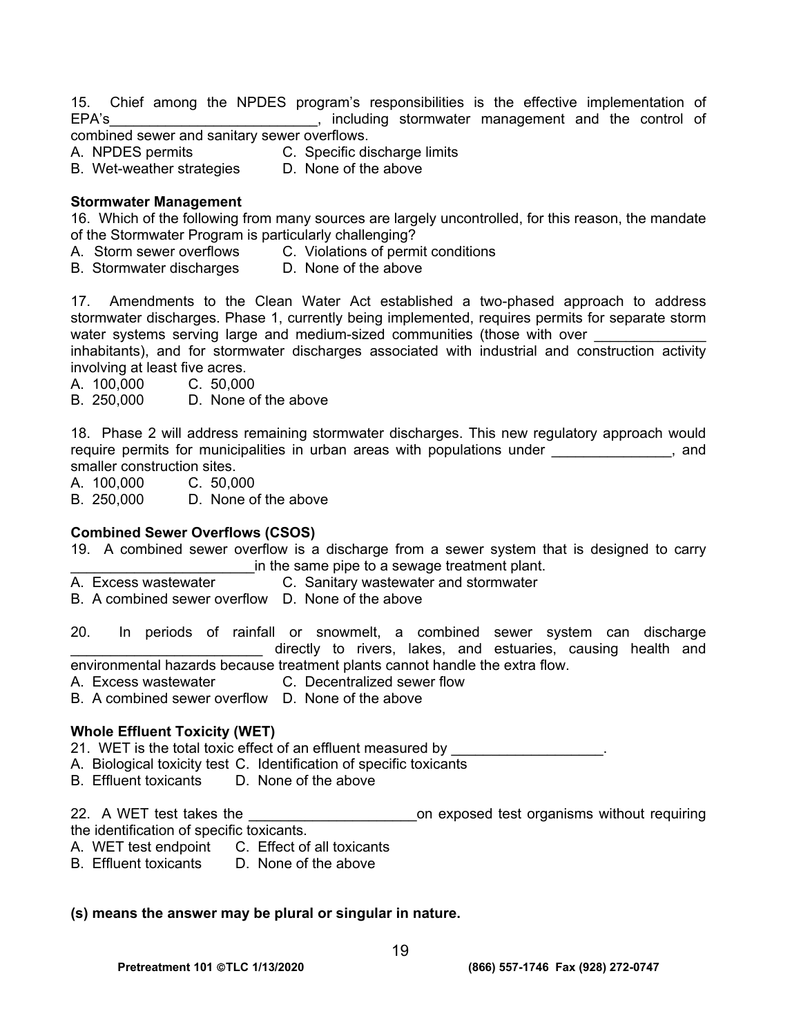15. Chief among the NPDES program's responsibilities is the effective implementation of EPA's_________________________, including stormwater management and the control of combined sewer and sanitary sewer overflows.
A. NPDES permits C. Specific discharge limits
B. Wet-weather strategies D. None of the above

**Stormwater Management**

16. Which of the following from many sources are largely uncontrolled, for this reason, the mandate of the Stormwater Program is particularly challenging?
A. Storm sewer overflows C. Violations of permit conditions
B. Stormwater discharges D. None of the above

17. Amendments to the Clean Water Act established a two-phased approach to address stormwater discharges. Phase 1, currently being implemented, requires permits for separate storm water systems serving large and medium-sized communities (those with over _____________ inhabitants), and for stormwater discharges associated with industrial and construction activity involving at least five acres.
A. 100,000 C. 50,000
B. 250,000 D. None of the above

18. Phase 2 will address remaining stormwater discharges. This new regulatory approach would require permits for municipalities in urban areas with populations under _______________, and smaller construction sites.
A. 100,000 C. 50,000
B. 250,000 D. None of the above

**Combined Sewer Overflows (CSOS)**

19. A combined sewer overflow is a discharge from a sewer system that is designed to carry _______________________in the same pipe to a sewage treatment plant.
A. Excess wastewater C. Sanitary wastewater and stormwater
B. A combined sewer overflow D. None of the above

20. In periods of rainfall or snowmelt, a combined sewer system can discharge ________________________ directly to rivers, lakes, and estuaries, causing health and environmental hazards because treatment plants cannot handle the extra flow.
A. Excess wastewater C. Decentralized sewer flow
B. A combined sewer overflow D. None of the above

**Whole Effluent Toxicity (WET)**

21. WET is the total toxic effect of an effluent measured by ___________________.
A. Biological toxicity test C. Identification of specific toxicants
B. Effluent toxicants D. None of the above

22. A WET test takes the _____________________on exposed test organisms without requiring the identification of specific toxicants.
A. WET test endpoint C. Effect of all toxicants
B. Effluent toxicants D. None of the above

**(s) means the answer may be plural or singular in nature.**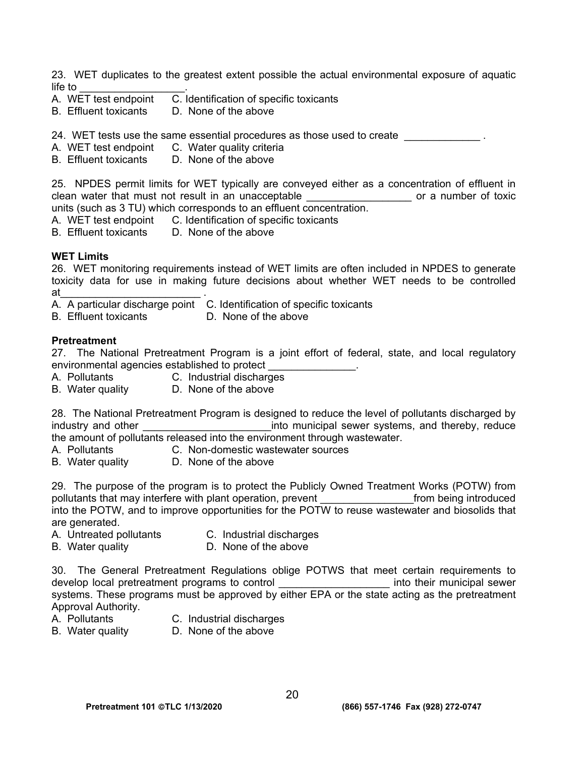23. WET duplicates to the greatest extent possible the actual environmental exposure of aquatic life to _________________.

A. WET test endpoint C. Identification of specific toxicants
B. Effluent toxicants D. None of the above

24. WET tests use the same essential procedures as those used to create _____________ .

A. WET test endpoint C. Water quality criteria
B. Effluent toxicants D. None of the above

25. NPDES permit limits for WET typically are conveyed either as a concentration of effluent in clean water that must not result in an unacceptable __________________ or a number of toxic units (such as 3 TU) which corresponds to an effluent concentration.

A. WET test endpoint C. Identification of specific toxicants
B. Effluent toxicants D. None of the above

**WET Limits**

26. WET monitoring requirements instead of WET limits are often included in NPDES to generate toxicity data for use in making future decisions about whether WET needs to be controlled at________________________ .

A. A particular discharge point C. Identification of specific toxicants
B. Effluent toxicants D. None of the above

**Pretreatment**

27. The National Pretreatment Program is a joint effort of federal, state, and local regulatory environmental agencies established to protect _______________.

A. Pollutants C. Industrial discharges
B. Water quality D. None of the above

28. The National Pretreatment Program is designed to reduce the level of pollutants discharged by industry and other ______________________into municipal sewer systems, and thereby, reduce the amount of pollutants released into the environment through wastewater.

A. Pollutants C. Non-domestic wastewater sources
B. Water quality D. None of the above

29. The purpose of the program is to protect the Publicly Owned Treatment Works (POTW) from pollutants that may interfere with plant operation, prevent ________________from being introduced into the POTW, and to improve opportunities for the POTW to reuse wastewater and biosolids that are generated.

A. Untreated pollutants C. Industrial discharges
B. Water quality D. None of the above

30. The General Pretreatment Regulations oblige POTWS that meet certain requirements to develop local pretreatment programs to control ___________________ into their municipal sewer systems. These programs must be approved by either EPA or the state acting as the pretreatment Approval Authority.

A. Pollutants C. Industrial discharges
B. Water quality D. None of the above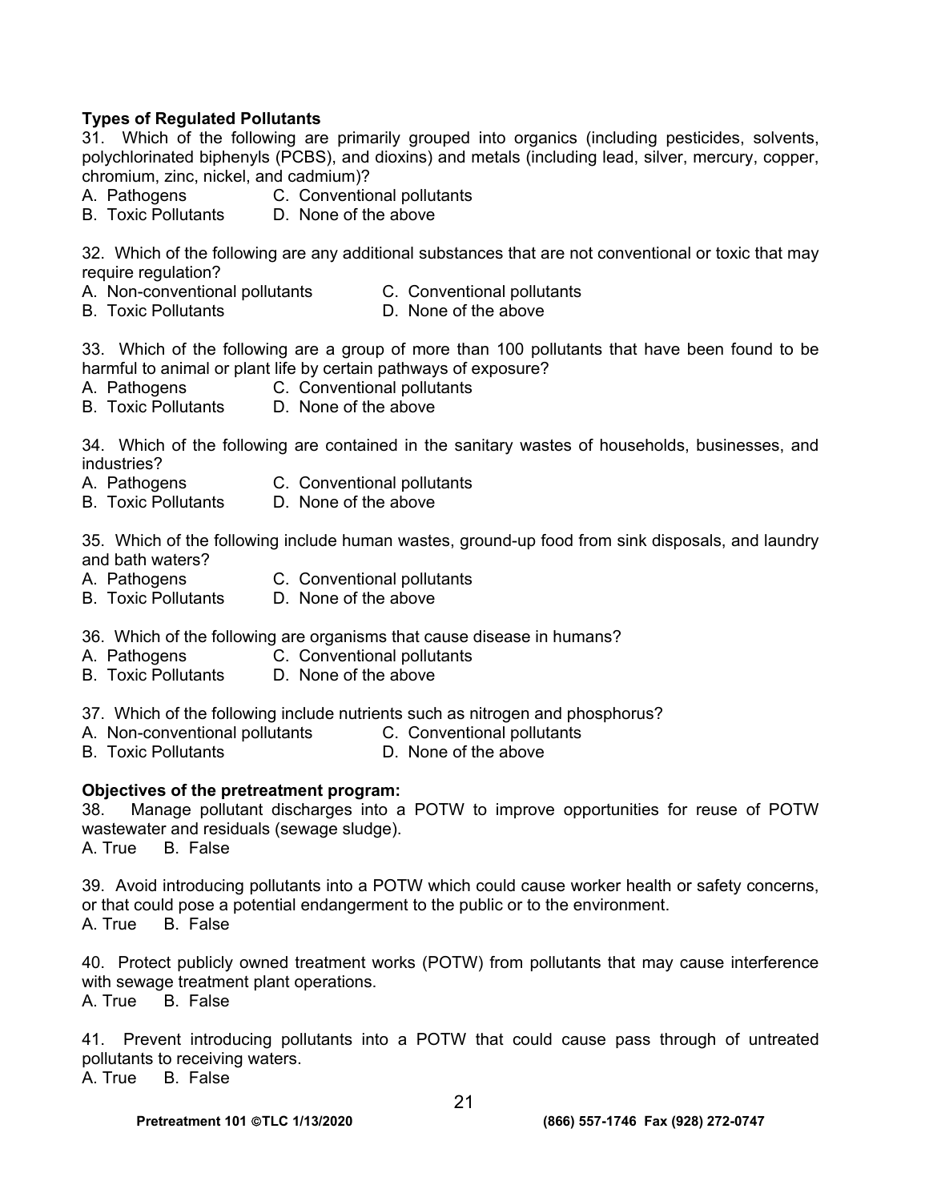**Types of Regulated Pollutants**

31. Which of the following are primarily grouped into organics (including pesticides, solvents, polychlorinated biphenyls (PCBS), and dioxins) and metals (including lead, silver, mercury, copper, chromium, zinc, nickel, and cadmium)?

A. Pathogens  C. Conventional pollutants
B. Toxic Pollutants  D. None of the above

32. Which of the following are any additional substances that are not conventional or toxic that may require regulation?

A. Non-conventional pollutants  C. Conventional pollutants
B. Toxic Pollutants  D. None of the above

33. Which of the following are a group of more than 100 pollutants that have been found to be harmful to animal or plant life by certain pathways of exposure?

A. Pathogens  C. Conventional pollutants
B. Toxic Pollutants  D. None of the above

34. Which of the following are contained in the sanitary wastes of households, businesses, and industries?

A. Pathogens  C. Conventional pollutants
B. Toxic Pollutants  D. None of the above

35. Which of the following include human wastes, ground-up food from sink disposals, and laundry and bath waters?

A. Pathogens  C. Conventional pollutants
B. Toxic Pollutants  D. None of the above

36. Which of the following are organisms that cause disease in humans?

A. Pathogens  C. Conventional pollutants
B. Toxic Pollutants  D. None of the above

37. Which of the following include nutrients such as nitrogen and phosphorus?

A. Non-conventional pollutants  C. Conventional pollutants
B. Toxic Pollutants  D. None of the above

**Objectives of the pretreatment program:**

38. Manage pollutant discharges into a POTW to improve opportunities for reuse of POTW wastewater and residuals (sewage sludge).

A. True  B. False

39. Avoid introducing pollutants into a POTW which could cause worker health or safety concerns, or that could pose a potential endangerment to the public or to the environment.

A. True  B. False

40. Protect publicly owned treatment works (POTW) from pollutants that may cause interference with sewage treatment plant operations.

A. True  B. False

41. Prevent introducing pollutants into a POTW that could cause pass through of untreated pollutants to receiving waters.

A. True  B. False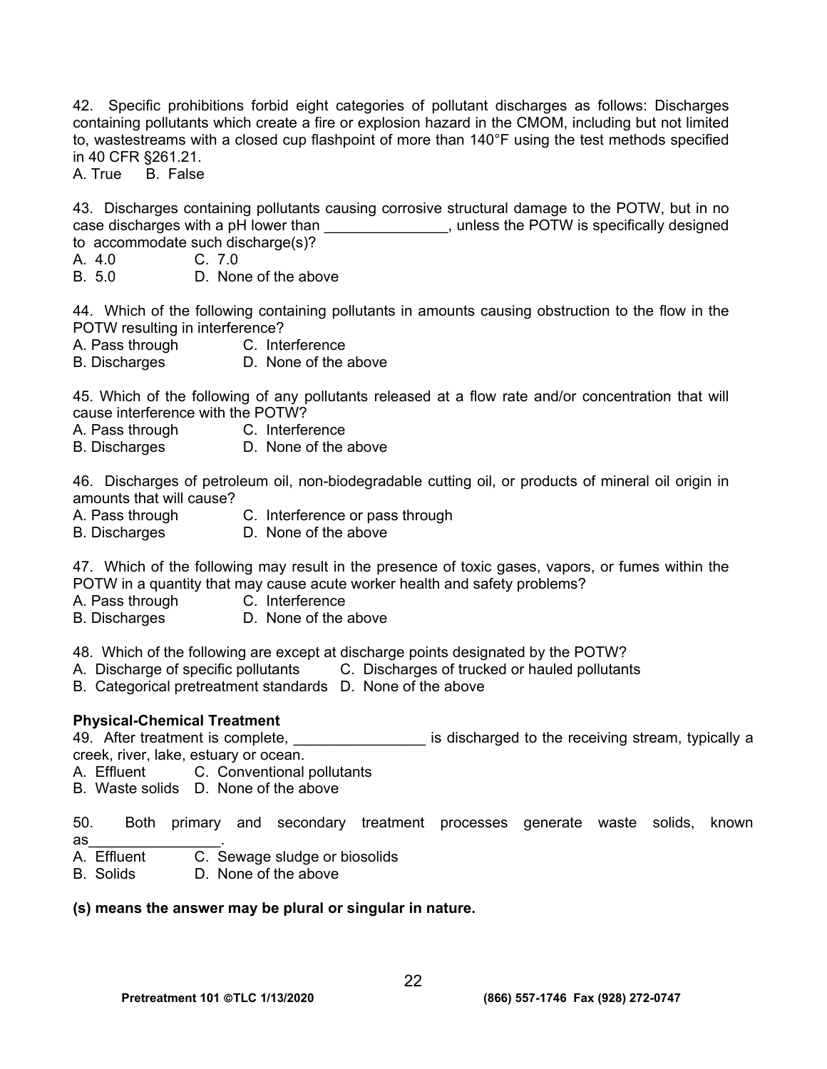42. Specific prohibitions forbid eight categories of pollutant discharges as follows: Discharges containing pollutants which create a fire or explosion hazard in the CMOM, including but not limited to, wastestreams with a closed cup flashpoint of more than 140°F using the test methods specified in 40 CFR §261.21.
A. True B. False

43. Discharges containing pollutants causing corrosive structural damage to the POTW, but in no case discharges with a pH lower than _______________, unless the POTW is specifically designed to accommodate such discharge(s)?
A. 4.0 C. 7.0
B. 5.0 D. None of the above

44. Which of the following containing pollutants in amounts causing obstruction to the flow in the POTW resulting in interference?
A. Pass through C. Interference
B. Discharges D. None of the above

45. Which of the following of any pollutants released at a flow rate and/or concentration that will cause interference with the POTW?
A. Pass through C. Interference
B. Discharges D. None of the above

46. Discharges of petroleum oil, non-biodegradable cutting oil, or products of mineral oil origin in amounts that will cause?
A. Pass through C. Interference or pass through
B. Discharges D. None of the above

47. Which of the following may result in the presence of toxic gases, vapors, or fumes within the POTW in a quantity that may cause acute worker health and safety problems?
A. Pass through C. Interference
B. Discharges D. None of the above

48. Which of the following are except at discharge points designated by the POTW?
A. Discharge of specific pollutants C. Discharges of trucked or hauled pollutants
B. Categorical pretreatment standards D. None of the above

**Physical-Chemical Treatment**

49. After treatment is complete, ________________ is discharged to the receiving stream, typically a creek, river, lake, estuary or ocean.
A. Effluent C. Conventional pollutants
B. Waste solids D. None of the above

50. Both primary and secondary treatment processes generate waste solids, known as________________.
A. Effluent C. Sewage sludge or biosolids
B. Solids D. None of the above

**(s) means the answer may be plural or singular in nature.**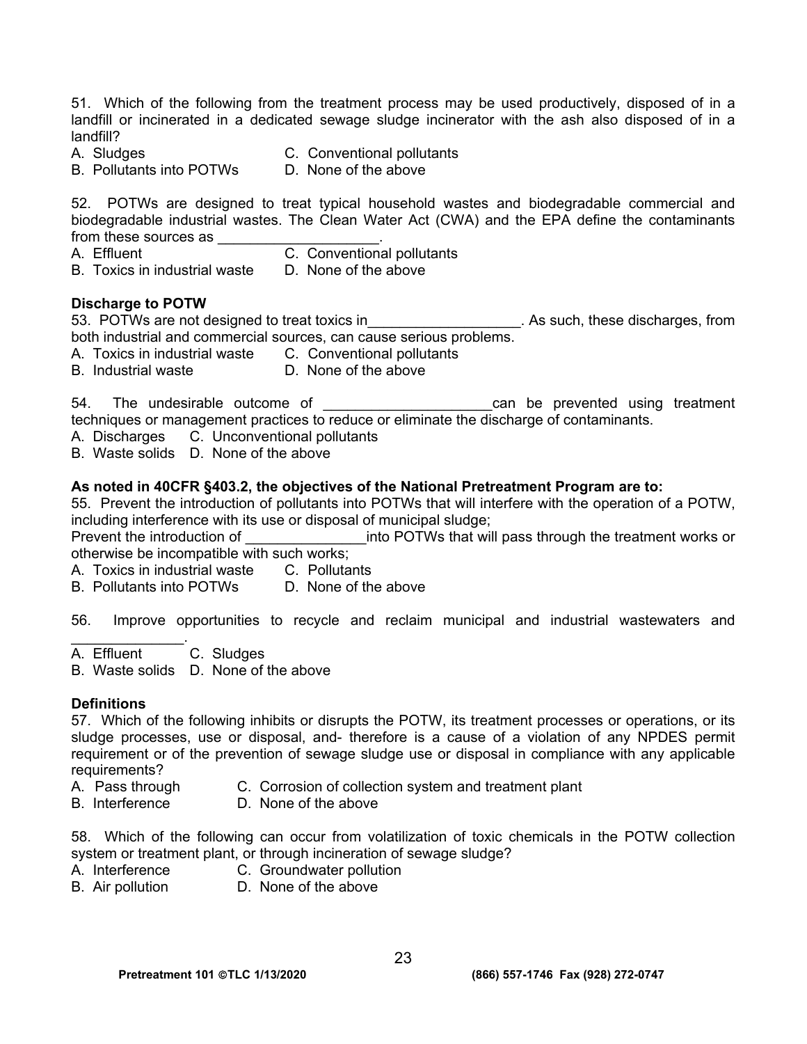51. Which of the following from the treatment process may be used productively, disposed of in a landfill or incinerated in a dedicated sewage sludge incinerator with the ash also disposed of in a landfill?

A. Sludges  
B. Pollutants into POTWs  
C. Conventional pollutants  
D. None of the above

52. POTWs are designed to treat typical household wastes and biodegradable commercial and biodegradable industrial wastes. The Clean Water Act (CWA) and the EPA define the contaminants from these sources as ___________________.

A. Effluent  
B. Toxics in industrial waste  
C. Conventional pollutants  
D. None of the above

**Discharge to POTW**

53. POTWs are not designed to treat toxics in__________________. As such, these discharges, from both industrial and commercial sources, can cause serious problems.

A. Toxics in industrial waste  
B. Industrial waste  
C. Conventional pollutants  
D. None of the above

54. The undesirable outcome of ____________________can be prevented using treatment techniques or management practices to reduce or eliminate the discharge of contaminants.

A. Discharges  
B. Waste solids  
C. Unconventional pollutants  
D. None of the above

**As noted in 40CFR §403.2, the objectives of the National Pretreatment Program are to:**

55. Prevent the introduction of pollutants into POTWs that will interfere with the operation of a POTW, including interference with its use or disposal of municipal sludge;  
Prevent the introduction of ______________into POTWs that will pass through the treatment works or otherwise be incompatible with such works;

A. Toxics in industrial waste  
B. Pollutants into POTWs  
C. Pollutants  
D. None of the above

56. Improve opportunities to recycle and reclaim municipal and industrial wastewaters and ______________.

A. Effluent  
B. Waste solids  
C. Sludges  
D. None of the above

**Definitions**

57. Which of the following inhibits or disrupts the POTW, its treatment processes or operations, or its sludge processes, use or disposal, and- therefore is a cause of a violation of any NPDES permit requirement or of the prevention of sewage sludge use or disposal in compliance with any applicable requirements?

A. Pass through  
B. Interference  
C. Corrosion of collection system and treatment plant  
D. None of the above

58. Which of the following can occur from volatilization of toxic chemicals in the POTW collection system or treatment plant, or through incineration of sewage sludge?

A. Interference  
B. Air pollution  
C. Groundwater pollution  
D. None of the above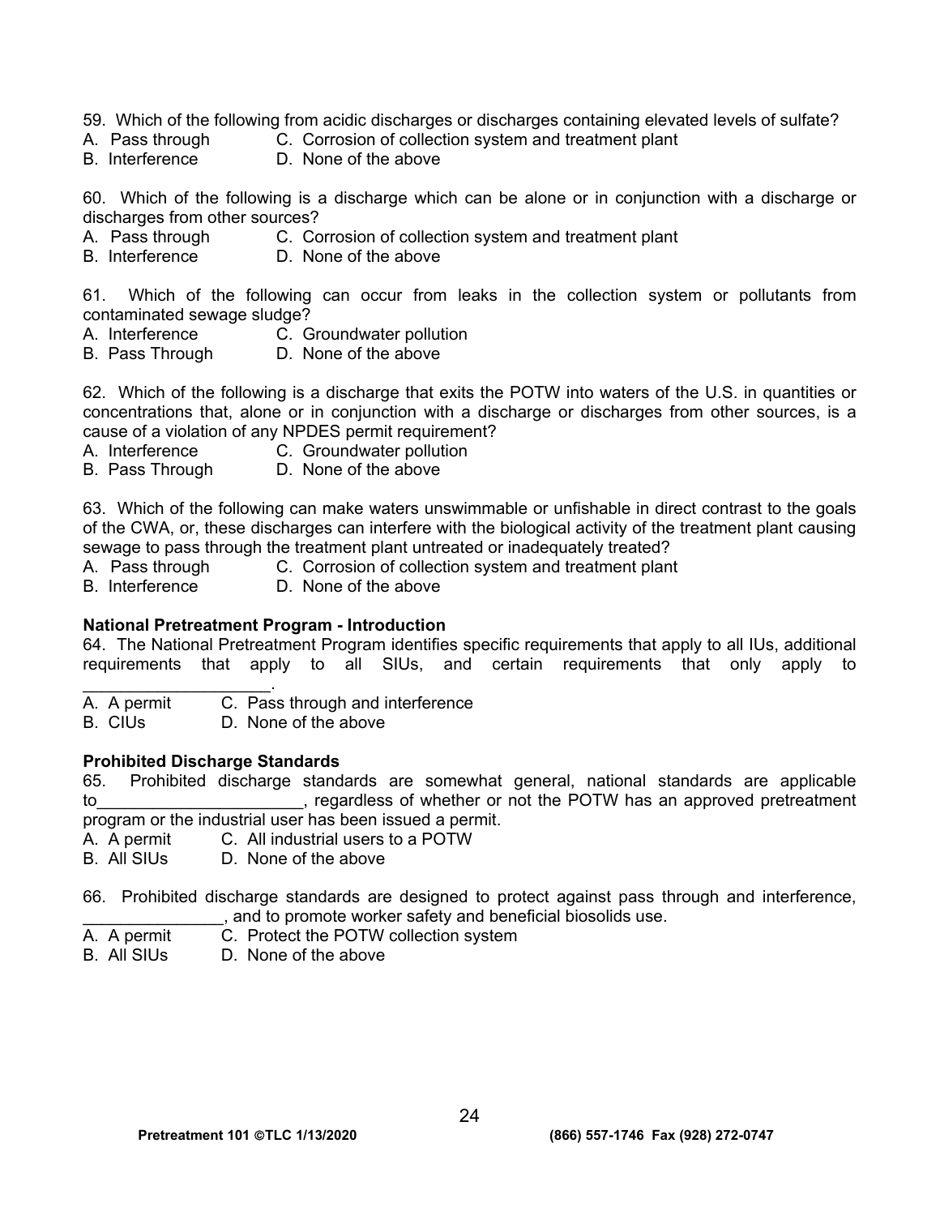59. Which of the following from acidic discharges or discharges containing elevated levels of sulfate?
A. Pass through C. Corrosion of collection system and treatment plant
B. Interference D. None of the above

60. Which of the following is a discharge which can be alone or in conjunction with a discharge or discharges from other sources?
A. Pass through C. Corrosion of collection system and treatment plant
B. Interference D. None of the above

61. Which of the following can occur from leaks in the collection system or pollutants from contaminated sewage sludge?
A. Interference C. Groundwater pollution
B. Pass Through D. None of the above

62. Which of the following is a discharge that exits the POTW into waters of the U.S. in quantities or concentrations that, alone or in conjunction with a discharge or discharges from other sources, is a cause of a violation of any NPDES permit requirement?
A. Interference C. Groundwater pollution
B. Pass Through D. None of the above

63. Which of the following can make waters unswimmable or unfishable in direct contrast to the goals of the CWA, or, these discharges can interfere with the biological activity of the treatment plant causing sewage to pass through the treatment plant untreated or inadequately treated?
A. Pass through C. Corrosion of collection system and treatment plant
B. Interference D. None of the above

**National Pretreatment Program - Introduction**

64. The National Pretreatment Program identifies specific requirements that apply to all IUs, additional requirements that apply to all SIUs, and certain requirements that only apply to ____________________.
A. A permit C. Pass through and interference
B. CIUs D. None of the above

**Prohibited Discharge Standards**

65. Prohibited discharge standards are somewhat general, national standards are applicable to______________________, regardless of whether or not the POTW has an approved pretreatment program or the industrial user has been issued a permit.
A. A permit C. All industrial users to a POTW
B. All SIUs D. None of the above

66. Prohibited discharge standards are designed to protect against pass through and interference, _______________, and to promote worker safety and beneficial biosolids use.
A. A permit C. Protect the POTW collection system
B. All SIUs D. None of the above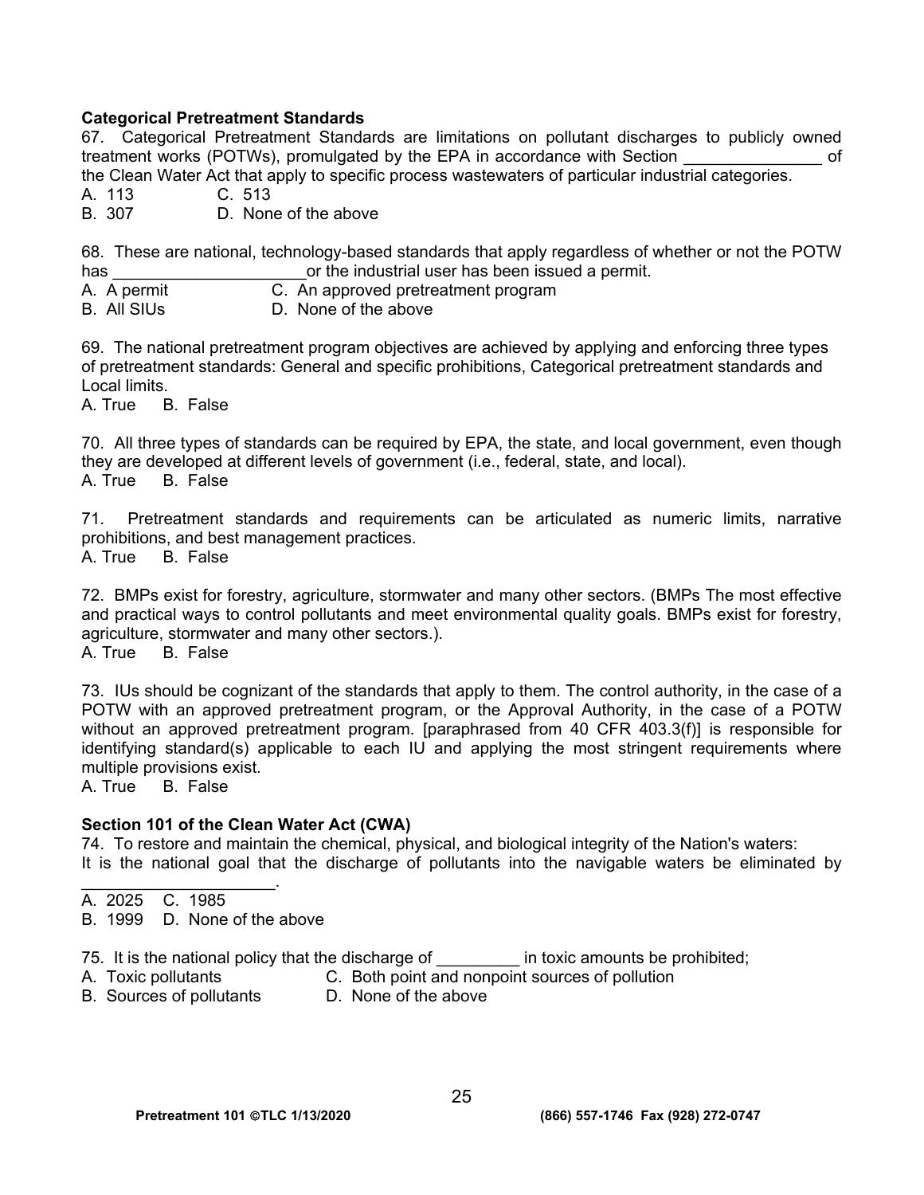**Categorical Pretreatment Standards**

67. Categorical Pretreatment Standards are limitations on pollutant discharges to publicly owned treatment works (POTWs), promulgated by the EPA in accordance with Section _______________ of the Clean Water Act that apply to specific process wastewaters of particular industrial categories.

A. 113 C. 513
B. 307 D. None of the above

68. These are national, technology-based standards that apply regardless of whether or not the POTW has _____________________or the industrial user has been issued a permit.

A. A permit C. An approved pretreatment program
B. All SIUs D. None of the above

69. The national pretreatment program objectives are achieved by applying and enforcing three types of pretreatment standards: General and specific prohibitions, Categorical pretreatment standards and Local limits.

A. True B. False

70. All three types of standards can be required by EPA, the state, and local government, even though they are developed at different levels of government (i.e., federal, state, and local).

A. True B. False

71. Pretreatment standards and requirements can be articulated as numeric limits, narrative prohibitions, and best management practices.

A. True B. False

72. BMPs exist for forestry, agriculture, stormwater and many other sectors. (BMPs The most effective and practical ways to control pollutants and meet environmental quality goals. BMPs exist for forestry, agriculture, stormwater and many other sectors.).

A. True B. False

73. IUs should be cognizant of the standards that apply to them. The control authority, in the case of a POTW with an approved pretreatment program, or the Approval Authority, in the case of a POTW without an approved pretreatment program. [paraphrased from 40 CFR 403.3(f)] is responsible for identifying standard(s) applicable to each IU and applying the most stringent requirements where multiple provisions exist.

A. True B. False

**Section 101 of the Clean Water Act (CWA)**

74. To restore and maintain the chemical, physical, and biological integrity of the Nation's waters:
It is the national goal that the discharge of pollutants into the navigable waters be eliminated by _____________________.

A. 2025 C. 1985
B. 1999 D. None of the above

75. It is the national policy that the discharge of _________ in toxic amounts be prohibited;

A. Toxic pollutants C. Both point and nonpoint sources of pollution
B. Sources of pollutants D. None of the above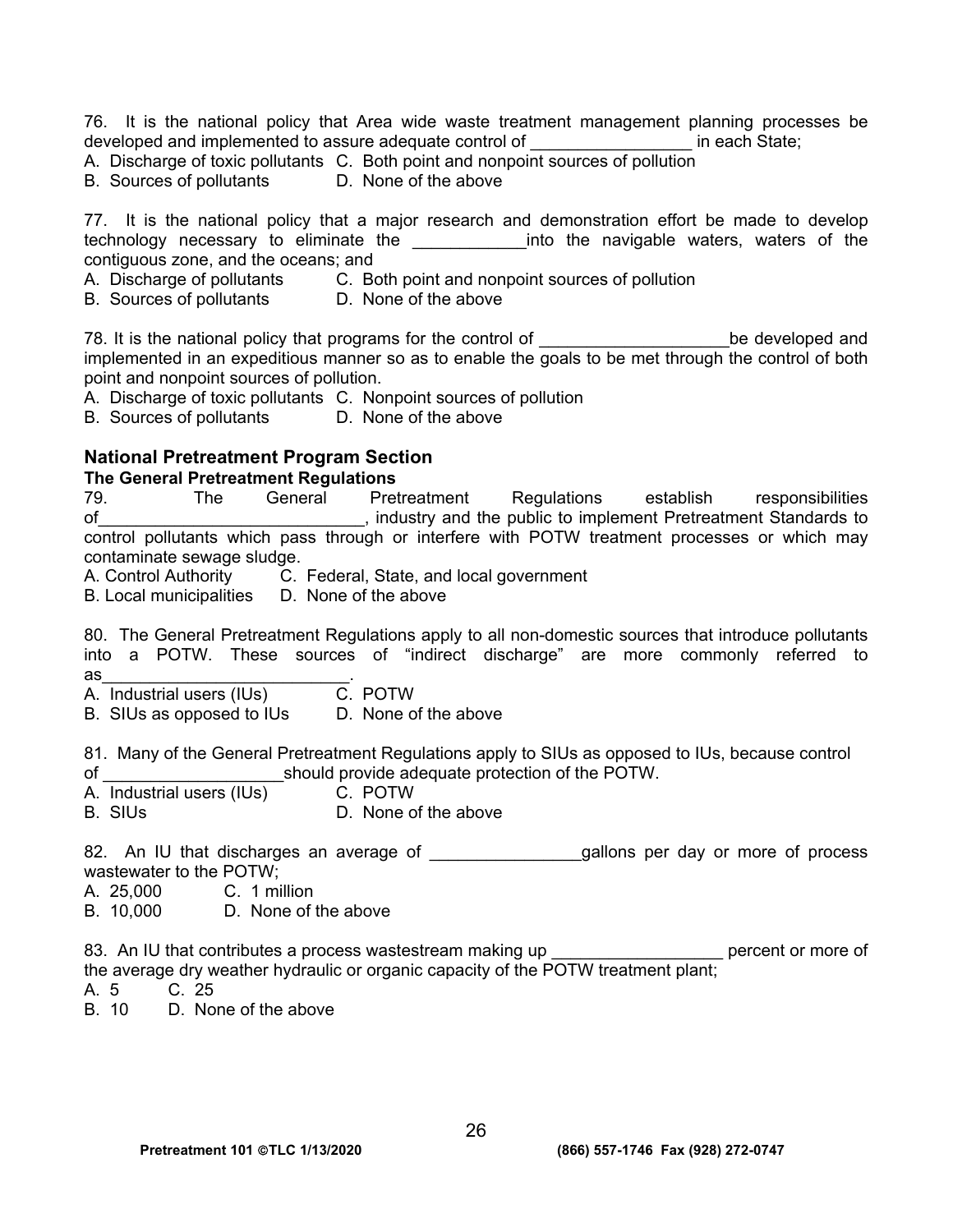76. It is the national policy that Area wide waste treatment management planning processes be developed and implemented to assure adequate control of _________________ in each State;

A. Discharge of toxic pollutants C. Both point and nonpoint sources of pollution
B. Sources of pollutants D. None of the above

77. It is the national policy that a major research and demonstration effort be made to develop technology necessary to eliminate the ____________into the navigable waters, waters of the contiguous zone, and the oceans; and

A. Discharge of pollutants C. Both point and nonpoint sources of pollution
B. Sources of pollutants D. None of the above

78. It is the national policy that programs for the control of ____________________be developed and implemented in an expeditious manner so as to enable the goals to be met through the control of both point and nonpoint sources of pollution.

A. Discharge of toxic pollutants C. Nonpoint sources of pollution
B. Sources of pollutants D. None of the above

## National Pretreatment Program Section

### The General Pretreatment Regulations

79. The General Pretreatment Regulations establish responsibilities of____________________________, industry and the public to implement Pretreatment Standards to control pollutants which pass through or interfere with POTW treatment processes or which may contaminate sewage sludge.

A. Control Authority C. Federal, State, and local government
B. Local municipalities D. None of the above

80. The General Pretreatment Regulations apply to all non-domestic sources that introduce pollutants into a POTW. These sources of "indirect discharge" are more commonly referred to as___________________________.

A. Industrial users (IUs) C. POTW
B. SIUs as opposed to IUs D. None of the above

81. Many of the General Pretreatment Regulations apply to SIUs as opposed to IUs, because control of ___________________should provide adequate protection of the POTW.

A. Industrial users (IUs) C. POTW
B. SIUs D. None of the above

82. An IU that discharges an average of ________________gallons per day or more of process wastewater to the POTW;

A. 25,000 C. 1 million
B. 10,000 D. None of the above

83. An IU that contributes a process wastestream making up __________________ percent or more of the average dry weather hydraulic or organic capacity of the POTW treatment plant;

A. 5 C. 25
B. 10 D. None of the above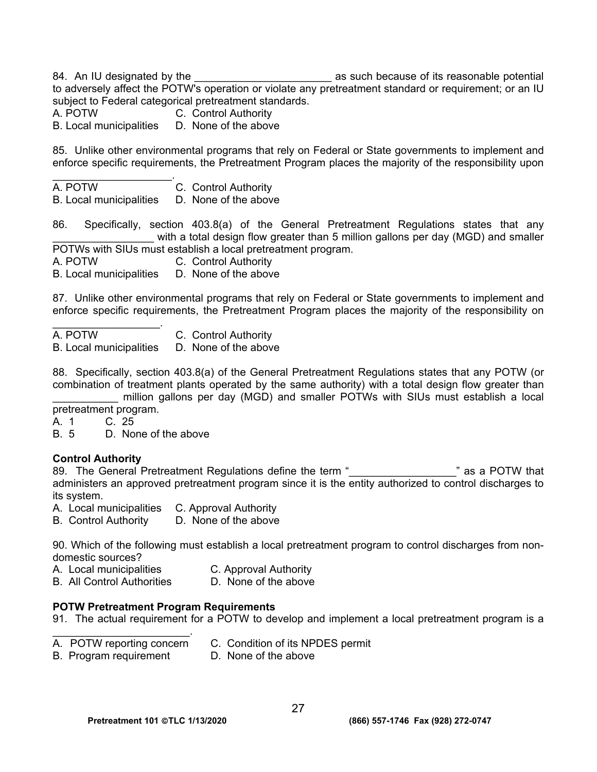84. An IU designated by the _______________________ as such because of its reasonable potential to adversely affect the POTW's operation or violate any pretreatment standard or requirement; or an IU subject to Federal categorical pretreatment standards.

A. POTW C. Control Authority
B. Local municipalities D. None of the above

85. Unlike other environmental programs that rely on Federal or State governments to implement and enforce specific requirements, the Pretreatment Program places the majority of the responsibility upon ____________________.

A. POTW C. Control Authority
B. Local municipalities D. None of the above

86. Specifically, section 403.8(a) of the General Pretreatment Regulations states that any _________________ with a total design flow greater than 5 million gallons per day (MGD) and smaller POTWs with SIUs must establish a local pretreatment program.

A. POTW C. Control Authority
B. Local municipalities D. None of the above

87. Unlike other environmental programs that rely on Federal or State governments to implement and enforce specific requirements, the Pretreatment Program places the majority of the responsibility on __________________.

A. POTW C. Control Authority
B. Local municipalities D. None of the above

88. Specifically, section 403.8(a) of the General Pretreatment Regulations states that any POTW (or combination of treatment plants operated by the same authority) with a total design flow greater than ___________ million gallons per day (MGD) and smaller POTWs with SIUs must establish a local pretreatment program.

A. 1 C. 25
B. 5 D. None of the above

**Control Authority**

89. The General Pretreatment Regulations define the term "__________________" as a POTW that administers an approved pretreatment program since it is the entity authorized to control discharges to its system.

A. Local municipalities C. Approval Authority
B. Control Authority D. None of the above

90. Which of the following must establish a local pretreatment program to control discharges from non-domestic sources?

A. Local municipalities C. Approval Authority
B. All Control Authorities D. None of the above

**POTW Pretreatment Program Requirements**

91. The actual requirement for a POTW to develop and implement a local pretreatment program is a _______________________.

A. POTW reporting concern C. Condition of its NPDES permit
B. Program requirement D. None of the above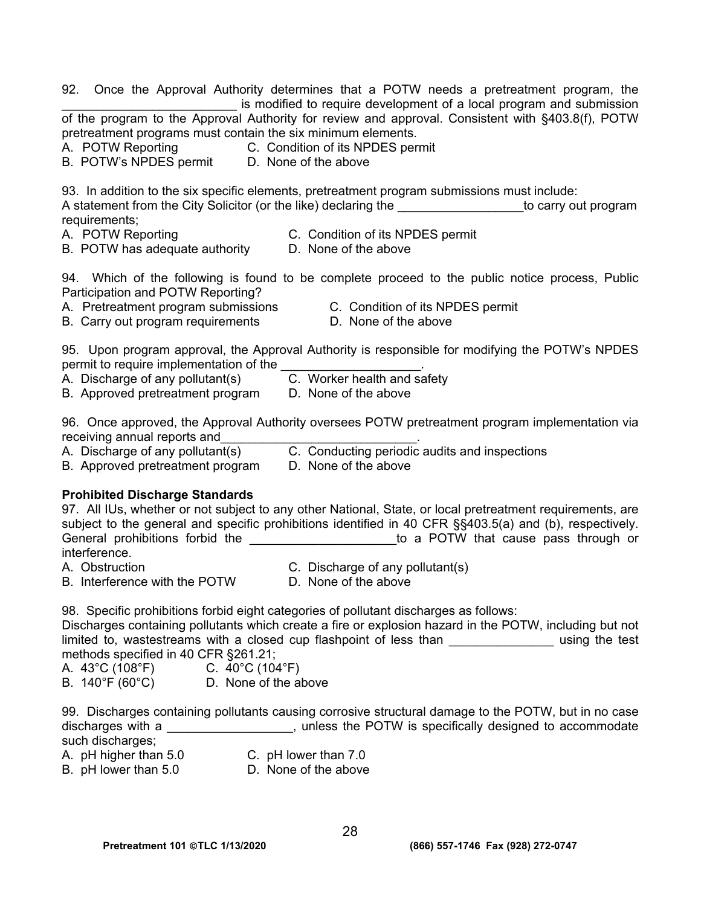92. Once the Approval Authority determines that a POTW needs a pretreatment program, the _________________________ is modified to require development of a local program and submission of the program to the Approval Authority for review and approval. Consistent with §403.8(f), POTW pretreatment programs must contain the six minimum elements.
A. POTW Reporting C. Condition of its NPDES permit
B. POTW's NPDES permit D. None of the above

93. In addition to the six specific elements, pretreatment program submissions must include:
A statement from the City Solicitor (or the like) declaring the __________________to carry out program requirements;
A. POTW Reporting C. Condition of its NPDES permit
B. POTW has adequate authority D. None of the above

94. Which of the following is found to be complete proceed to the public notice process, Public Participation and POTW Reporting?
A. Pretreatment program submissions C. Condition of its NPDES permit
B. Carry out program requirements D. None of the above

95. Upon program approval, the Approval Authority is responsible for modifying the POTW's NPDES permit to require implementation of the ____________________.
A. Discharge of any pollutant(s) C. Worker health and safety
B. Approved pretreatment program D. None of the above

96. Once approved, the Approval Authority oversees POTW pretreatment program implementation via receiving annual reports and_____________________________.
A. Discharge of any pollutant(s) C. Conducting periodic audits and inspections
B. Approved pretreatment program D. None of the above

**Prohibited Discharge Standards**

97. All IUs, whether or not subject to any other National, State, or local pretreatment requirements, are subject to the general and specific prohibitions identified in 40 CFR §§403.5(a) and (b), respectively. General prohibitions forbid the _____________________to a POTW that cause pass through or interference.
A. Obstruction C. Discharge of any pollutant(s)
B. Interference with the POTW D. None of the above

98. Specific prohibitions forbid eight categories of pollutant discharges as follows:
Discharges containing pollutants which create a fire or explosion hazard in the POTW, including but not limited to, wastestreams with a closed cup flashpoint of less than _______________ using the test methods specified in 40 CFR §261.21;
A. 43°C (108°F) C. 40°C (104°F)
B. 140°F (60°C) D. None of the above

99. Discharges containing pollutants causing corrosive structural damage to the POTW, but in no case discharges with a __________________, unless the POTW is specifically designed to accommodate such discharges;
A. pH higher than 5.0 C. pH lower than 7.0
B. pH lower than 5.0 D. None of the above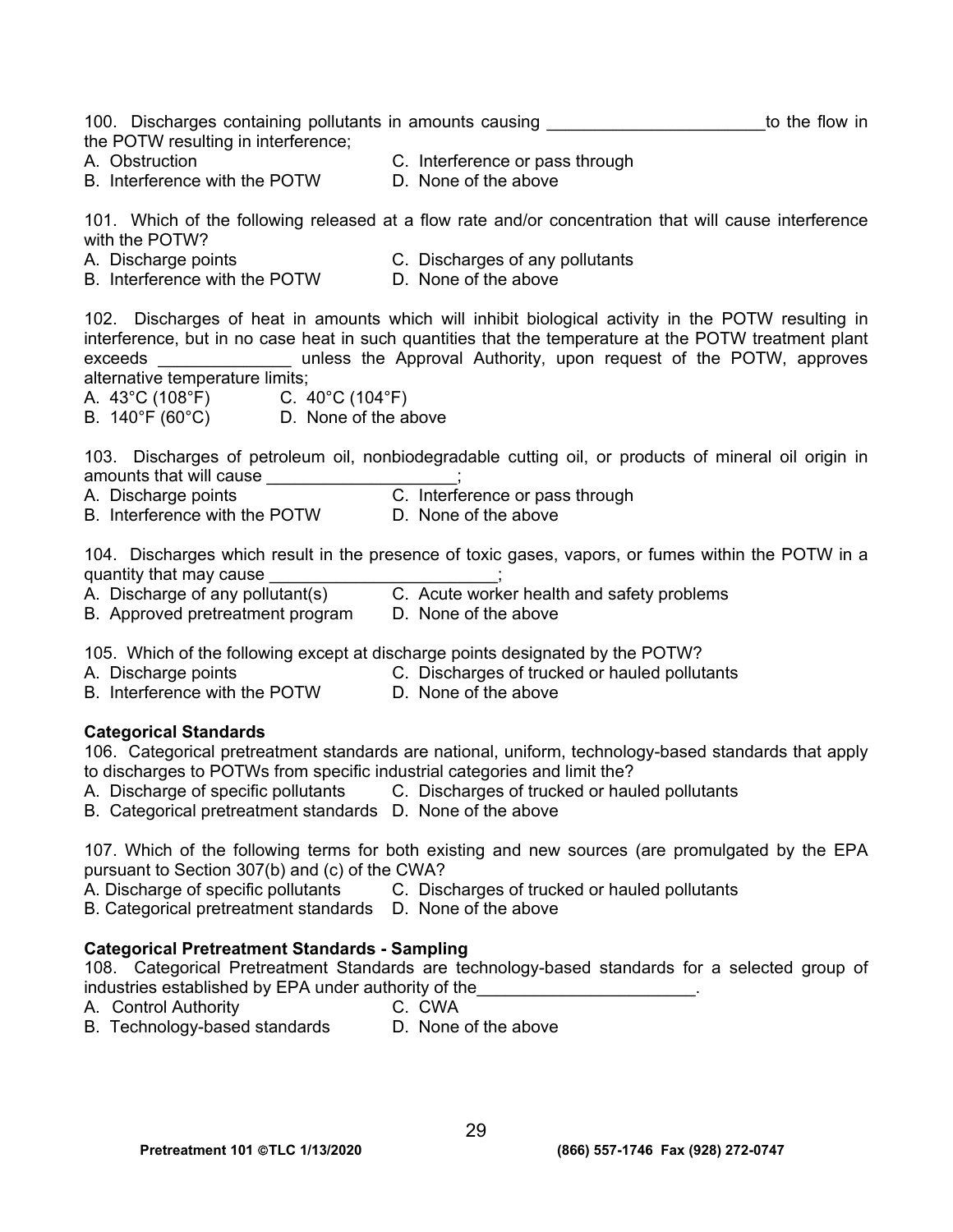100. Discharges containing pollutants in amounts causing ________________________to the flow in the POTW resulting in interference;

A. Obstruction
B. Interference with the POTW
C. Interference or pass through
D. None of the above

101. Which of the following released at a flow rate and/or concentration that will cause interference with the POTW?

A. Discharge points
B. Interference with the POTW
C. Discharges of any pollutants
D. None of the above

102. Discharges of heat in amounts which will inhibit biological activity in the POTW resulting in interference, but in no case heat in such quantities that the temperature at the POTW treatment plant exceeds ______________ unless the Approval Authority, upon request of the POTW, approves alternative temperature limits;

A. 43°C (108°F)
B. 140°F (60°C)
C. 40°C (104°F)
D. None of the above

103. Discharges of petroleum oil, nonbiodegradable cutting oil, or products of mineral oil origin in amounts that will cause ____________________;

A. Discharge points
B. Interference with the POTW
C. Interference or pass through
D. None of the above

104. Discharges which result in the presence of toxic gases, vapors, or fumes within the POTW in a quantity that may cause ________________________;

A. Discharge of any pollutant(s)
B. Approved pretreatment program
C. Acute worker health and safety problems
D. None of the above

105. Which of the following except at discharge points designated by the POTW?

A. Discharge points
B. Interference with the POTW
C. Discharges of trucked or hauled pollutants
D. None of the above

**Categorical Standards**

106. Categorical pretreatment standards are national, uniform, technology-based standards that apply to discharges to POTWs from specific industrial categories and limit the?

A. Discharge of specific pollutants
B. Categorical pretreatment standards
C. Discharges of trucked or hauled pollutants
D. None of the above

107. Which of the following terms for both existing and new sources (are promulgated by the EPA pursuant to Section 307(b) and (c) of the CWA?

A. Discharge of specific pollutants
B. Categorical pretreatment standards
C. Discharges of trucked or hauled pollutants
D. None of the above

**Categorical Pretreatment Standards - Sampling**

108. Categorical Pretreatment Standards are technology-based standards for a selected group of industries established by EPA under authority of the_______________________.

A. Control Authority
B. Technology-based standards
C. CWA
D. None of the above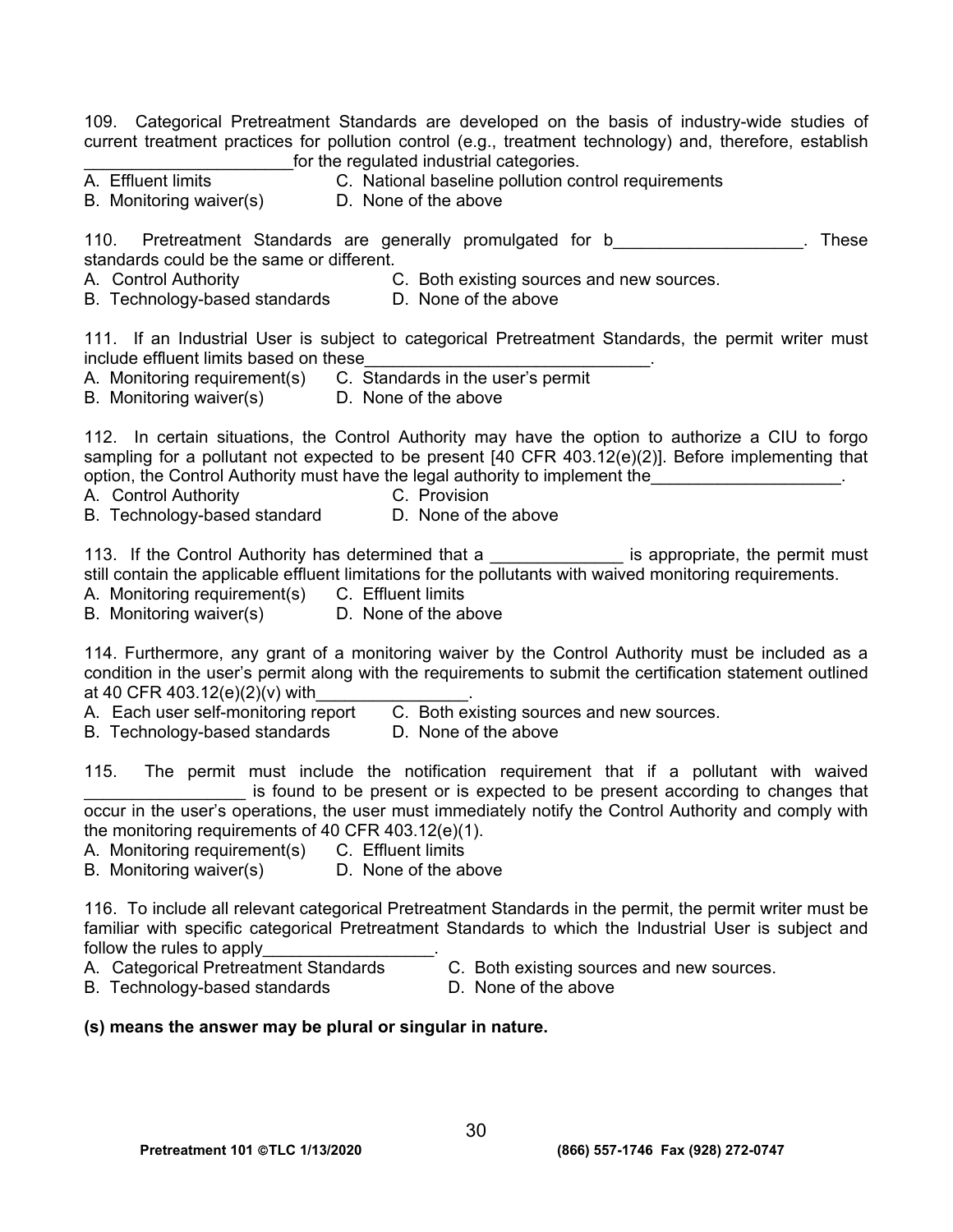109. Categorical Pretreatment Standards are developed on the basis of industry-wide studies of current treatment practices for pollution control (e.g., treatment technology) and, therefore, establish ______________________for the regulated industrial categories.

A. Effluent limits  C. National baseline pollution control requirements
B. Monitoring waiver(s)  D. None of the above

110. Pretreatment Standards are generally promulgated for b____________________. These standards could be the same or different.

A. Control Authority  C. Both existing sources and new sources.
B. Technology-based standards  D. None of the above

111. If an Industrial User is subject to categorical Pretreatment Standards, the permit writer must include effluent limits based on these______________________________.

A. Monitoring requirement(s)  C. Standards in the user's permit
B. Monitoring waiver(s)  D. None of the above

112. In certain situations, the Control Authority may have the option to authorize a CIU to forgo sampling for a pollutant not expected to be present [40 CFR 403.12(e)(2)]. Before implementing that option, the Control Authority must have the legal authority to implement the____________________.

A. Control Authority  C. Provision
B. Technology-based standard  D. None of the above

113. If the Control Authority has determined that a ______________ is appropriate, the permit must still contain the applicable effluent limitations for the pollutants with waived monitoring requirements.

A. Monitoring requirement(s)  C. Effluent limits
B. Monitoring waiver(s)  D. None of the above

114. Furthermore, any grant of a monitoring waiver by the Control Authority must be included as a condition in the user's permit along with the requirements to submit the certification statement outlined at 40 CFR 403.12(e)(2)(v) with________________.

A. Each user self-monitoring report  C. Both existing sources and new sources.
B. Technology-based standards  D. None of the above

115. The permit must include the notification requirement that if a pollutant with waived _________________ is found to be present or is expected to be present according to changes that occur in the user's operations, the user must immediately notify the Control Authority and comply with the monitoring requirements of 40 CFR 403.12(e)(1).

A. Monitoring requirement(s)  C. Effluent limits
B. Monitoring waiver(s)  D. None of the above

116. To include all relevant categorical Pretreatment Standards in the permit, the permit writer must be familiar with specific categorical Pretreatment Standards to which the Industrial User is subject and follow the rules to apply__________________.

A. Categorical Pretreatment Standards  C. Both existing sources and new sources.
B. Technology-based standards  D. None of the above

**(s) means the answer may be plural or singular in nature.**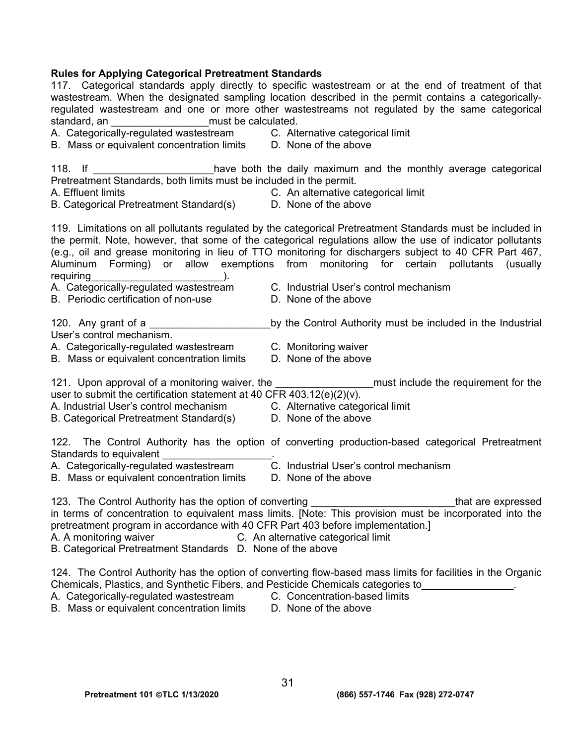**Rules for Applying Categorical Pretreatment Standards**

117. Categorical standards apply directly to specific wastestream or at the end of treatment of that wastestream. When the designated sampling location described in the permit contains a categorically-regulated wastestream and one or more other wastestreams not regulated by the same categorical standard, an _________________must be calculated.

A. Categorically-regulated wastestream
B. Mass or equivalent concentration limits
C. Alternative categorical limit
D. None of the above

118. If _____________________have both the daily maximum and the monthly average categorical Pretreatment Standards, both limits must be included in the permit.

A. Effluent limits
B. Categorical Pretreatment Standard(s)
C. An alternative categorical limit
D. None of the above

119. Limitations on all pollutants regulated by the categorical Pretreatment Standards must be included in the permit. Note, however, that some of the categorical regulations allow the use of indicator pollutants (e.g., oil and grease monitoring in lieu of TTO monitoring for dischargers subject to 40 CFR Part 467, Aluminum Forming) or allow exemptions from monitoring for certain pollutants (usually requiring________________________).

A. Categorically-regulated wastestream
B. Periodic certification of non-use
C. Industrial User's control mechanism
D. None of the above

120. Any grant of a _____________________by the Control Authority must be included in the Industrial User's control mechanism.

A. Categorically-regulated wastestream
B. Mass or equivalent concentration limits
C. Monitoring waiver
D. None of the above

121. Upon approval of a monitoring waiver, the _________________must include the requirement for the user to submit the certification statement at 40 CFR 403.12(e)(2)(v).

A. Industrial User's control mechanism
B. Categorical Pretreatment Standard(s)
C. Alternative categorical limit
D. None of the above

122. The Control Authority has the option of converting production-based categorical Pretreatment Standards to equivalent ___________________.

A. Categorically-regulated wastestream
B. Mass or equivalent concentration limits
C. Industrial User's control mechanism
D. None of the above

123. The Control Authority has the option of converting _________________________that are expressed in terms of concentration to equivalent mass limits. [Note: This provision must be incorporated into the pretreatment program in accordance with 40 CFR Part 403 before implementation.]

A. A monitoring waiver
B. Categorical Pretreatment Standards
C. An alternative categorical limit
D. None of the above

124. The Control Authority has the option of converting flow-based mass limits for facilities in the Organic Chemicals, Plastics, and Synthetic Fibers, and Pesticide Chemicals categories to________________.

A. Categorically-regulated wastestream
B. Mass or equivalent concentration limits
C. Concentration-based limits
D. None of the above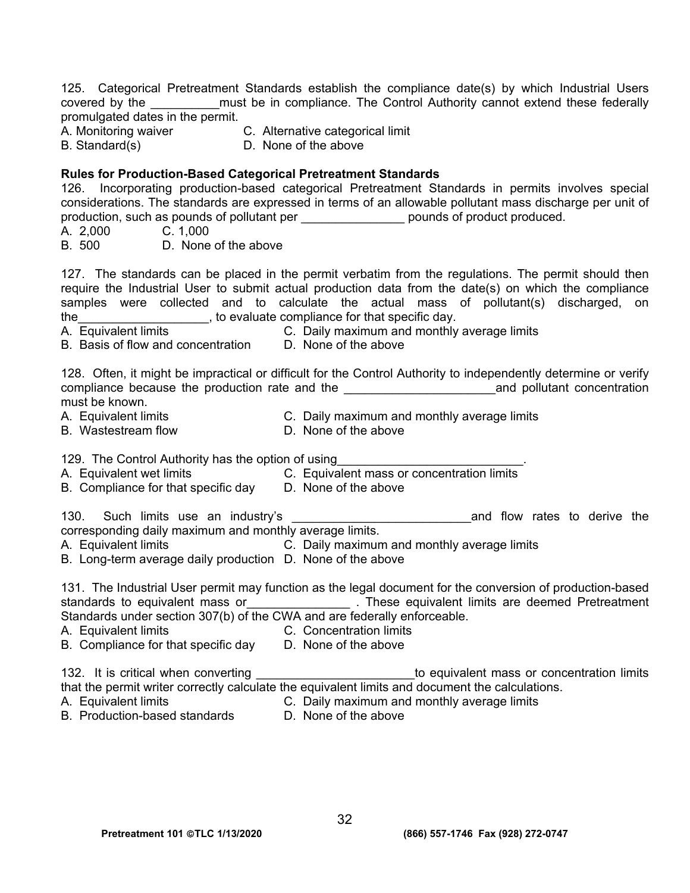125. Categorical Pretreatment Standards establish the compliance date(s) by which Industrial Users covered by the __________must be in compliance. The Control Authority cannot extend these federally promulgated dates in the permit.

A. Monitoring waiver
B. Standard(s)
C. Alternative categorical limit
D. None of the above

**Rules for Production-Based Categorical Pretreatment Standards**

126. Incorporating production-based categorical Pretreatment Standards in permits involves special considerations. The standards are expressed in terms of an allowable pollutant mass discharge per unit of production, such as pounds of pollutant per _______________ pounds of product produced.

A. 2,000
B. 500
C. 1,000
D. None of the above

127. The standards can be placed in the permit verbatim from the regulations. The permit should then require the Industrial User to submit actual production data from the date(s) on which the compliance samples were collected and to calculate the actual mass of pollutant(s) discharged, on the___________________, to evaluate compliance for that specific day.

A. Equivalent limits
B. Basis of flow and concentration
C. Daily maximum and monthly average limits
D. None of the above

128. Often, it might be impractical or difficult for the Control Authority to independently determine or verify compliance because the production rate and the ______________________and pollutant concentration must be known.

A. Equivalent limits
B. Wastestream flow
C. Daily maximum and monthly average limits
D. None of the above

129. The Control Authority has the option of using___________________________.

A. Equivalent wet limits
B. Compliance for that specific day
C. Equivalent mass or concentration limits
D. None of the above

130. Such limits use an industry's __________________________and flow rates to derive the corresponding daily maximum and monthly average limits.

A. Equivalent limits
B. Long-term average daily production
C. Daily maximum and monthly average limits
D. None of the above

131. The Industrial User permit may function as the legal document for the conversion of production-based standards to equivalent mass or_______________ . These equivalent limits are deemed Pretreatment Standards under section 307(b) of the CWA and are federally enforceable.

A. Equivalent limits
B. Compliance for that specific day
C. Concentration limits
D. None of the above

132. It is critical when converting _______________________to equivalent mass or concentration limits that the permit writer correctly calculate the equivalent limits and document the calculations.

A. Equivalent limits
B. Production-based standards
C. Daily maximum and monthly average limits
D. None of the above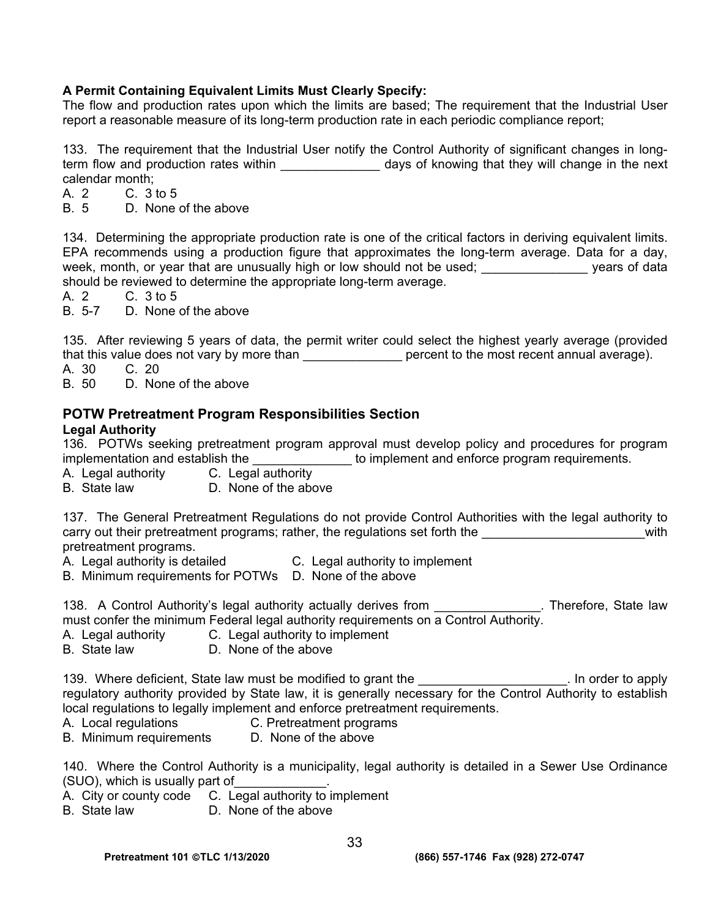**A Permit Containing Equivalent Limits Must Clearly Specify:**
The flow and production rates upon which the limits are based; The requirement that the Industrial User report a reasonable measure of its long-term production rate in each periodic compliance report;

133. The requirement that the Industrial User notify the Control Authority of significant changes in long-term flow and production rates within ______________ days of knowing that they will change in the next calendar month;
A. 2 C. 3 to 5
B. 5 D. None of the above

134. Determining the appropriate production rate is one of the critical factors in deriving equivalent limits. EPA recommends using a production figure that approximates the long-term average. Data for a day, week, month, or year that are unusually high or low should not be used; _______________ years of data should be reviewed to determine the appropriate long-term average.
A. 2 C. 3 to 5
B. 5-7 D. None of the above

135. After reviewing 5 years of data, the permit writer could select the highest yearly average (provided that this value does not vary by more than ______________ percent to the most recent annual average).
A. 30 C. 20
B. 50 D. None of the above

## POTW Pretreatment Program Responsibilities Section

### Legal Authority

136. POTWs seeking pretreatment program approval must develop policy and procedures for program implementation and establish the ______________ to implement and enforce program requirements.
A. Legal authority C. Legal authority
B. State law D. None of the above

137. The General Pretreatment Regulations do not provide Control Authorities with the legal authority to carry out their pretreatment programs; rather, the regulations set forth the _______________________with pretreatment programs.
A. Legal authority is detailed C. Legal authority to implement
B. Minimum requirements for POTWs D. None of the above

138. A Control Authority's legal authority actually derives from _______________. Therefore, State law must confer the minimum Federal legal authority requirements on a Control Authority.
A. Legal authority C. Legal authority to implement
B. State law D. None of the above

139. Where deficient, State law must be modified to grant the _____________________. In order to apply regulatory authority provided by State law, it is generally necessary for the Control Authority to establish local regulations to legally implement and enforce pretreatment requirements.
A. Local regulations C. Pretreatment programs
B. Minimum requirements D. None of the above

140. Where the Control Authority is a municipality, legal authority is detailed in a Sewer Use Ordinance (SUO), which is usually part of_____________.
A. City or county code C. Legal authority to implement
B. State law D. None of the above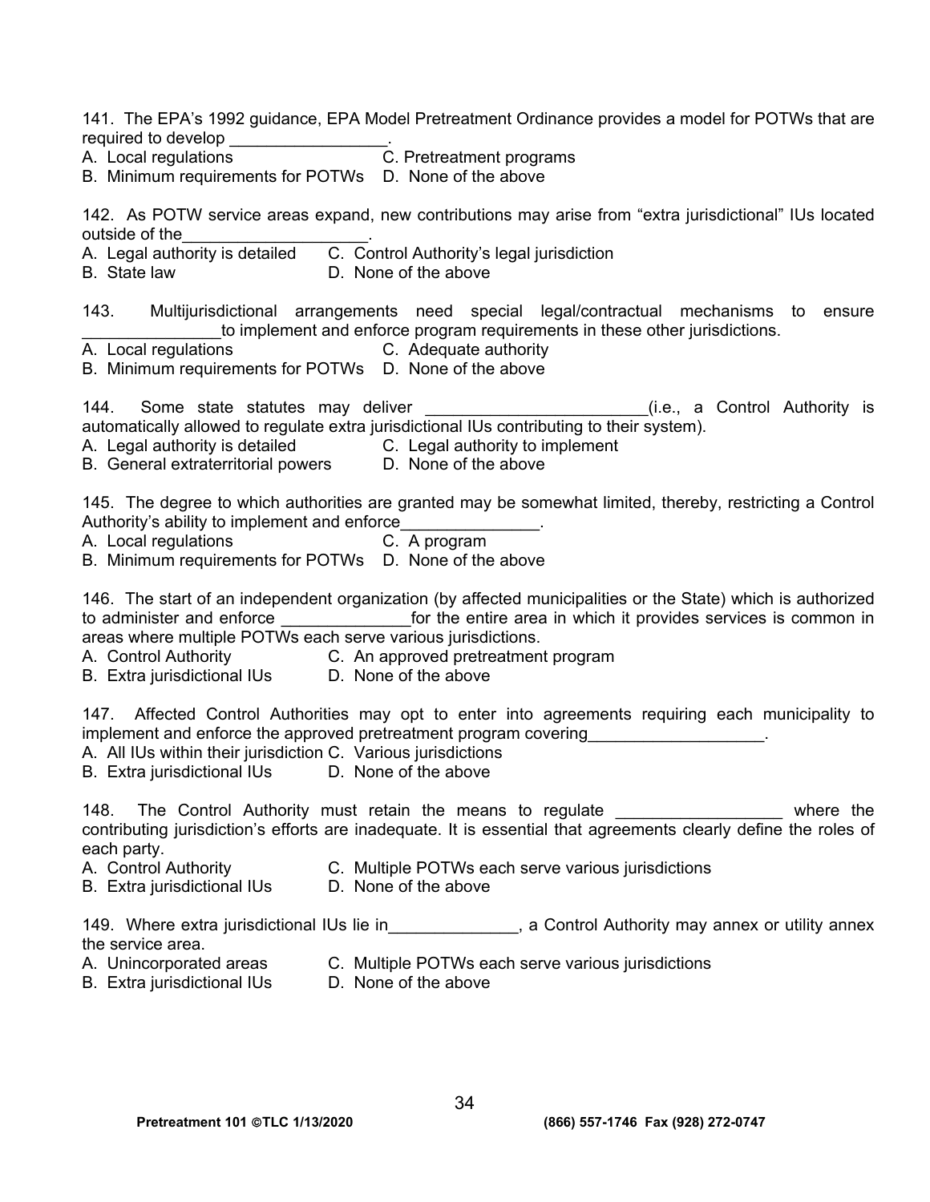141. The EPA's 1992 guidance, EPA Model Pretreatment Ordinance provides a model for POTWs that are required to develop _________________.
A. Local regulations   C. Pretreatment programs
B. Minimum requirements for POTWs   D. None of the above

142. As POTW service areas expand, new contributions may arise from "extra jurisdictional" IUs located outside of the____________________.
A. Legal authority is detailed   C. Control Authority's legal jurisdiction
B. State law   D. None of the above

143. Multijurisdictional arrangements need special legal/contractual mechanisms to ensure _______________to implement and enforce program requirements in these other jurisdictions.
A. Local regulations   C. Adequate authority
B. Minimum requirements for POTWs   D. None of the above

144. Some state statutes may deliver ________________________(i.e., a Control Authority is automatically allowed to regulate extra jurisdictional IUs contributing to their system).
A. Legal authority is detailed   C. Legal authority to implement
B. General extraterritorial powers   D. None of the above

145. The degree to which authorities are granted may be somewhat limited, thereby, restricting a Control Authority's ability to implement and enforce_______________.
A. Local regulations   C. A program
B. Minimum requirements for POTWs   D. None of the above

146. The start of an independent organization (by affected municipalities or the State) which is authorized to administer and enforce ______________for the entire area in which it provides services is common in areas where multiple POTWs each serve various jurisdictions.
A. Control Authority   C. An approved pretreatment program
B. Extra jurisdictional IUs   D. None of the above

147. Affected Control Authorities may opt to enter into agreements requiring each municipality to implement and enforce the approved pretreatment program covering___________________.
A. All IUs within their jurisdiction C. Various jurisdictions
B. Extra jurisdictional IUs   D. None of the above

148. The Control Authority must retain the means to regulate __________________ where the contributing jurisdiction's efforts are inadequate. It is essential that agreements clearly define the roles of each party.
A. Control Authority   C. Multiple POTWs each serve various jurisdictions
B. Extra jurisdictional IUs   D. None of the above

149. Where extra jurisdictional IUs lie in______________, a Control Authority may annex or utility annex the service area.
A. Unincorporated areas   C. Multiple POTWs each serve various jurisdictions
B. Extra jurisdictional IUs   D. None of the above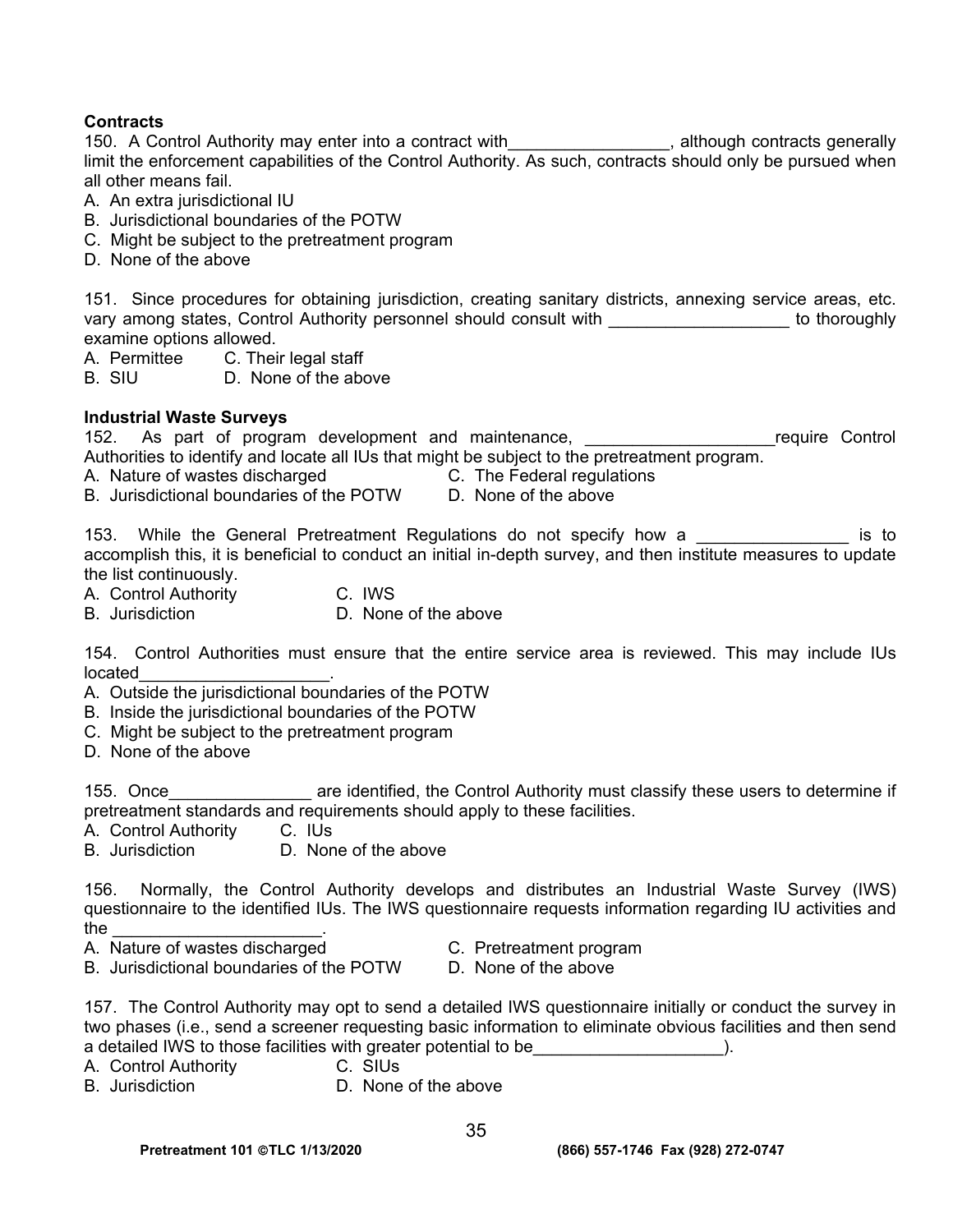**Contracts**

150. A Control Authority may enter into a contract with_________________, although contracts generally limit the enforcement capabilities of the Control Authority. As such, contracts should only be pursued when all other means fail.

A. An extra jurisdictional IU
B. Jurisdictional boundaries of the POTW
C. Might be subject to the pretreatment program
D. None of the above

151. Since procedures for obtaining jurisdiction, creating sanitary districts, annexing service areas, etc. vary among states, Control Authority personnel should consult with ___________________ to thoroughly examine options allowed.

A. Permittee
B. SIU
C. Their legal staff
D. None of the above

**Industrial Waste Surveys**

152. As part of program development and maintenance, ____________________require Control Authorities to identify and locate all IUs that might be subject to the pretreatment program.

A. Nature of wastes discharged
B. Jurisdictional boundaries of the POTW
C. The Federal regulations
D. None of the above

153. While the General Pretreatment Regulations do not specify how a ________________ is to accomplish this, it is beneficial to conduct an initial in-depth survey, and then institute measures to update the list continuously.

A. Control Authority
B. Jurisdiction
C. IWS
D. None of the above

154. Control Authorities must ensure that the entire service area is reviewed. This may include IUs located____________________.

A. Outside the jurisdictional boundaries of the POTW
B. Inside the jurisdictional boundaries of the POTW
C. Might be subject to the pretreatment program
D. None of the above

155. Once_______________ are identified, the Control Authority must classify these users to determine if pretreatment standards and requirements should apply to these facilities.

A. Control Authority
B. Jurisdiction
C. IUs
D. None of the above

156. Normally, the Control Authority develops and distributes an Industrial Waste Survey (IWS) questionnaire to the identified IUs. The IWS questionnaire requests information regarding IU activities and the ______________________.

A. Nature of wastes discharged
B. Jurisdictional boundaries of the POTW
C. Pretreatment program
D. None of the above

157. The Control Authority may opt to send a detailed IWS questionnaire initially or conduct the survey in two phases (i.e., send a screener requesting basic information to eliminate obvious facilities and then send a detailed IWS to those facilities with greater potential to be____________________).

A. Control Authority
B. Jurisdiction
C. SIUs
D. None of the above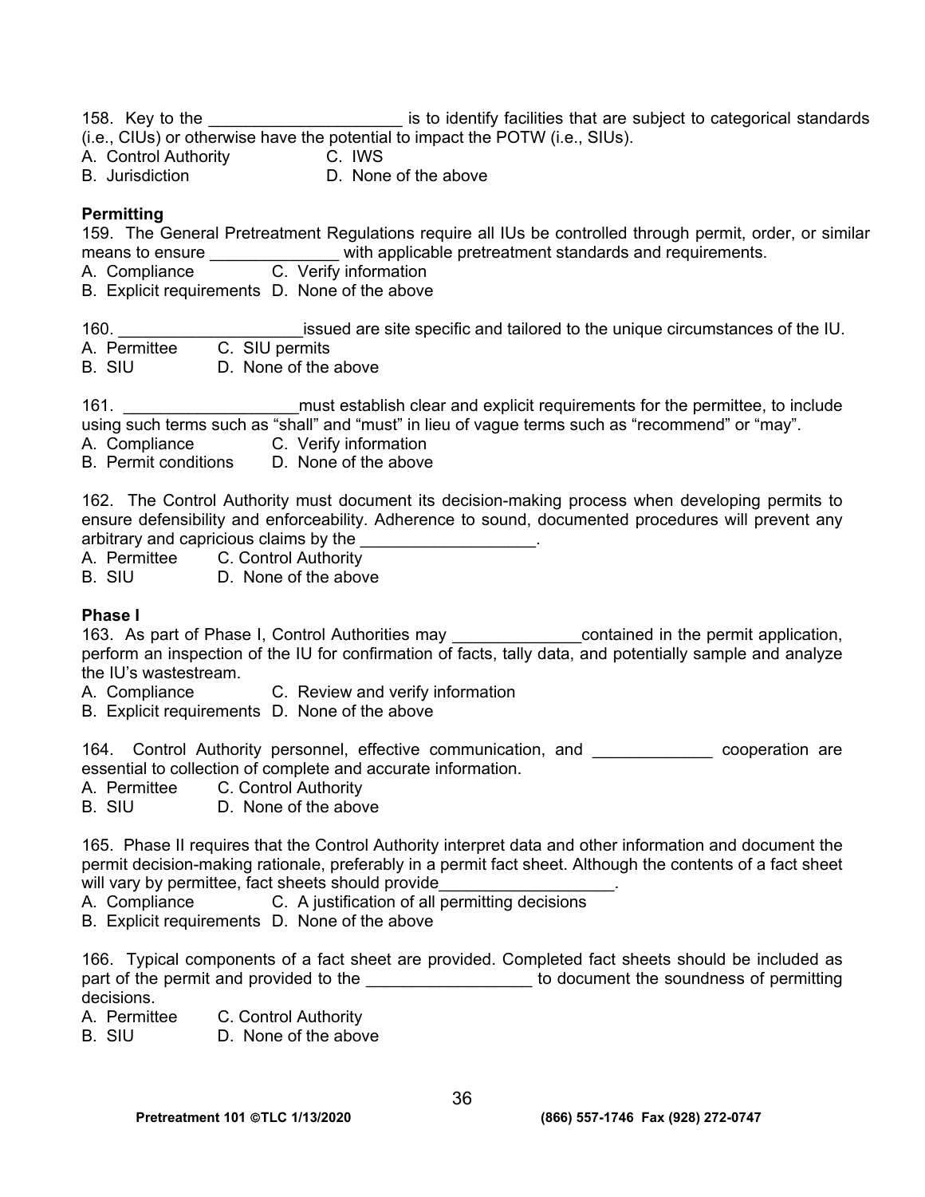158. Key to the _____________________ is to identify facilities that are subject to categorical standards (i.e., CIUs) or otherwise have the potential to impact the POTW (i.e., SIUs).
A. Control Authority C. IWS
B. Jurisdiction D. None of the above

**Permitting**
159. The General Pretreatment Regulations require all IUs be controlled through permit, order, or similar means to ensure ______________ with applicable pretreatment standards and requirements.
A. Compliance C. Verify information
B. Explicit requirements D. None of the above

160. ____________________issued are site specific and tailored to the unique circumstances of the IU.
A. Permittee C. SIU permits
B. SIU D. None of the above

161. ___________________must establish clear and explicit requirements for the permittee, to include using such terms such as "shall" and "must" in lieu of vague terms such as "recommend" or "may".
A. Compliance C. Verify information
B. Permit conditions D. None of the above

162. The Control Authority must document its decision-making process when developing permits to ensure defensibility and enforceability. Adherence to sound, documented procedures will prevent any arbitrary and capricious claims by the ___________________.
A. Permittee C. Control Authority
B. SIU D. None of the above

**Phase I**
163. As part of Phase I, Control Authorities may ______________contained in the permit application, perform an inspection of the IU for confirmation of facts, tally data, and potentially sample and analyze the IU's wastestream.
A. Compliance C. Review and verify information
B. Explicit requirements D. None of the above

164. Control Authority personnel, effective communication, and _____________ cooperation are essential to collection of complete and accurate information.
A. Permittee C. Control Authority
B. SIU D. None of the above

165. Phase II requires that the Control Authority interpret data and other information and document the permit decision-making rationale, preferably in a permit fact sheet. Although the contents of a fact sheet will vary by permittee, fact sheets should provide___________________.
A. Compliance C. A justification of all permitting decisions
B. Explicit requirements D. None of the above

166. Typical components of a fact sheet are provided. Completed fact sheets should be included as part of the permit and provided to the __________________ to document the soundness of permitting decisions.
A. Permittee C. Control Authority
B. SIU D. None of the above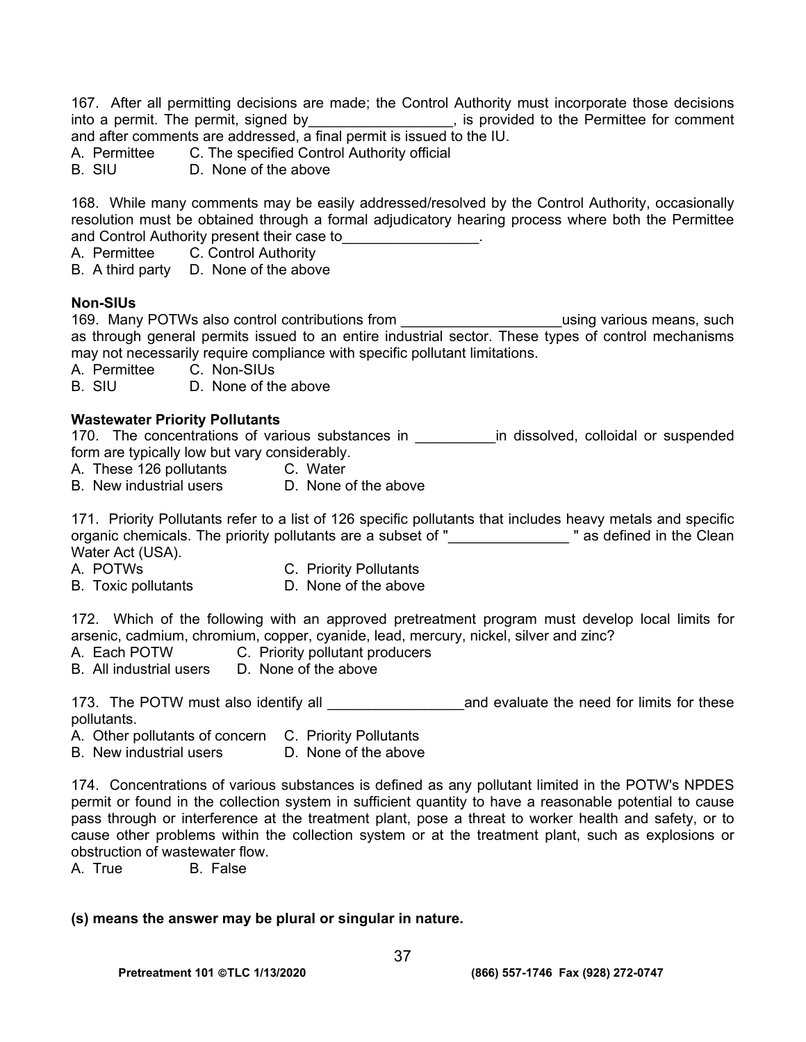167. After all permitting decisions are made; the Control Authority must incorporate those decisions into a permit. The permit, signed by__________________, is provided to the Permittee for comment and after comments are addressed, a final permit is issued to the IU.
A. Permittee  C. The specified Control Authority official
B. SIU  D. None of the above

168. While many comments may be easily addressed/resolved by the Control Authority, occasionally resolution must be obtained through a formal adjudicatory hearing process where both the Permittee and Control Authority present their case to_________________.
A. Permittee  C. Control Authority
B. A third party  D. None of the above

**Non-SIUs**

169. Many POTWs also control contributions from ____________________using various means, such as through general permits issued to an entire industrial sector. These types of control mechanisms may not necessarily require compliance with specific pollutant limitations.
A. Permittee  C. Non-SIUs
B. SIU  D. None of the above

**Wastewater Priority Pollutants**

170. The concentrations of various substances in __________in dissolved, colloidal or suspended form are typically low but vary considerably.
A. These 126 pollutants  C. Water
B. New industrial users  D. None of the above

171. Priority Pollutants refer to a list of 126 specific pollutants that includes heavy metals and specific organic chemicals. The priority pollutants are a subset of "_______________ " as defined in the Clean Water Act (USA).
A. POTWs  C. Priority Pollutants
B. Toxic pollutants  D. None of the above

172. Which of the following with an approved pretreatment program must develop local limits for arsenic, cadmium, chromium, copper, cyanide, lead, mercury, nickel, silver and zinc?
A. Each POTW  C. Priority pollutant producers
B. All industrial users  D. None of the above

173. The POTW must also identify all _________________and evaluate the need for limits for these pollutants.
A. Other pollutants of concern  C. Priority Pollutants
B. New industrial users  D. None of the above

174. Concentrations of various substances is defined as any pollutant limited in the POTW's NPDES permit or found in the collection system in sufficient quantity to have a reasonable potential to cause pass through or interference at the treatment plant, pose a threat to worker health and safety, or to cause other problems within the collection system or at the treatment plant, such as explosions or obstruction of wastewater flow.
A. True  B. False

**(s) means the answer may be plural or singular in nature.**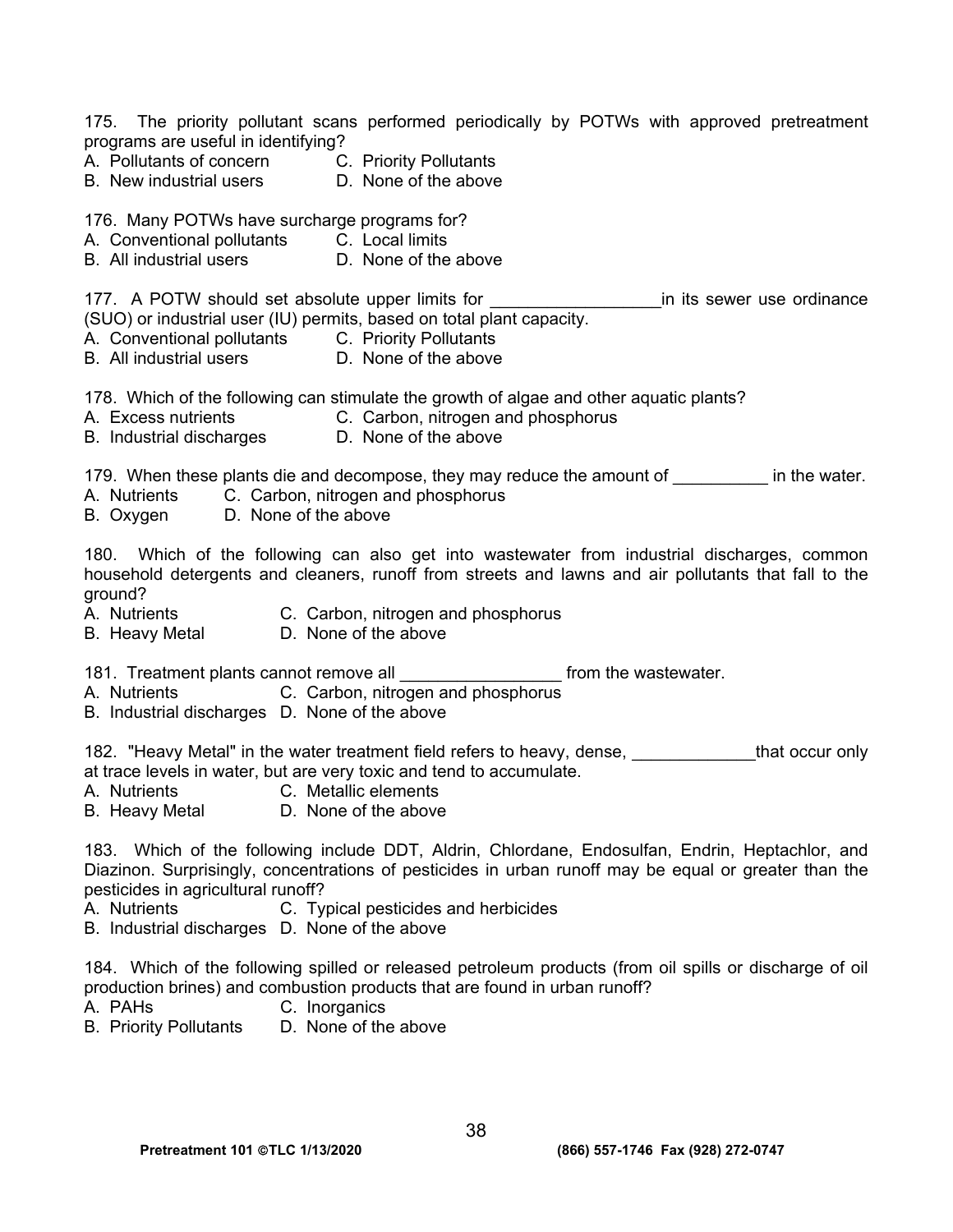175. The priority pollutant scans performed periodically by POTWs with approved pretreatment programs are useful in identifying?

A. Pollutants of concern  
B. New industrial users  
C. Priority Pollutants  
D. None of the above

176. Many POTWs have surcharge programs for?

A. Conventional pollutants  
B. All industrial users  
C. Local limits  
D. None of the above

177. A POTW should set absolute upper limits for __________________in its sewer use ordinance (SUO) or industrial user (IU) permits, based on total plant capacity.

A. Conventional pollutants  
B. All industrial users  
C. Priority Pollutants  
D. None of the above

178. Which of the following can stimulate the growth of algae and other aquatic plants?

A. Excess nutrients  
B. Industrial discharges  
C. Carbon, nitrogen and phosphorus  
D. None of the above

179. When these plants die and decompose, they may reduce the amount of __________ in the water.

A. Nutrients  
B. Oxygen  
C. Carbon, nitrogen and phosphorus  
D. None of the above

180. Which of the following can also get into wastewater from industrial discharges, common household detergents and cleaners, runoff from streets and lawns and air pollutants that fall to the ground?

A. Nutrients  
B. Heavy Metal  
C. Carbon, nitrogen and phosphorus  
D. None of the above

181. Treatment plants cannot remove all _________________ from the wastewater.

A. Nutrients  
B. Industrial discharges  
C. Carbon, nitrogen and phosphorus  
D. None of the above

182. "Heavy Metal" in the water treatment field refers to heavy, dense, _____________that occur only at trace levels in water, but are very toxic and tend to accumulate.

A. Nutrients  
B. Heavy Metal  
C. Metallic elements  
D. None of the above

183. Which of the following include DDT, Aldrin, Chlordane, Endosulfan, Endrin, Heptachlor, and Diazinon. Surprisingly, concentrations of pesticides in urban runoff may be equal or greater than the pesticides in agricultural runoff?

A. Nutrients  
B. Industrial discharges  
C. Typical pesticides and herbicides  
D. None of the above

184. Which of the following spilled or released petroleum products (from oil spills or discharge of oil production brines) and combustion products that are found in urban runoff?

A. PAHs  
B. Priority Pollutants  
C. Inorganics  
D. None of the above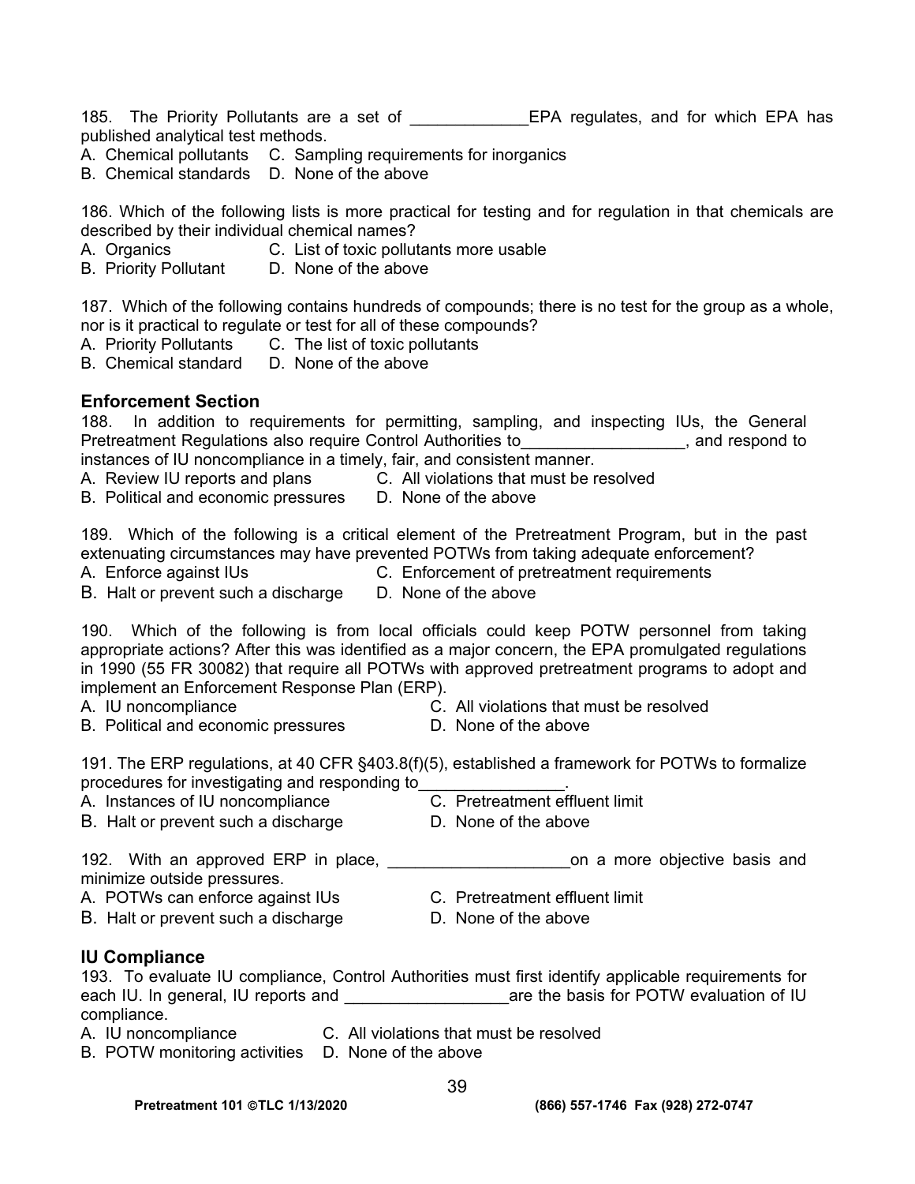185. The Priority Pollutants are a set of _____________EPA regulates, and for which EPA has published analytical test methods.
A. Chemical pollutants C. Sampling requirements for inorganics
B. Chemical standards D. None of the above

186. Which of the following lists is more practical for testing and for regulation in that chemicals are described by their individual chemical names?
A. Organics C. List of toxic pollutants more usable
B. Priority Pollutant D. None of the above

187. Which of the following contains hundreds of compounds; there is no test for the group as a whole, nor is it practical to regulate or test for all of these compounds?
A. Priority Pollutants C. The list of toxic pollutants
B. Chemical standard D. None of the above

### Enforcement Section

188. In addition to requirements for permitting, sampling, and inspecting IUs, the General Pretreatment Regulations also require Control Authorities to__________________, and respond to instances of IU noncompliance in a timely, fair, and consistent manner.
A. Review IU reports and plans C. All violations that must be resolved
B. Political and economic pressures D. None of the above

189. Which of the following is a critical element of the Pretreatment Program, but in the past extenuating circumstances may have prevented POTWs from taking adequate enforcement?
A. Enforce against IUs C. Enforcement of pretreatment requirements
B. Halt or prevent such a discharge D. None of the above

190. Which of the following is from local officials could keep POTW personnel from taking appropriate actions? After this was identified as a major concern, the EPA promulgated regulations in 1990 (55 FR 30082) that require all POTWs with approved pretreatment programs to adopt and implement an Enforcement Response Plan (ERP).
A. IU noncompliance C. All violations that must be resolved
B. Political and economic pressures D. None of the above

191. The ERP regulations, at 40 CFR §403.8(f)(5), established a framework for POTWs to formalize procedures for investigating and responding to________________.
A. Instances of IU noncompliance C. Pretreatment effluent limit
B. Halt or prevent such a discharge D. None of the above

192. With an approved ERP in place, ____________________on a more objective basis and minimize outside pressures.
A. POTWs can enforce against IUs C. Pretreatment effluent limit
B. Halt or prevent such a discharge D. None of the above

### IU Compliance

193. To evaluate IU compliance, Control Authorities must first identify applicable requirements for each IU. In general, IU reports and __________________are the basis for POTW evaluation of IU compliance.
A. IU noncompliance C. All violations that must be resolved
B. POTW monitoring activities D. None of the above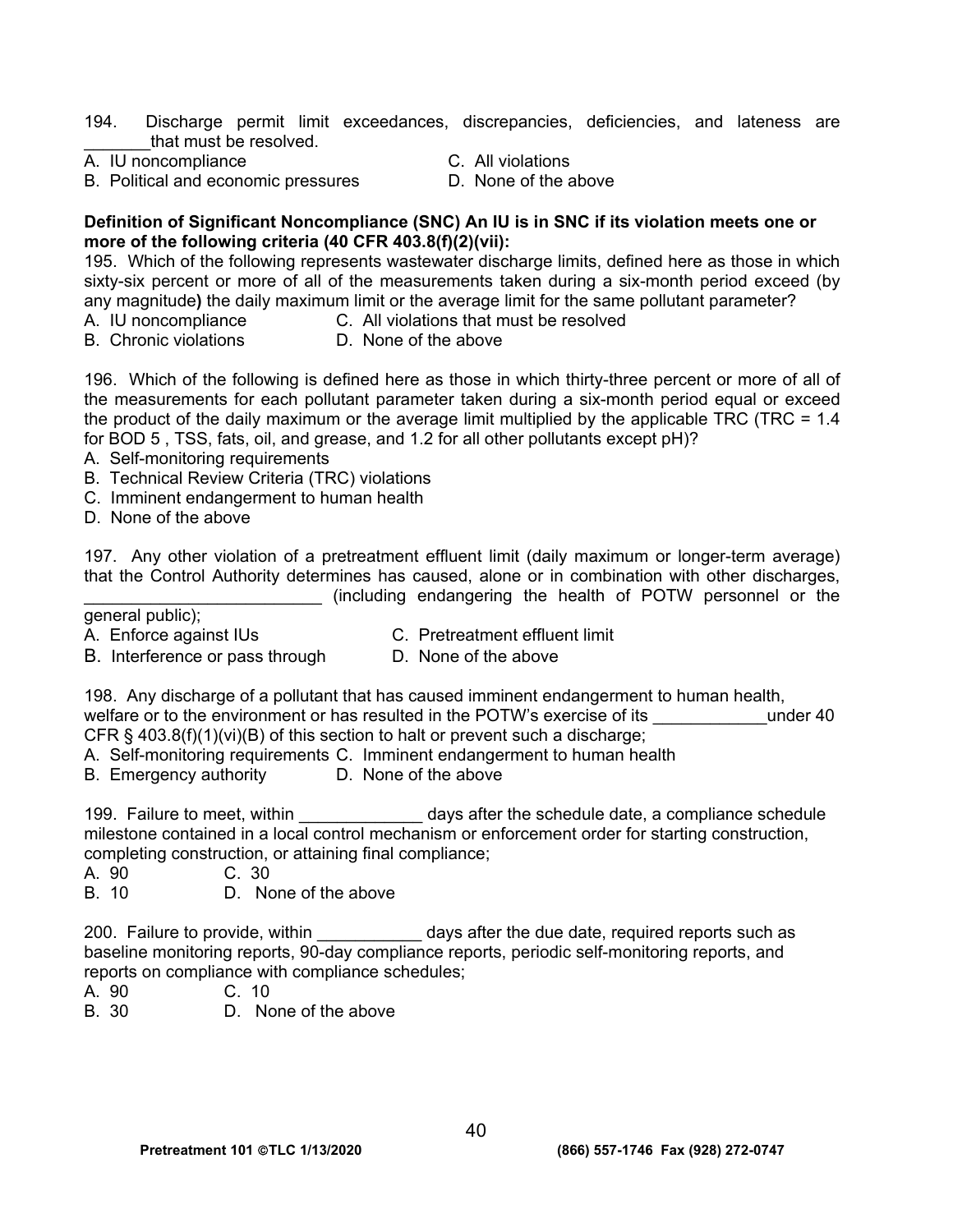194. Discharge permit limit exceedances, discrepancies, deficiencies, and lateness are _______that must be resolved.

A. IU noncompliance
B. Political and economic pressures
C. All violations
D. None of the above

**Definition of Significant Noncompliance (SNC) An IU is in SNC if its violation meets one or more of the following criteria (40 CFR 403.8(f)(2)(vii):**

195. Which of the following represents wastewater discharge limits, defined here as those in which sixty-six percent or more of all of the measurements taken during a six-month period exceed (by any magnitude**)** the daily maximum limit or the average limit for the same pollutant parameter?

A. IU noncompliance
B. Chronic violations
C. All violations that must be resolved
D. None of the above

196. Which of the following is defined here as those in which thirty-three percent or more of all of the measurements for each pollutant parameter taken during a six-month period equal or exceed the product of the daily maximum or the average limit multiplied by the applicable TRC (TRC = 1.4 for BOD 5 , TSS, fats, oil, and grease, and 1.2 for all other pollutants except pH)?

A. Self-monitoring requirements
B. Technical Review Criteria (TRC) violations
C. Imminent endangerment to human health
D. None of the above

197. Any other violation of a pretreatment effluent limit (daily maximum or longer-term average) that the Control Authority determines has caused, alone or in combination with other discharges, _________________________ (including endangering the health of POTW personnel or the general public);

A. Enforce against IUs
B. Interference or pass through
C. Pretreatment effluent limit
D. None of the above

198. Any discharge of a pollutant that has caused imminent endangerment to human health, welfare or to the environment or has resulted in the POTW's exercise of its ____________under 40 CFR § 403.8(f)(1)(vi)(B) of this section to halt or prevent such a discharge;

A. Self-monitoring requirements
B. Emergency authority
C. Imminent endangerment to human health
D. None of the above

199. Failure to meet, within _____________ days after the schedule date, a compliance schedule milestone contained in a local control mechanism or enforcement order for starting construction, completing construction, or attaining final compliance;

A. 90
B. 10
C. 30
D. None of the above

200. Failure to provide, within ___________ days after the due date, required reports such as baseline monitoring reports, 90-day compliance reports, periodic self-monitoring reports, and reports on compliance with compliance schedules;

A. 90
B. 30
C. 10
D. None of the above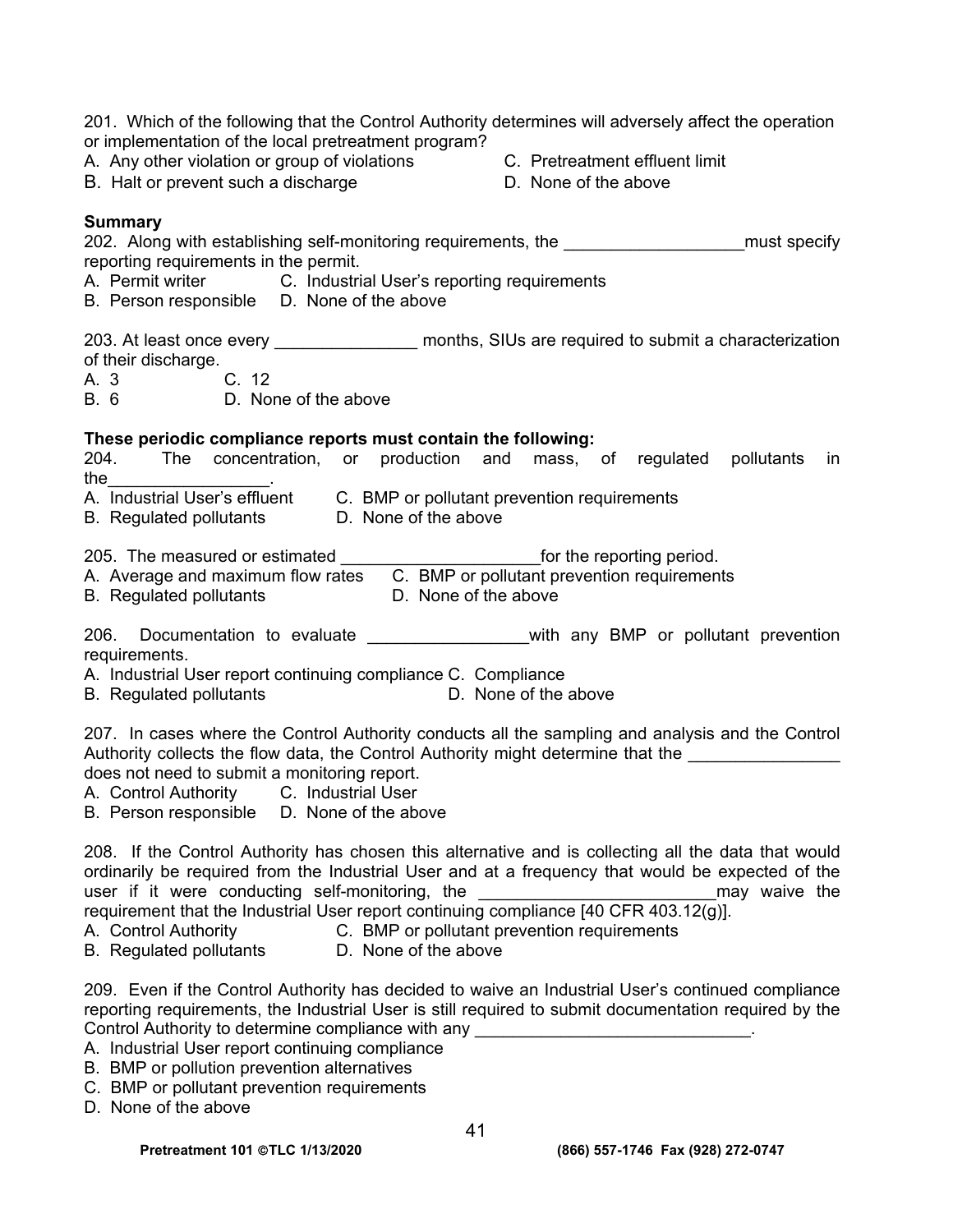201. Which of the following that the Control Authority determines will adversely affect the operation or implementation of the local pretreatment program?
A. Any other violation or group of violations
B. Halt or prevent such a discharge
C. Pretreatment effluent limit
D. None of the above

**Summary**

202. Along with establishing self-monitoring requirements, the ___________________must specify reporting requirements in the permit.
A. Permit writer
B. Person responsible
C. Industrial User's reporting requirements
D. None of the above

203. At least once every _______________ months, SIUs are required to submit a characterization of their discharge.
A. 3
B. 6
C. 12
D. None of the above

**These periodic compliance reports must contain the following:**

204. The concentration, or production and mass, of regulated pollutants in the_________________.
A. Industrial User's effluent
B. Regulated pollutants
C. BMP or pollutant prevention requirements
D. None of the above

205. The measured or estimated _____________________for the reporting period.
A. Average and maximum flow rates
B. Regulated pollutants
C. BMP or pollutant prevention requirements
D. None of the above

206. Documentation to evaluate _________________with any BMP or pollutant prevention requirements.
A. Industrial User report continuing compliance
B. Regulated pollutants
C. Compliance
D. None of the above

207. In cases where the Control Authority conducts all the sampling and analysis and the Control Authority collects the flow data, the Control Authority might determine that the ________________ does not need to submit a monitoring report.
A. Control Authority
B. Person responsible
C. Industrial User
D. None of the above

208. If the Control Authority has chosen this alternative and is collecting all the data that would ordinarily be required from the Industrial User and at a frequency that would be expected of the user if it were conducting self-monitoring, the __________________________may waive the requirement that the Industrial User report continuing compliance [40 CFR 403.12(g)].
A. Control Authority
B. Regulated pollutants
C. BMP or pollutant prevention requirements
D. None of the above

209. Even if the Control Authority has decided to waive an Industrial User's continued compliance reporting requirements, the Industrial User is still required to submit documentation required by the Control Authority to determine compliance with any ______________________________.
A. Industrial User report continuing compliance
B. BMP or pollution prevention alternatives
C. BMP or pollutant prevention requirements
D. None of the above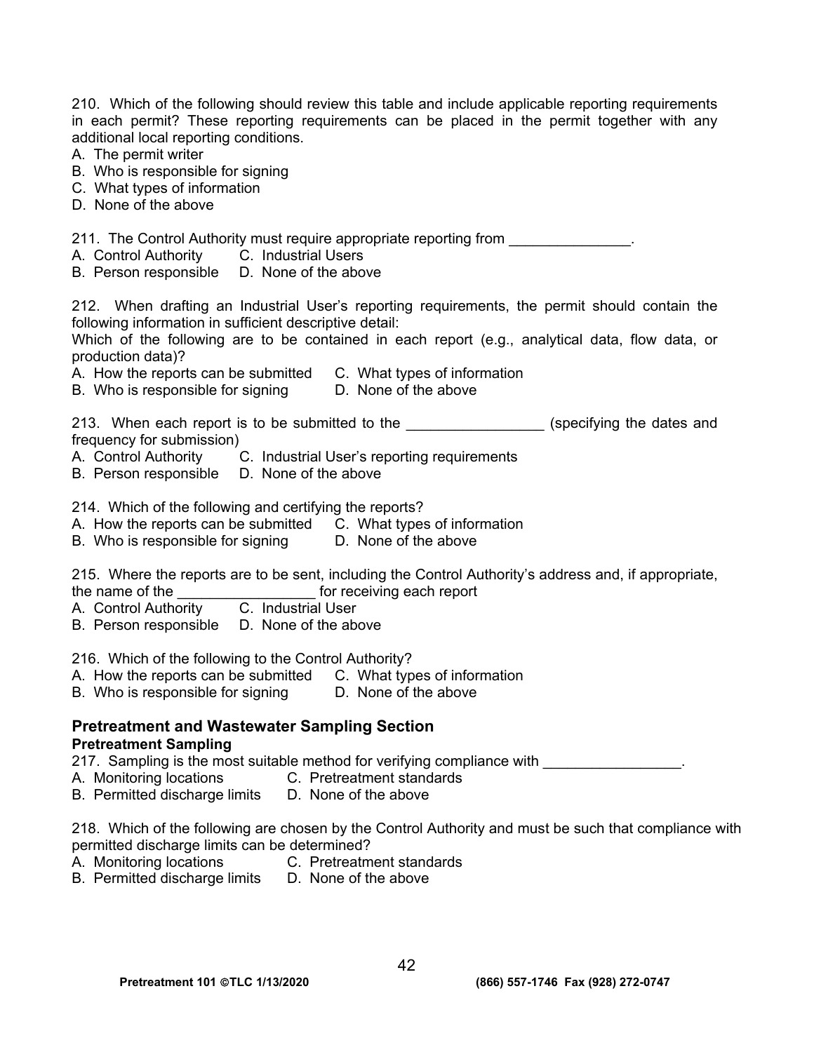210. Which of the following should review this table and include applicable reporting requirements in each permit? These reporting requirements can be placed in the permit together with any additional local reporting conditions.
A. The permit writer
B. Who is responsible for signing
C. What types of information
D. None of the above

211. The Control Authority must require appropriate reporting from _______________.
A. Control Authority C. Industrial Users
B. Person responsible D. None of the above

212. When drafting an Industrial User's reporting requirements, the permit should contain the following information in sufficient descriptive detail:
Which of the following are to be contained in each report (e.g., analytical data, flow data, or production data)?
A. How the reports can be submitted C. What types of information
B. Who is responsible for signing D. None of the above

213. When each report is to be submitted to the _________________ (specifying the dates and frequency for submission)
A. Control Authority C. Industrial User's reporting requirements
B. Person responsible D. None of the above

214. Which of the following and certifying the reports?
A. How the reports can be submitted C. What types of information
B. Who is responsible for signing D. None of the above

215. Where the reports are to be sent, including the Control Authority's address and, if appropriate, the name of the _________________ for receiving each report
A. Control Authority C. Industrial User
B. Person responsible D. None of the above

216. Which of the following to the Control Authority?
A. How the reports can be submitted C. What types of information
B. Who is responsible for signing D. None of the above

## Pretreatment and Wastewater Sampling Section

### Pretreatment Sampling

217. Sampling is the most suitable method for verifying compliance with _________________.
A. Monitoring locations C. Pretreatment standards
B. Permitted discharge limits D. None of the above

218. Which of the following are chosen by the Control Authority and must be such that compliance with permitted discharge limits can be determined?
A. Monitoring locations C. Pretreatment standards
B. Permitted discharge limits D. None of the above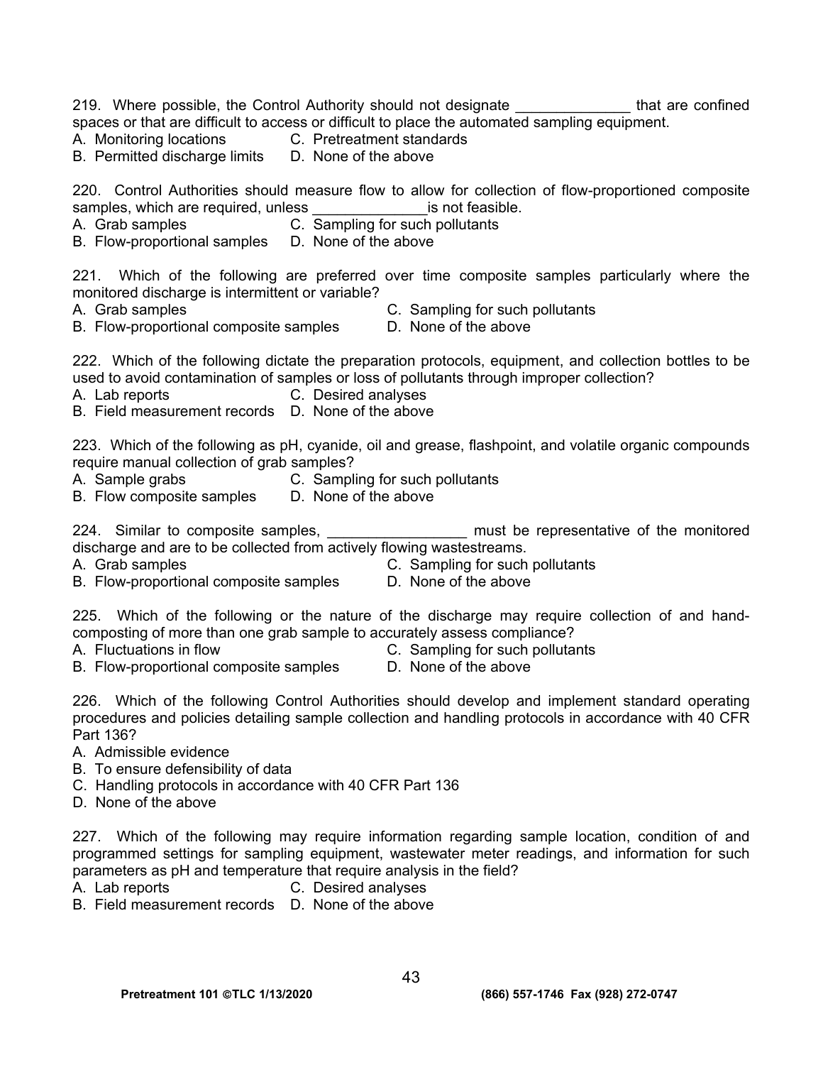219. Where possible, the Control Authority should not designate ______________ that are confined spaces or that are difficult to access or difficult to place the automated sampling equipment.
A. Monitoring locations
B. Permitted discharge limits
C. Pretreatment standards
D. None of the above

220. Control Authorities should measure flow to allow for collection of flow-proportioned composite samples, which are required, unless ______________is not feasible.
A. Grab samples
B. Flow-proportional samples
C. Sampling for such pollutants
D. None of the above

221. Which of the following are preferred over time composite samples particularly where the monitored discharge is intermittent or variable?
A. Grab samples
B. Flow-proportional composite samples
C. Sampling for such pollutants
D. None of the above

222. Which of the following dictate the preparation protocols, equipment, and collection bottles to be used to avoid contamination of samples or loss of pollutants through improper collection?
A. Lab reports
B. Field measurement records
C. Desired analyses
D. None of the above

223. Which of the following as pH, cyanide, oil and grease, flashpoint, and volatile organic compounds require manual collection of grab samples?
A. Sample grabs
B. Flow composite samples
C. Sampling for such pollutants
D. None of the above

224. Similar to composite samples, _________________ must be representative of the monitored discharge and are to be collected from actively flowing wastestreams.
A. Grab samples
B. Flow-proportional composite samples
C. Sampling for such pollutants
D. None of the above

225. Which of the following or the nature of the discharge may require collection of and hand-composting of more than one grab sample to accurately assess compliance?
A. Fluctuations in flow
B. Flow-proportional composite samples
C. Sampling for such pollutants
D. None of the above

226. Which of the following Control Authorities should develop and implement standard operating procedures and policies detailing sample collection and handling protocols in accordance with 40 CFR Part 136?
A. Admissible evidence
B. To ensure defensibility of data
C. Handling protocols in accordance with 40 CFR Part 136
D. None of the above

227. Which of the following may require information regarding sample location, condition of and programmed settings for sampling equipment, wastewater meter readings, and information for such parameters as pH and temperature that require analysis in the field?
A. Lab reports
B. Field measurement records
C. Desired analyses
D. None of the above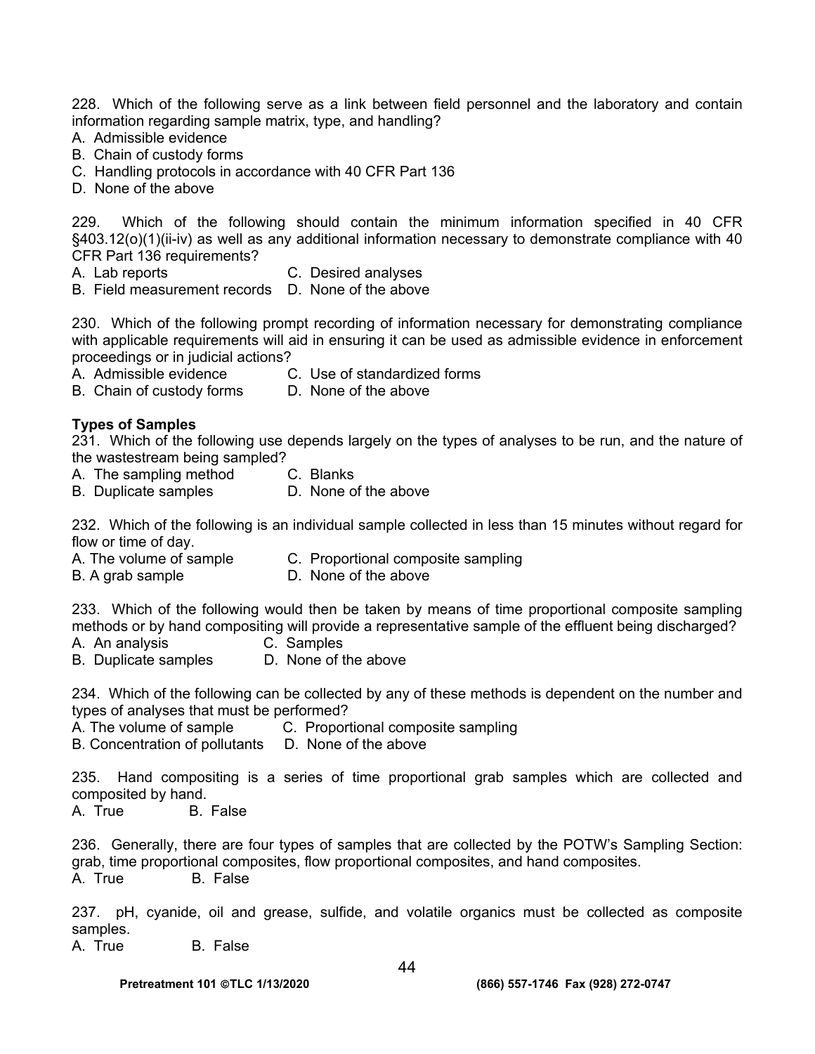228. Which of the following serve as a link between field personnel and the laboratory and contain information regarding sample matrix, type, and handling?
A. Admissible evidence
B. Chain of custody forms
C. Handling protocols in accordance with 40 CFR Part 136
D. None of the above

229. Which of the following should contain the minimum information specified in 40 CFR §403.12(o)(1)(ii-iv) as well as any additional information necessary to demonstrate compliance with 40 CFR Part 136 requirements?
A. Lab reports
B. Field measurement records
C. Desired analyses
D. None of the above

230. Which of the following prompt recording of information necessary for demonstrating compliance with applicable requirements will aid in ensuring it can be used as admissible evidence in enforcement proceedings or in judicial actions?
A. Admissible evidence
B. Chain of custody forms
C. Use of standardized forms
D. None of the above

**Types of Samples**

231. Which of the following use depends largely on the types of analyses to be run, and the nature of the wastestream being sampled?
A. The sampling method
B. Duplicate samples
C. Blanks
D. None of the above

232. Which of the following is an individual sample collected in less than 15 minutes without regard for flow or time of day.
A. The volume of sample
B. A grab sample
C. Proportional composite sampling
D. None of the above

233. Which of the following would then be taken by means of time proportional composite sampling methods or by hand compositing will provide a representative sample of the effluent being discharged?
A. An analysis
B. Duplicate samples
C. Samples
D. None of the above

234. Which of the following can be collected by any of these methods is dependent on the number and types of analyses that must be performed?
A. The volume of sample
B. Concentration of pollutants
C. Proportional composite sampling
D. None of the above

235. Hand compositing is a series of time proportional grab samples which are collected and composited by hand.
A. True
B. False

236. Generally, there are four types of samples that are collected by the POTW's Sampling Section: grab, time proportional composites, flow proportional composites, and hand composites.
A. True
B. False

237. pH, cyanide, oil and grease, sulfide, and volatile organics must be collected as composite samples.
A. True
B. False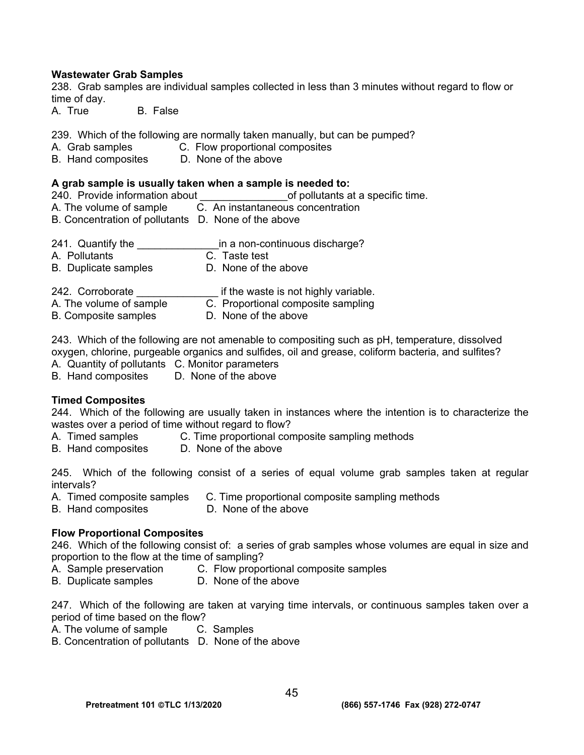**Wastewater Grab Samples**

238. Grab samples are individual samples collected in less than 3 minutes without regard to flow or time of day.
A. True B. False

239. Which of the following are normally taken manually, but can be pumped?
A. Grab samples C. Flow proportional composites
B. Hand composites D. None of the above

**A grab sample is usually taken when a sample is needed to:**

240. Provide information about _______________of pollutants at a specific time.
A. The volume of sample C. An instantaneous concentration
B. Concentration of pollutants D. None of the above

241. Quantify the ______________in a non-continuous discharge?
A. Pollutants C. Taste test
B. Duplicate samples D. None of the above

242. Corroborate ______________ if the waste is not highly variable.
A. The volume of sample C. Proportional composite sampling
B. Composite samples D. None of the above

243. Which of the following are not amenable to compositing such as pH, temperature, dissolved oxygen, chlorine, purgeable organics and sulfides, oil and grease, coliform bacteria, and sulfites?
A. Quantity of pollutants C. Monitor parameters
B. Hand composites D. None of the above

**Timed Composites**

244. Which of the following are usually taken in instances where the intention is to characterize the wastes over a period of time without regard to flow?
A. Timed samples C. Time proportional composite sampling methods
B. Hand composites D. None of the above

245. Which of the following consist of a series of equal volume grab samples taken at regular intervals?
A. Timed composite samples C. Time proportional composite sampling methods
B. Hand composites D. None of the above

**Flow Proportional Composites**

246. Which of the following consist of: a series of grab samples whose volumes are equal in size and proportion to the flow at the time of sampling?
A. Sample preservation C. Flow proportional composite samples
B. Duplicate samples D. None of the above

247. Which of the following are taken at varying time intervals, or continuous samples taken over a period of time based on the flow?
A. The volume of sample C. Samples
B. Concentration of pollutants D. None of the above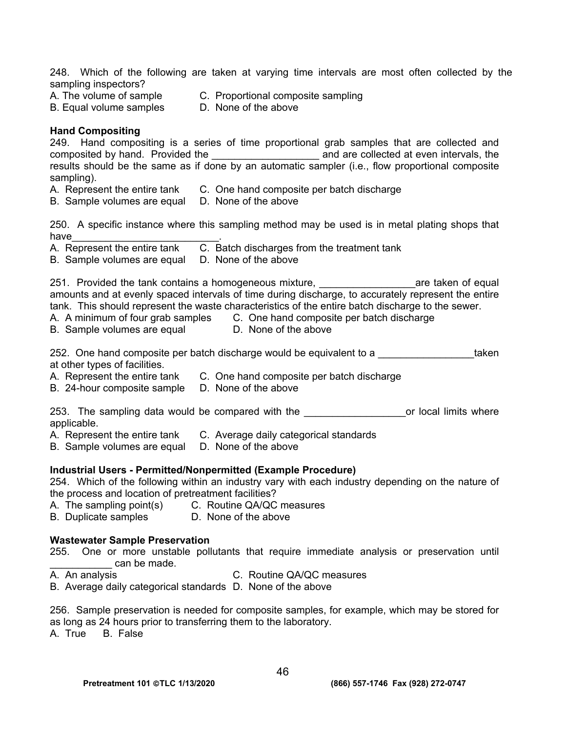248. Which of the following are taken at varying time intervals are most often collected by the sampling inspectors?
A. The volume of sample
B. Equal volume samples
C. Proportional composite sampling
D. None of the above

**Hand Compositing**

249. Hand compositing is a series of time proportional grab samples that are collected and composited by hand. Provided the ___________________ and are collected at even intervals, the results should be the same as if done by an automatic sampler (i.e., flow proportional composite sampling).
A. Represent the entire tank
B. Sample volumes are equal
C. One hand composite per batch discharge
D. None of the above

250. A specific instance where this sampling method may be used is in metal plating shops that have__________________________.
A. Represent the entire tank
B. Sample volumes are equal
C. Batch discharges from the treatment tank
D. None of the above

251. Provided the tank contains a homogeneous mixture, _________________are taken of equal amounts and at evenly spaced intervals of time during discharge, to accurately represent the entire tank. This should represent the waste characteristics of the entire batch discharge to the sewer.
A. A minimum of four grab samples
B. Sample volumes are equal
C. One hand composite per batch discharge
D. None of the above

252. One hand composite per batch discharge would be equivalent to a _________________taken at other types of facilities.
A. Represent the entire tank
B. 24-hour composite sample
C. One hand composite per batch discharge
D. None of the above

253. The sampling data would be compared with the __________________or local limits where applicable.
A. Represent the entire tank
B. Sample volumes are equal
C. Average daily categorical standards
D. None of the above

**Industrial Users - Permitted/Nonpermitted (Example Procedure)**

254. Which of the following within an industry vary with each industry depending on the nature of the process and location of pretreatment facilities?
A. The sampling point(s)
B. Duplicate samples
C. Routine QA/QC measures
D. None of the above

**Wastewater Sample Preservation**

255. One or more unstable pollutants that require immediate analysis or preservation until ___________ can be made.
A. An analysis
B. Average daily categorical standards
C. Routine QA/QC measures
D. None of the above

256. Sample preservation is needed for composite samples, for example, which may be stored for as long as 24 hours prior to transferring them to the laboratory.
A. True B. False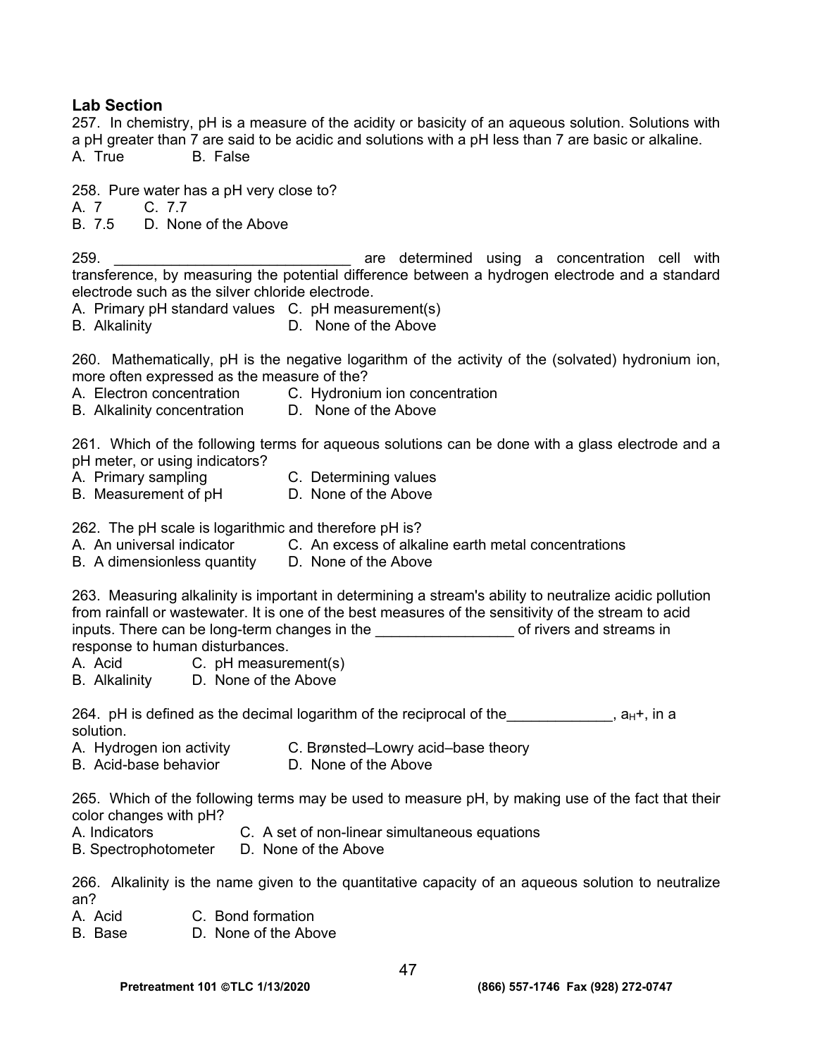**Lab Section**

257. In chemistry, pH is a measure of the acidity or basicity of an aqueous solution. Solutions with a pH greater than 7 are said to be acidic and solutions with a pH less than 7 are basic or alkaline.
A. True B. False

258. Pure water has a pH very close to?
A. 7 C. 7.7
B. 7.5 D. None of the Above

259. _____________________________ are determined using a concentration cell with transference, by measuring the potential difference between a hydrogen electrode and a standard electrode such as the silver chloride electrode.
A. Primary pH standard values C. pH measurement(s)
B. Alkalinity D. None of the Above

260. Mathematically, pH is the negative logarithm of the activity of the (solvated) hydronium ion, more often expressed as the measure of the?
A. Electron concentration C. Hydronium ion concentration
B. Alkalinity concentration D. None of the Above

261. Which of the following terms for aqueous solutions can be done with a glass electrode and a pH meter, or using indicators?
A. Primary sampling C. Determining values
B. Measurement of pH D. None of the Above

262. The pH scale is logarithmic and therefore pH is?
A. An universal indicator C. An excess of alkaline earth metal concentrations
B. A dimensionless quantity D. None of the Above

263. Measuring alkalinity is important in determining a stream's ability to neutralize acidic pollution from rainfall or wastewater. It is one of the best measures of the sensitivity of the stream to acid inputs. There can be long-term changes in the _________________ of rivers and streams in response to human disturbances.
A. Acid C. pH measurement(s)
B. Alkalinity D. None of the Above

264. pH is defined as the decimal logarithm of the reciprocal of the_____________, $a_H+$, in a solution.
A. Hydrogen ion activity C. Brønsted–Lowry acid–base theory
B. Acid-base behavior D. None of the Above

265. Which of the following terms may be used to measure pH, by making use of the fact that their color changes with pH?
A. Indicators C. A set of non-linear simultaneous equations
B. Spectrophotometer D. None of the Above

266. Alkalinity is the name given to the quantitative capacity of an aqueous solution to neutralize an?
A. Acid C. Bond formation
B. Base D. None of the Above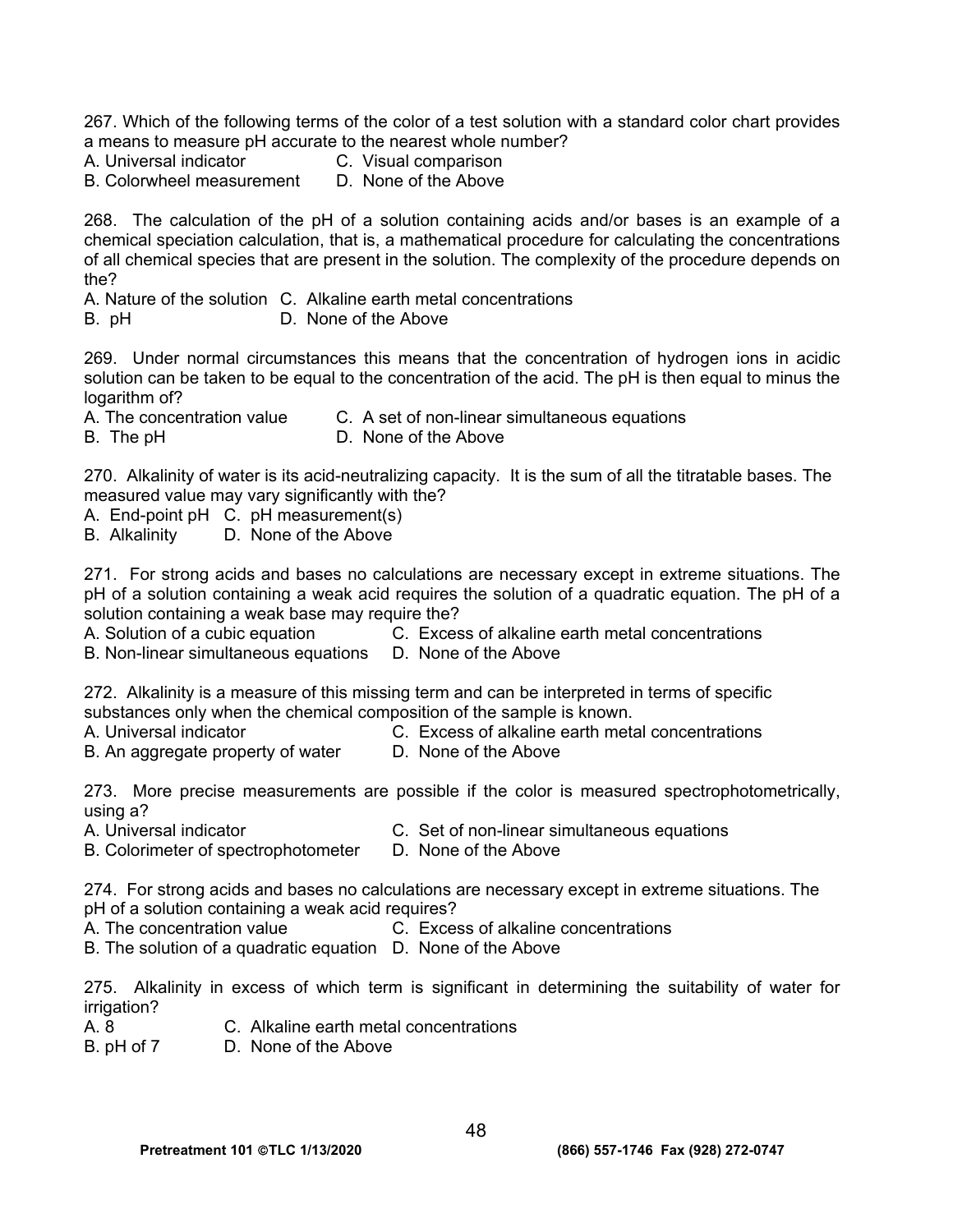267. Which of the following terms of the color of a test solution with a standard color chart provides a means to measure pH accurate to the nearest whole number?

A. Universal indicator  
B. Colorwheel measurement  
C. Visual comparison  
D. None of the Above

268. The calculation of the pH of a solution containing acids and/or bases is an example of a chemical speciation calculation, that is, a mathematical procedure for calculating the concentrations of all chemical species that are present in the solution. The complexity of the procedure depends on the?

A. Nature of the solution  
B. pH  
C. Alkaline earth metal concentrations  
D. None of the Above

269. Under normal circumstances this means that the concentration of hydrogen ions in acidic solution can be taken to be equal to the concentration of the acid. The pH is then equal to minus the logarithm of?

A. The concentration value  
B. The pH  
C. A set of non-linear simultaneous equations  
D. None of the Above

270. Alkalinity of water is its acid-neutralizing capacity. It is the sum of all the titratable bases. The measured value may vary significantly with the?

A. End-point pH  
B. Alkalinity  
C. pH measurement(s)  
D. None of the Above

271. For strong acids and bases no calculations are necessary except in extreme situations. The pH of a solution containing a weak acid requires the solution of a quadratic equation. The pH of a solution containing a weak base may require the?

A. Solution of a cubic equation  
B. Non-linear simultaneous equations  
C. Excess of alkaline earth metal concentrations  
D. None of the Above

272. Alkalinity is a measure of this missing term and can be interpreted in terms of specific substances only when the chemical composition of the sample is known.

A. Universal indicator  
B. An aggregate property of water  
C. Excess of alkaline earth metal concentrations  
D. None of the Above

273. More precise measurements are possible if the color is measured spectrophotometrically, using a?

A. Universal indicator  
B. Colorimeter of spectrophotometer  
C. Set of non-linear simultaneous equations  
D. None of the Above

274. For strong acids and bases no calculations are necessary except in extreme situations. The pH of a solution containing a weak acid requires?

A. The concentration value  
B. The solution of a quadratic equation  
C. Excess of alkaline concentrations  
D. None of the Above

275. Alkalinity in excess of which term is significant in determining the suitability of water for irrigation?

A. 8  
B. pH of 7  
C. Alkaline earth metal concentrations  
D. None of the Above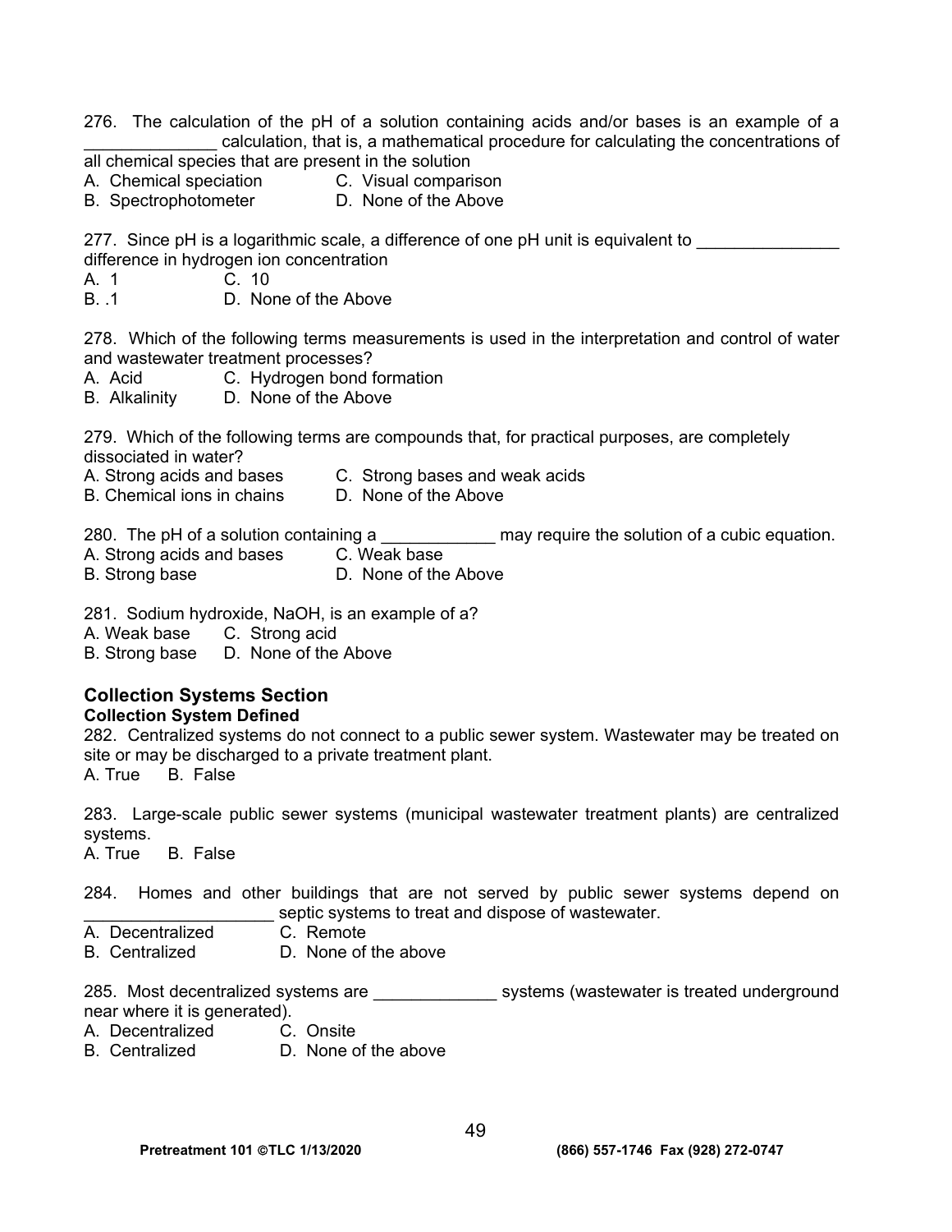276. The calculation of the pH of a solution containing acids and/or bases is an example of a ______________ calculation, that is, a mathematical procedure for calculating the concentrations of all chemical species that are present in the solution

A. Chemical speciation
B. Spectrophotometer
C. Visual comparison
D. None of the Above

277. Since pH is a logarithmic scale, a difference of one pH unit is equivalent to _______________ difference in hydrogen ion concentration

A. 1
B. .1
C. 10
D. None of the Above

278. Which of the following terms measurements is used in the interpretation and control of water and wastewater treatment processes?

A. Acid
B. Alkalinity
C. Hydrogen bond formation
D. None of the Above

279. Which of the following terms are compounds that, for practical purposes, are completely dissociated in water?

A. Strong acids and bases
B. Chemical ions in chains
C. Strong bases and weak acids
D. None of the Above

280. The pH of a solution containing a ____________ may require the solution of a cubic equation.

A. Strong acids and bases
B. Strong base
C. Weak base
D. None of the Above

281. Sodium hydroxide, NaOH, is an example of a?

A. Weak base
B. Strong base
C. Strong acid
D. None of the Above

## Collection Systems Section

### Collection System Defined

282. Centralized systems do not connect to a public sewer system. Wastewater may be treated on site or may be discharged to a private treatment plant.

A. True B. False

283. Large-scale public sewer systems (municipal wastewater treatment plants) are centralized systems.

A. True B. False

284. Homes and other buildings that are not served by public sewer systems depend on ____________________ septic systems to treat and dispose of wastewater.

A. Decentralized
B. Centralized
C. Remote
D. None of the above

285. Most decentralized systems are _____________ systems (wastewater is treated underground near where it is generated).

A. Decentralized
B. Centralized
C. Onsite
D. None of the above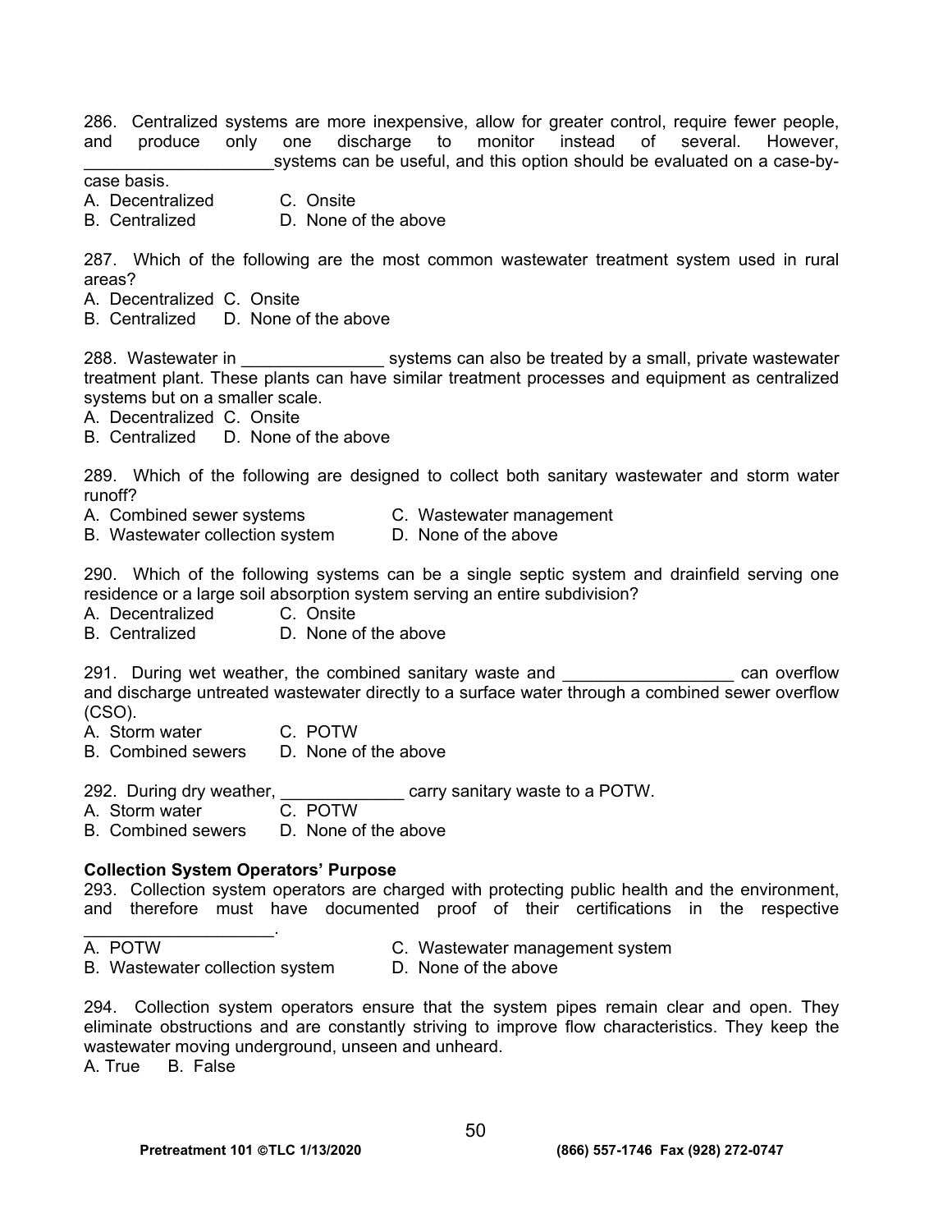286. Centralized systems are more inexpensive, allow for greater control, require fewer people, and produce only one discharge to monitor instead of several. However, ____________________systems can be useful, and this option should be evaluated on a case-by-case basis.

A. Decentralized C. Onsite
B. Centralized D. None of the above

287. Which of the following are the most common wastewater treatment system used in rural areas?

A. Decentralized C. Onsite
B. Centralized D. None of the above

288. Wastewater in _______________ systems can also be treated by a small, private wastewater treatment plant. These plants can have similar treatment processes and equipment as centralized systems but on a smaller scale.

A. Decentralized C. Onsite
B. Centralized D. None of the above

289. Which of the following are designed to collect both sanitary wastewater and storm water runoff?

A. Combined sewer systems C. Wastewater management
B. Wastewater collection system D. None of the above

290. Which of the following systems can be a single septic system and drainfield serving one residence or a large soil absorption system serving an entire subdivision?

A. Decentralized C. Onsite
B. Centralized D. None of the above

291. During wet weather, the combined sanitary waste and __________________ can overflow and discharge untreated wastewater directly to a surface water through a combined sewer overflow (CSO).

A. Storm water C. POTW
B. Combined sewers D. None of the above

292. During dry weather, _____________ carry sanitary waste to a POTW.

A. Storm water C. POTW
B. Combined sewers D. None of the above

**Collection System Operators' Purpose**

293. Collection system operators are charged with protecting public health and the environment, and therefore must have documented proof of their certifications in the respective ____________________.

A. POTW C. Wastewater management system
B. Wastewater collection system D. None of the above

294. Collection system operators ensure that the system pipes remain clear and open. They eliminate obstructions and are constantly striving to improve flow characteristics. They keep the wastewater moving underground, unseen and unheard.

A. True B. False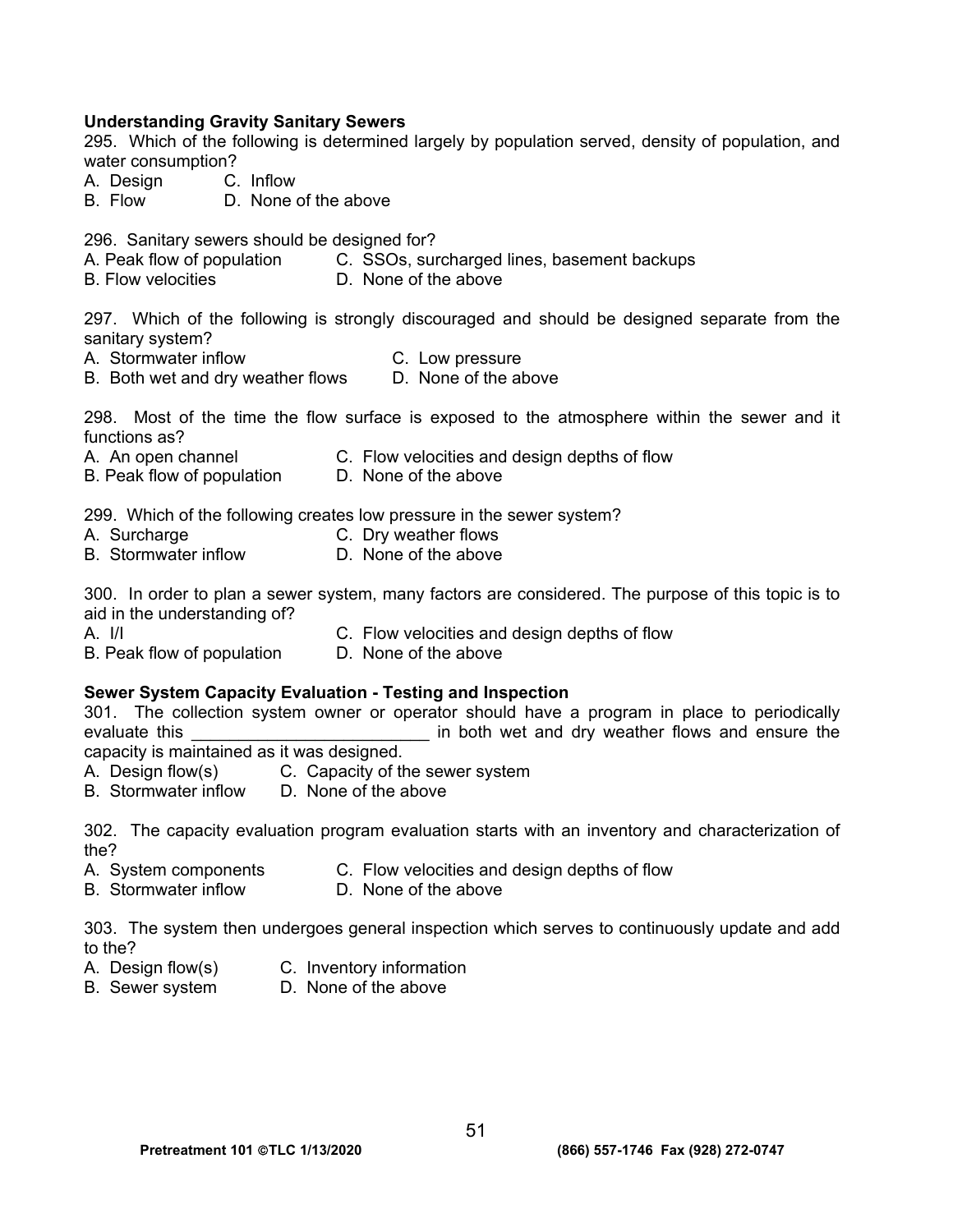**Understanding Gravity Sanitary Sewers**

295. Which of the following is determined largely by population served, density of population, and water consumption?
A. Design
B. Flow
C. Inflow
D. None of the above

296. Sanitary sewers should be designed for?
A. Peak flow of population
B. Flow velocities
C. SSOs, surcharged lines, basement backups
D. None of the above

297. Which of the following is strongly discouraged and should be designed separate from the sanitary system?
A. Stormwater inflow
B. Both wet and dry weather flows
C. Low pressure
D. None of the above

298. Most of the time the flow surface is exposed to the atmosphere within the sewer and it functions as?
A. An open channel
B. Peak flow of population
C. Flow velocities and design depths of flow
D. None of the above

299. Which of the following creates low pressure in the sewer system?
A. Surcharge
B. Stormwater inflow
C. Dry weather flows
D. None of the above

300. In order to plan a sewer system, many factors are considered. The purpose of this topic is to aid in the understanding of?
A. I/I
B. Peak flow of population
C. Flow velocities and design depths of flow
D. None of the above

**Sewer System Capacity Evaluation - Testing and Inspection**

301. The collection system owner or operator should have a program in place to periodically evaluate this _________________________ in both wet and dry weather flows and ensure the capacity is maintained as it was designed.
A. Design flow(s)
B. Stormwater inflow
C. Capacity of the sewer system
D. None of the above

302. The capacity evaluation program evaluation starts with an inventory and characterization of the?
A. System components
B. Stormwater inflow
C. Flow velocities and design depths of flow
D. None of the above

303. The system then undergoes general inspection which serves to continuously update and add to the?
A. Design flow(s)
B. Sewer system
C. Inventory information
D. None of the above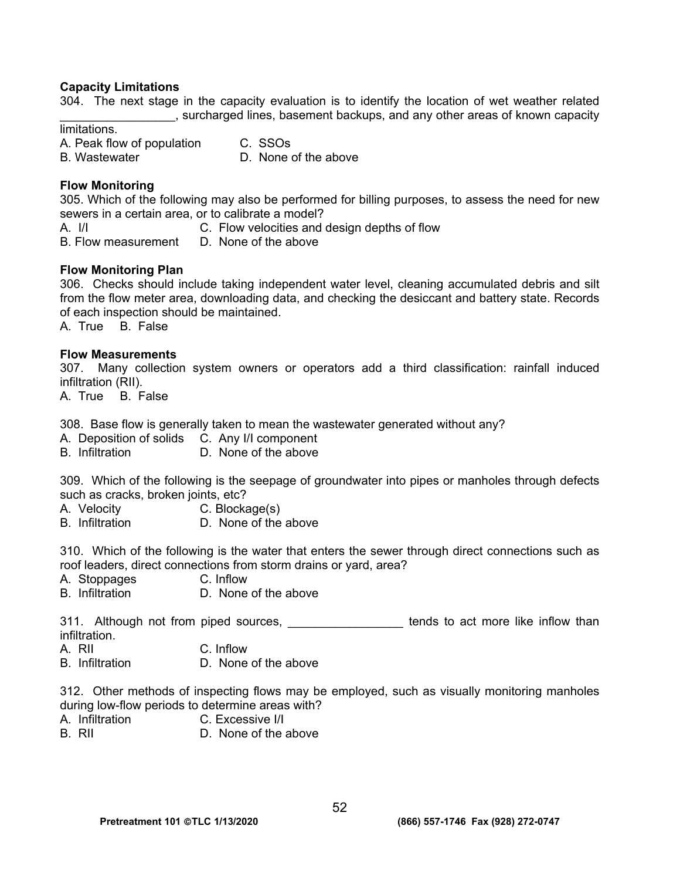**Capacity Limitations**

304. The next stage in the capacity evaluation is to identify the location of wet weather related _________________, surcharged lines, basement backups, and any other areas of known capacity limitations.

A. Peak flow of population  C. SSOs
B. Wastewater  D. None of the above

**Flow Monitoring**

305. Which of the following may also be performed for billing purposes, to assess the need for new sewers in a certain area, or to calibrate a model?

A. I/I  C. Flow velocities and design depths of flow
B. Flow measurement  D. None of the above

**Flow Monitoring Plan**

306. Checks should include taking independent water level, cleaning accumulated debris and silt from the flow meter area, downloading data, and checking the desiccant and battery state. Records of each inspection should be maintained.

A. True  B. False

**Flow Measurements**

307. Many collection system owners or operators add a third classification: rainfall induced infiltration (RII).

A. True  B. False

308. Base flow is generally taken to mean the wastewater generated without any?

A. Deposition of solids  C. Any I/I component
B. Infiltration  D. None of the above

309. Which of the following is the seepage of groundwater into pipes or manholes through defects such as cracks, broken joints, etc?

A. Velocity  C. Blockage(s)
B. Infiltration  D. None of the above

310. Which of the following is the water that enters the sewer through direct connections such as roof leaders, direct connections from storm drains or yard, area?

A. Stoppages  C. Inflow
B. Infiltration  D. None of the above

311. Although not from piped sources, _________________ tends to act more like inflow than infiltration.

A. RII  C. Inflow
B. Infiltration  D. None of the above

312. Other methods of inspecting flows may be employed, such as visually monitoring manholes during low-flow periods to determine areas with?

A. Infiltration  C. Excessive I/I
B. RII  D. None of the above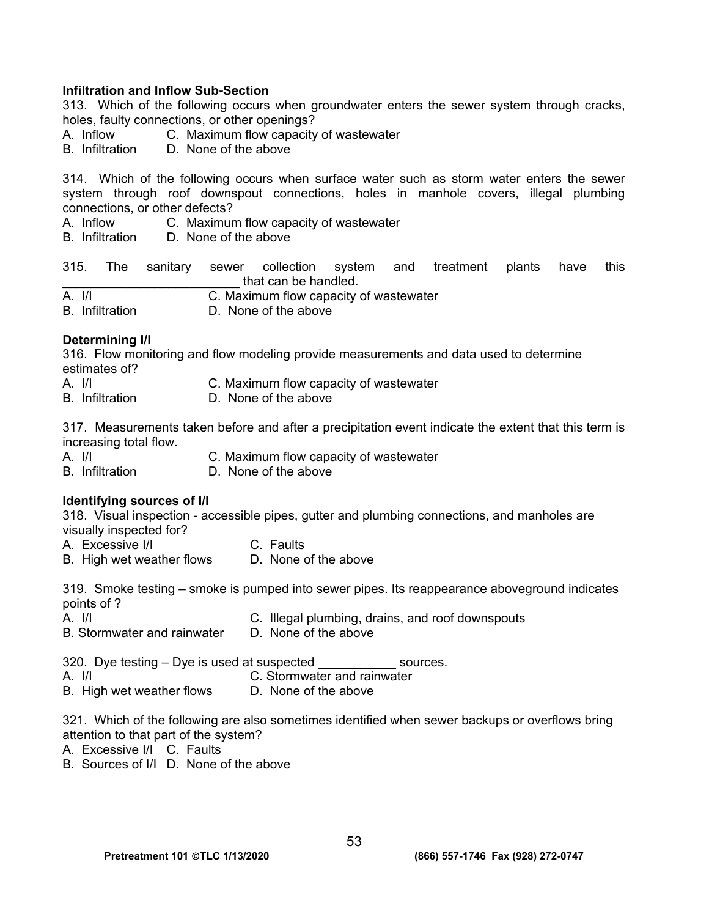**Infiltration and Inflow Sub-Section**

313. Which of the following occurs when groundwater enters the sewer system through cracks, holes, faulty connections, or other openings?

A. Inflow C. Maximum flow capacity of wastewater
B. Infiltration D. None of the above

314. Which of the following occurs when surface water such as storm water enters the sewer system through roof downspout connections, holes in manhole covers, illegal plumbing connections, or other defects?

A. Inflow C. Maximum flow capacity of wastewater
B. Infiltration D. None of the above

315. The sanitary sewer collection system and treatment plants have this _________________________ that can be handled.

A. I/I C. Maximum flow capacity of wastewater
B. Infiltration D. None of the above

**Determining I/I**

316. Flow monitoring and flow modeling provide measurements and data used to determine estimates of?

A. I/I C. Maximum flow capacity of wastewater
B. Infiltration D. None of the above

317. Measurements taken before and after a precipitation event indicate the extent that this term is increasing total flow.

A. I/I C. Maximum flow capacity of wastewater
B. Infiltration D. None of the above

**Identifying sources of I/I**

318. Visual inspection - accessible pipes, gutter and plumbing connections, and manholes are visually inspected for?

A. Excessive I/I C. Faults
B. High wet weather flows D. None of the above

319. Smoke testing – smoke is pumped into sewer pipes. Its reappearance aboveground indicates points of ?

A. I/I C. Illegal plumbing, drains, and roof downspouts
B. Stormwater and rainwater D. None of the above

320. Dye testing – Dye is used at suspected ___________ sources.

A. I/I C. Stormwater and rainwater
B. High wet weather flows D. None of the above

321. Which of the following are also sometimes identified when sewer backups or overflows bring attention to that part of the system?

A. Excessive I/I C. Faults
B. Sources of I/I D. None of the above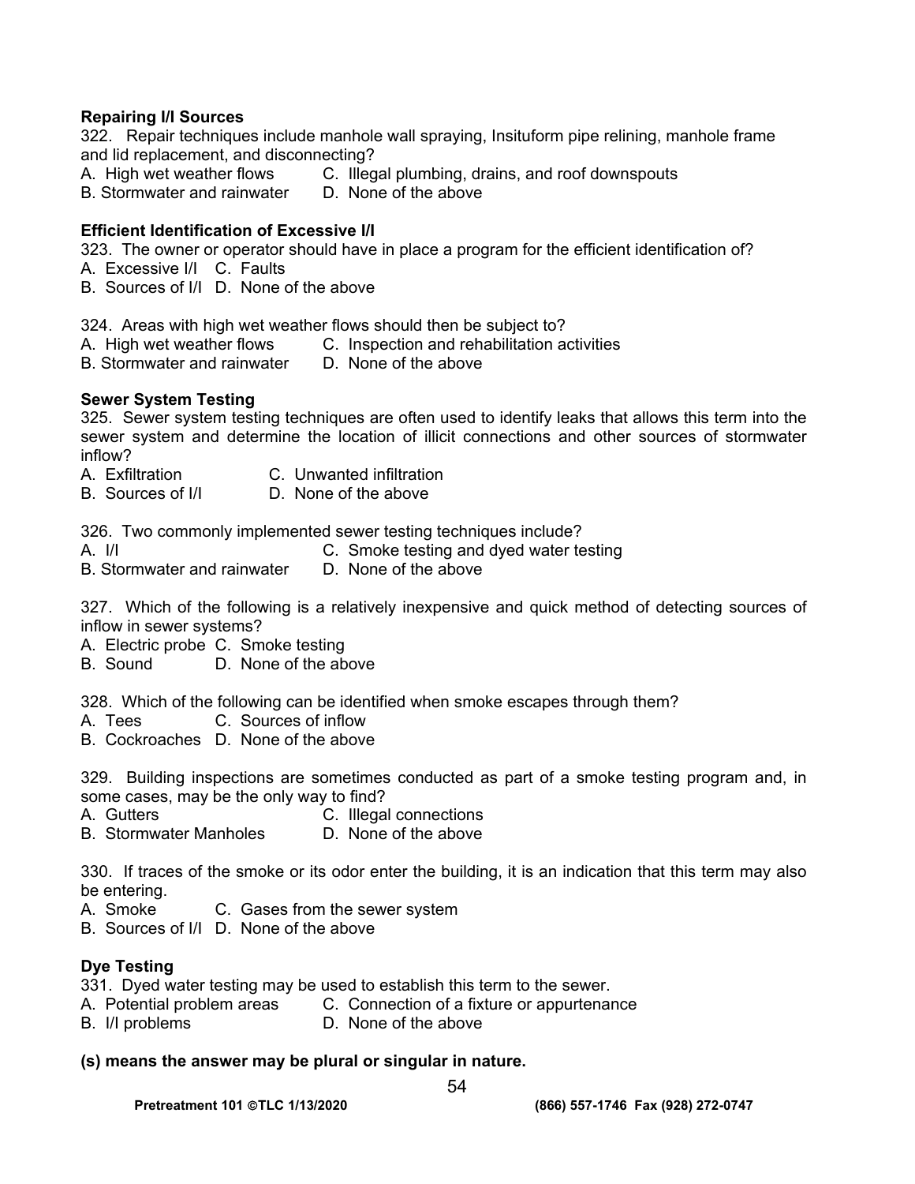**Repairing I/I Sources**

322. Repair techniques include manhole wall spraying, Insituform pipe relining, manhole frame and lid replacement, and disconnecting?

A. High wet weather flows C. Illegal plumbing, drains, and roof downspouts
B. Stormwater and rainwater D. None of the above

**Efficient Identification of Excessive I/I**

323. The owner or operator should have in place a program for the efficient identification of?

A. Excessive I/I C. Faults
B. Sources of I/I D. None of the above

324. Areas with high wet weather flows should then be subject to?

A. High wet weather flows C. Inspection and rehabilitation activities
B. Stormwater and rainwater D. None of the above

**Sewer System Testing**

325. Sewer system testing techniques are often used to identify leaks that allows this term into the sewer system and determine the location of illicit connections and other sources of stormwater inflow?

A. Exfiltration C. Unwanted infiltration
B. Sources of I/I D. None of the above

326. Two commonly implemented sewer testing techniques include?

A. I/I C. Smoke testing and dyed water testing
B. Stormwater and rainwater D. None of the above

327. Which of the following is a relatively inexpensive and quick method of detecting sources of inflow in sewer systems?

A. Electric probe C. Smoke testing
B. Sound D. None of the above

328. Which of the following can be identified when smoke escapes through them?

A. Tees C. Sources of inflow
B. Cockroaches D. None of the above

329. Building inspections are sometimes conducted as part of a smoke testing program and, in some cases, may be the only way to find?

A. Gutters C. Illegal connections
B. Stormwater Manholes D. None of the above

330. If traces of the smoke or its odor enter the building, it is an indication that this term may also be entering.

A. Smoke C. Gases from the sewer system
B. Sources of I/I D. None of the above

**Dye Testing**

331. Dyed water testing may be used to establish this term to the sewer.

A. Potential problem areas C. Connection of a fixture or appurtenance
B. I/I problems D. None of the above

**(s) means the answer may be plural or singular in nature.**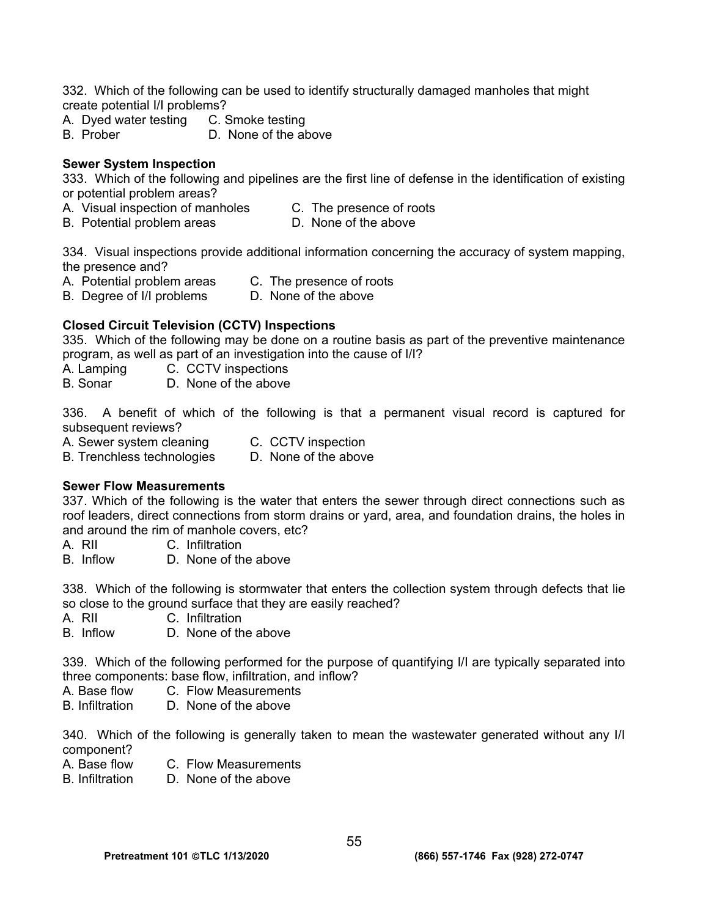332. Which of the following can be used to identify structurally damaged manholes that might create potential I/I problems?

A. Dyed water testing C. Smoke testing
B. Prober D. None of the above

**Sewer System Inspection**

333. Which of the following and pipelines are the first line of defense in the identification of existing or potential problem areas?

A. Visual inspection of manholes C. The presence of roots
B. Potential problem areas D. None of the above

334. Visual inspections provide additional information concerning the accuracy of system mapping, the presence and?

A. Potential problem areas C. The presence of roots
B. Degree of I/I problems D. None of the above

**Closed Circuit Television (CCTV) Inspections**

335. Which of the following may be done on a routine basis as part of the preventive maintenance program, as well as part of an investigation into the cause of I/I?

A. Lamping C. CCTV inspections
B. Sonar D. None of the above

336. A benefit of which of the following is that a permanent visual record is captured for subsequent reviews?

A. Sewer system cleaning C. CCTV inspection
B. Trenchless technologies D. None of the above

**Sewer Flow Measurements**

337. Which of the following is the water that enters the sewer through direct connections such as roof leaders, direct connections from storm drains or yard, area, and foundation drains, the holes in and around the rim of manhole covers, etc?

A. RII C. Infiltration
B. Inflow D. None of the above

338. Which of the following is stormwater that enters the collection system through defects that lie so close to the ground surface that they are easily reached?

A. RII C. Infiltration
B. Inflow D. None of the above

339. Which of the following performed for the purpose of quantifying I/I are typically separated into three components: base flow, infiltration, and inflow?

A. Base flow C. Flow Measurements
B. Infiltration D. None of the above

340. Which of the following is generally taken to mean the wastewater generated without any I/I component?

A. Base flow C. Flow Measurements
B. Infiltration D. None of the above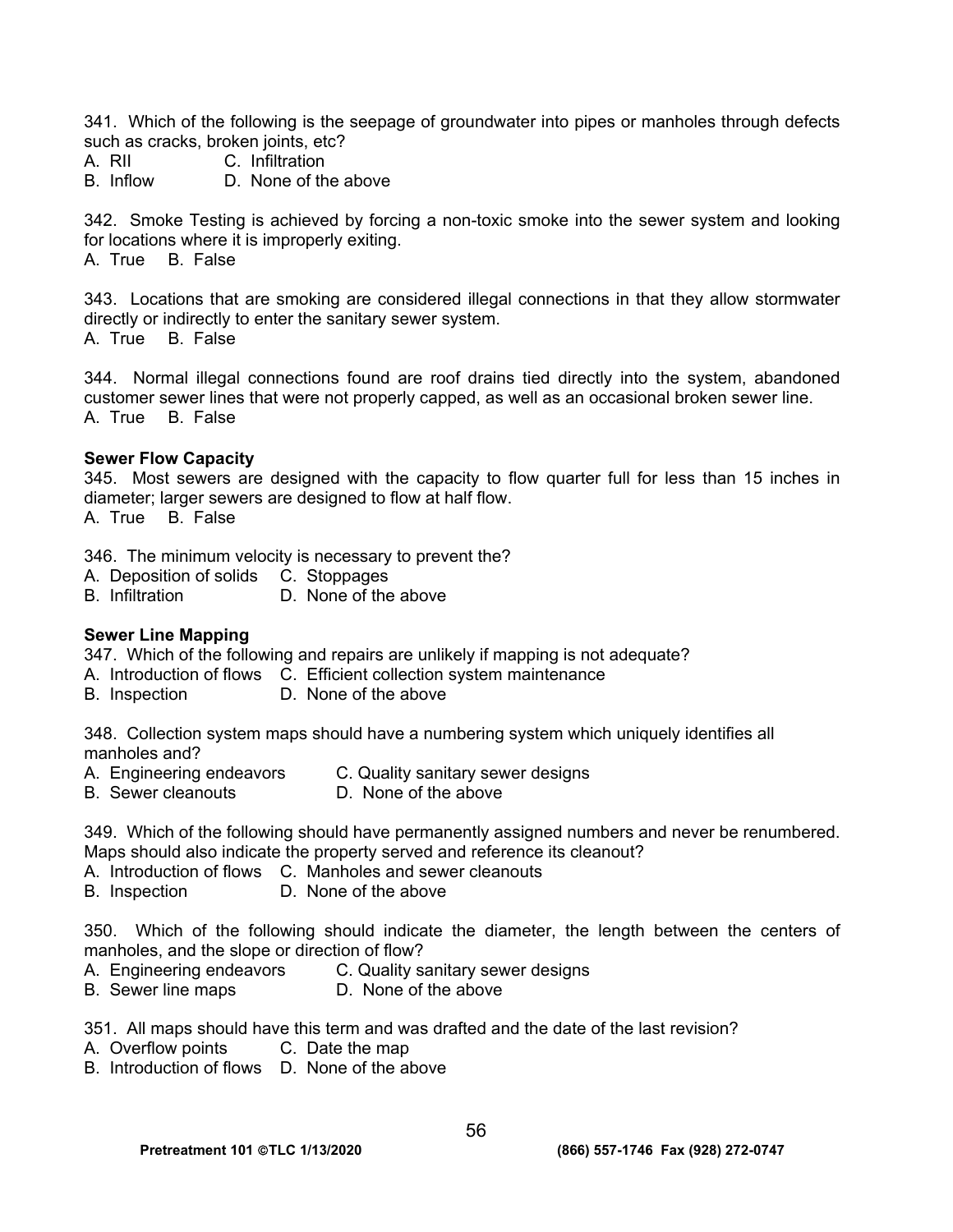341. Which of the following is the seepage of groundwater into pipes or manholes through defects such as cracks, broken joints, etc?
A. RII C. Infiltration
B. Inflow D. None of the above

342. Smoke Testing is achieved by forcing a non-toxic smoke into the sewer system and looking for locations where it is improperly exiting.
A. True B. False

343. Locations that are smoking are considered illegal connections in that they allow stormwater directly or indirectly to enter the sanitary sewer system.
A. True B. False

344. Normal illegal connections found are roof drains tied directly into the system, abandoned customer sewer lines that were not properly capped, as well as an occasional broken sewer line.
A. True B. False

**Sewer Flow Capacity**

345. Most sewers are designed with the capacity to flow quarter full for less than 15 inches in diameter; larger sewers are designed to flow at half flow.
A. True B. False

346. The minimum velocity is necessary to prevent the?
A. Deposition of solids C. Stoppages
B. Infiltration D. None of the above

**Sewer Line Mapping**

347. Which of the following and repairs are unlikely if mapping is not adequate?
A. Introduction of flows C. Efficient collection system maintenance
B. Inspection D. None of the above

348. Collection system maps should have a numbering system which uniquely identifies all manholes and?
A. Engineering endeavors C. Quality sanitary sewer designs
B. Sewer cleanouts D. None of the above

349. Which of the following should have permanently assigned numbers and never be renumbered. Maps should also indicate the property served and reference its cleanout?
A. Introduction of flows C. Manholes and sewer cleanouts
B. Inspection D. None of the above

350. Which of the following should indicate the diameter, the length between the centers of manholes, and the slope or direction of flow?
A. Engineering endeavors C. Quality sanitary sewer designs
B. Sewer line maps D. None of the above

351. All maps should have this term and was drafted and the date of the last revision?
A. Overflow points C. Date the map
B. Introduction of flows D. None of the above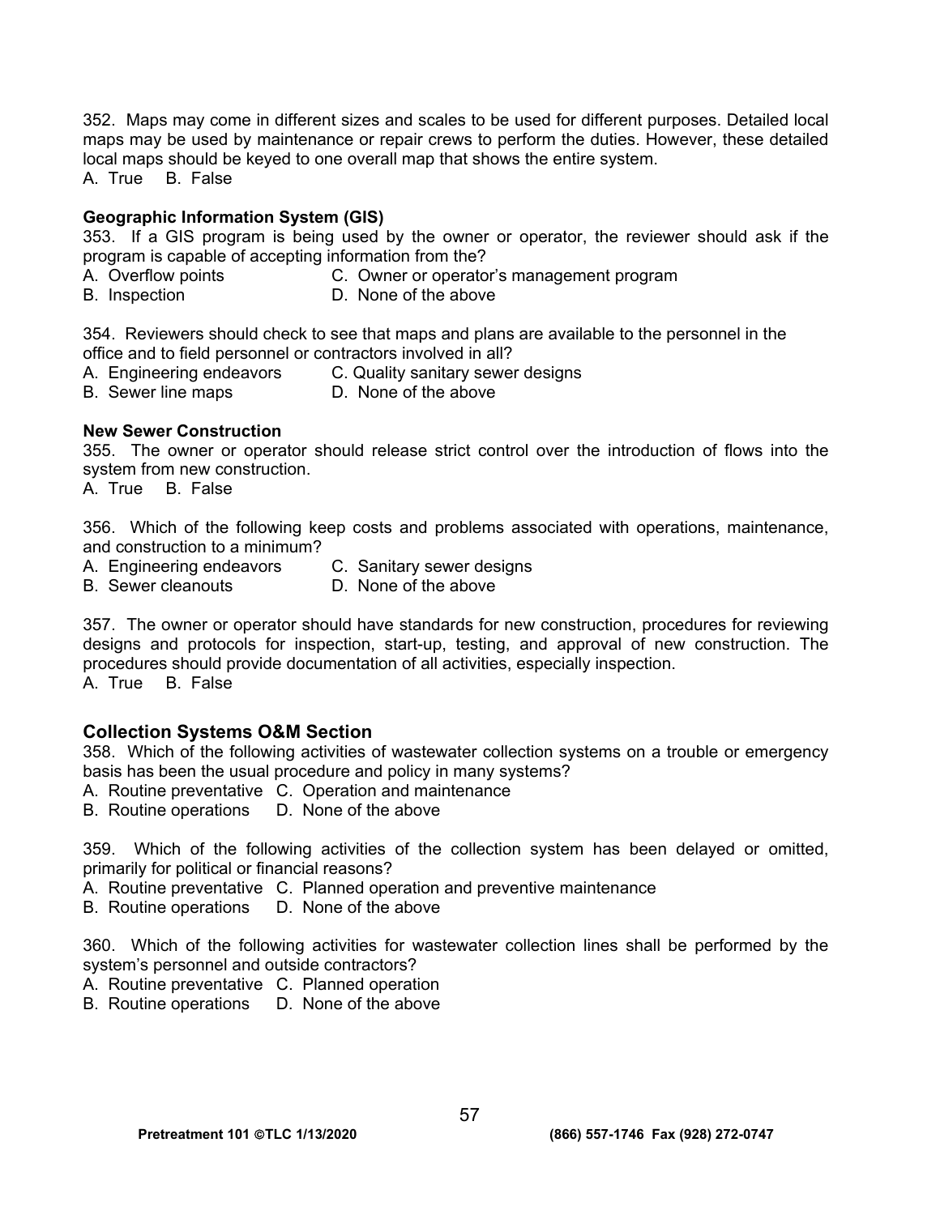352. Maps may come in different sizes and scales to be used for different purposes. Detailed local maps may be used by maintenance or repair crews to perform the duties. However, these detailed local maps should be keyed to one overall map that shows the entire system.
A. True B. False

**Geographic Information System (GIS)**

353. If a GIS program is being used by the owner or operator, the reviewer should ask if the program is capable of accepting information from the?
A. Overflow points C. Owner or operator's management program
B. Inspection D. None of the above

354. Reviewers should check to see that maps and plans are available to the personnel in the office and to field personnel or contractors involved in all?
A. Engineering endeavors C. Quality sanitary sewer designs
B. Sewer line maps D. None of the above

**New Sewer Construction**

355. The owner or operator should release strict control over the introduction of flows into the system from new construction.
A. True B. False

356. Which of the following keep costs and problems associated with operations, maintenance, and construction to a minimum?
A. Engineering endeavors C. Sanitary sewer designs
B. Sewer cleanouts D. None of the above

357. The owner or operator should have standards for new construction, procedures for reviewing designs and protocols for inspection, start-up, testing, and approval of new construction. The procedures should provide documentation of all activities, especially inspection.
A. True B. False

## Collection Systems O&M Section

358. Which of the following activities of wastewater collection systems on a trouble or emergency basis has been the usual procedure and policy in many systems?
A. Routine preventative C. Operation and maintenance
B. Routine operations D. None of the above

359. Which of the following activities of the collection system has been delayed or omitted, primarily for political or financial reasons?
A. Routine preventative C. Planned operation and preventive maintenance
B. Routine operations D. None of the above

360. Which of the following activities for wastewater collection lines shall be performed by the system's personnel and outside contractors?
A. Routine preventative C. Planned operation
B. Routine operations D. None of the above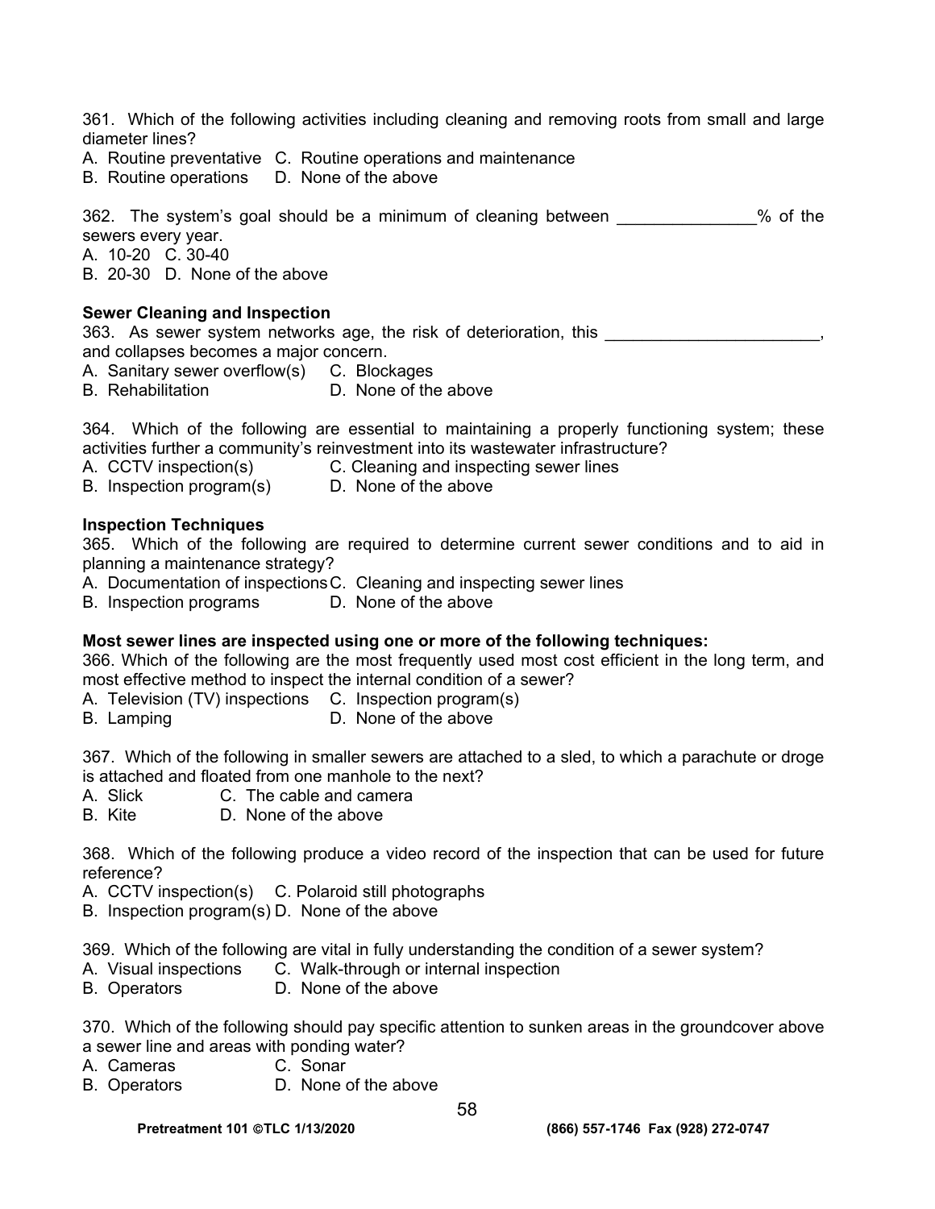361. Which of the following activities including cleaning and removing roots from small and large diameter lines?

A. Routine preventative C. Routine operations and maintenance
B. Routine operations D. None of the above

362. The system's goal should be a minimum of cleaning between _______________% of the sewers every year.

A. 10-20 C. 30-40
B. 20-30 D. None of the above

**Sewer Cleaning and Inspection**

363. As sewer system networks age, the risk of deterioration, this ________________________, and collapses becomes a major concern.

A. Sanitary sewer overflow(s) C. Blockages
B. Rehabilitation D. None of the above

364. Which of the following are essential to maintaining a properly functioning system; these activities further a community's reinvestment into its wastewater infrastructure?

A. CCTV inspection(s) C. Cleaning and inspecting sewer lines
B. Inspection program(s) D. None of the above

**Inspection Techniques**

365. Which of the following are required to determine current sewer conditions and to aid in planning a maintenance strategy?

A. Documentation of inspections C. Cleaning and inspecting sewer lines
B. Inspection programs D. None of the above

**Most sewer lines are inspected using one or more of the following techniques:**

366. Which of the following are the most frequently used most cost efficient in the long term, and most effective method to inspect the internal condition of a sewer?

A. Television (TV) inspections C. Inspection program(s)
B. Lamping D. None of the above

367. Which of the following in smaller sewers are attached to a sled, to which a parachute or droge is attached and floated from one manhole to the next?

A. Slick C. The cable and camera
B. Kite D. None of the above

368. Which of the following produce a video record of the inspection that can be used for future reference?

A. CCTV inspection(s) C. Polaroid still photographs
B. Inspection program(s) D. None of the above

369. Which of the following are vital in fully understanding the condition of a sewer system?

A. Visual inspections C. Walk-through or internal inspection
B. Operators D. None of the above

370. Which of the following should pay specific attention to sunken areas in the groundcover above a sewer line and areas with ponding water?

A. Cameras C. Sonar
B. Operators D. None of the above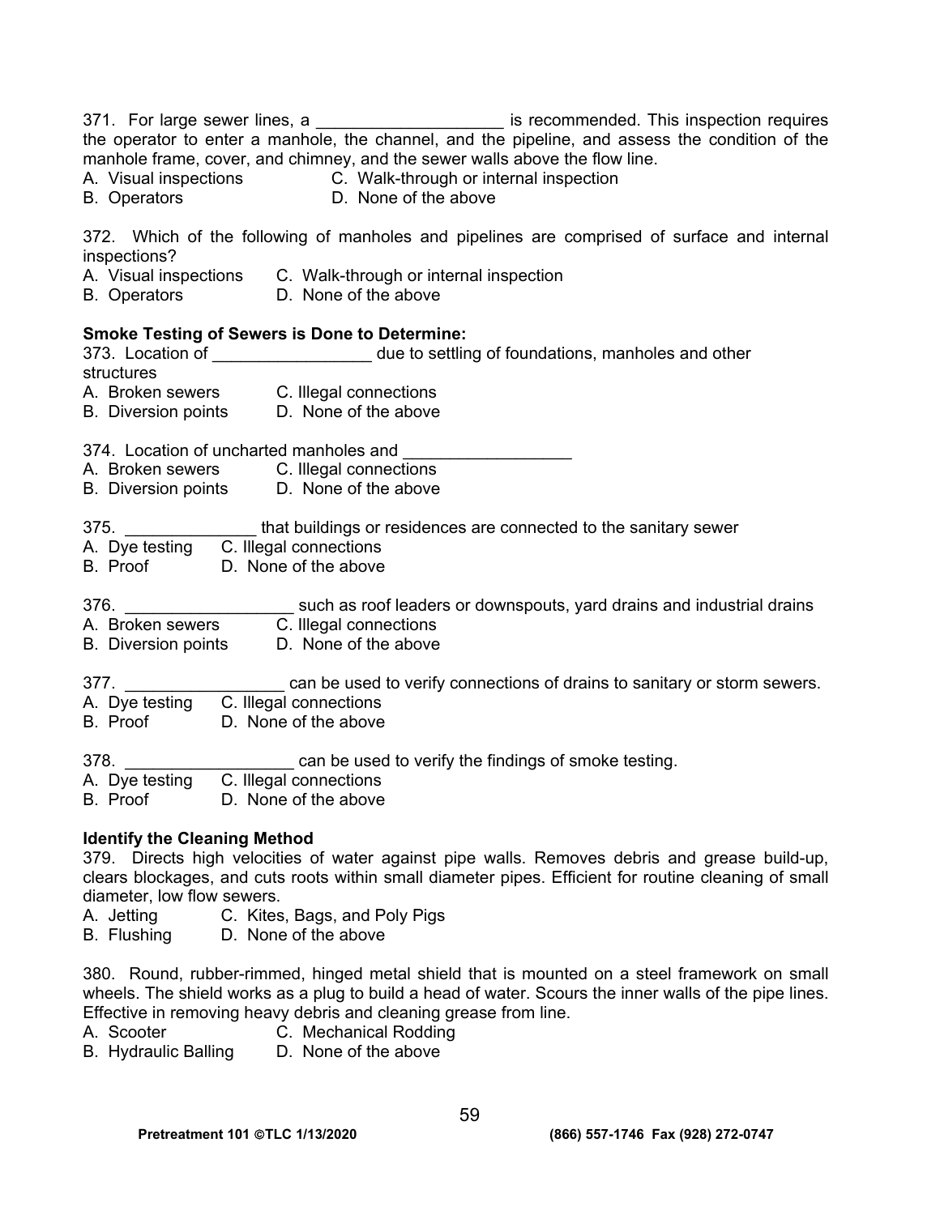371. For large sewer lines, a ____________________ is recommended. This inspection requires the operator to enter a manhole, the channel, and the pipeline, and assess the condition of the manhole frame, cover, and chimney, and the sewer walls above the flow line.
A. Visual inspections C. Walk-through or internal inspection
B. Operators D. None of the above

372. Which of the following of manholes and pipelines are comprised of surface and internal inspections?
A. Visual inspections C. Walk-through or internal inspection
B. Operators D. None of the above

**Smoke Testing of Sewers is Done to Determine:**

373. Location of _________________ due to settling of foundations, manholes and other structures
A. Broken sewers C. Illegal connections
B. Diversion points D. None of the above

374. Location of uncharted manholes and __________________
A. Broken sewers C. Illegal connections
B. Diversion points D. None of the above

375. ______________ that buildings or residences are connected to the sanitary sewer
A. Dye testing C. Illegal connections
B. Proof D. None of the above

376. __________________ such as roof leaders or downspouts, yard drains and industrial drains
A. Broken sewers C. Illegal connections
B. Diversion points D. None of the above

377. _________________ can be used to verify connections of drains to sanitary or storm sewers.
A. Dye testing C. Illegal connections
B. Proof D. None of the above

378. __________________ can be used to verify the findings of smoke testing.
A. Dye testing C. Illegal connections
B. Proof D. None of the above

**Identify the Cleaning Method**

379. Directs high velocities of water against pipe walls. Removes debris and grease build-up, clears blockages, and cuts roots within small diameter pipes. Efficient for routine cleaning of small diameter, low flow sewers.
A. Jetting C. Kites, Bags, and Poly Pigs
B. Flushing D. None of the above

380. Round, rubber-rimmed, hinged metal shield that is mounted on a steel framework on small wheels. The shield works as a plug to build a head of water. Scours the inner walls of the pipe lines. Effective in removing heavy debris and cleaning grease from line.
A. Scooter C. Mechanical Rodding
B. Hydraulic Balling D. None of the above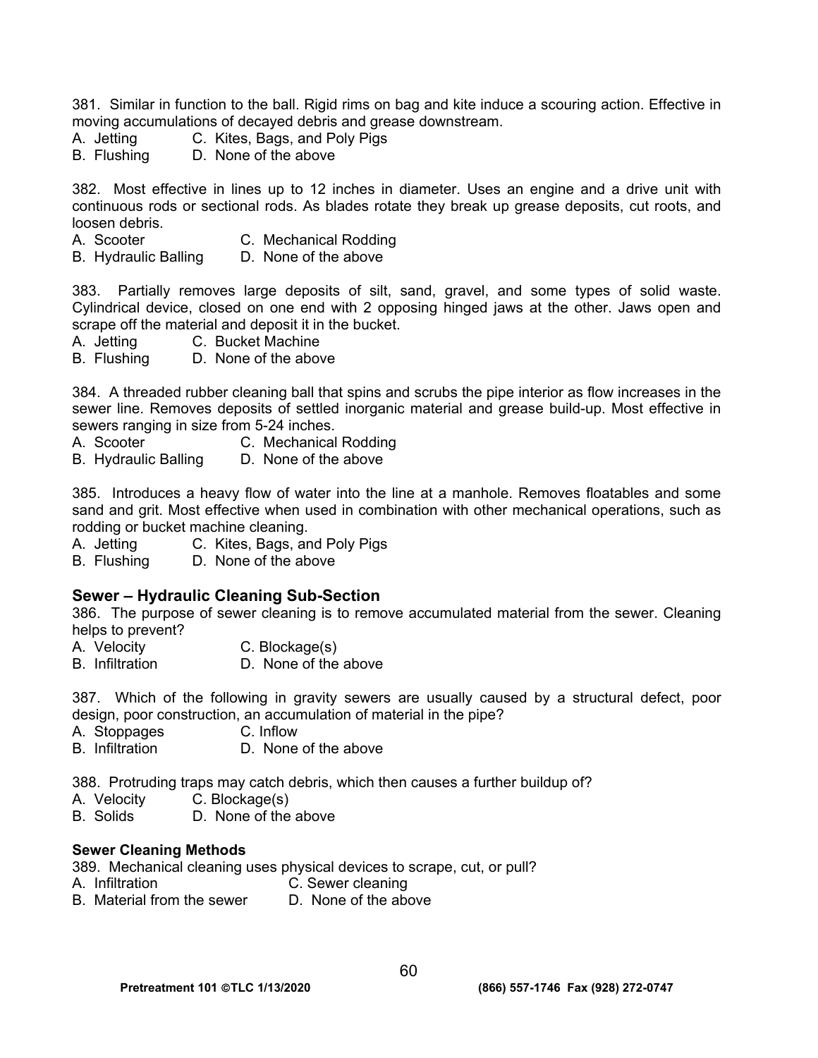381. Similar in function to the ball. Rigid rims on bag and kite induce a scouring action. Effective in moving accumulations of decayed debris and grease downstream.
A. Jetting C. Kites, Bags, and Poly Pigs
B. Flushing D. None of the above

382. Most effective in lines up to 12 inches in diameter. Uses an engine and a drive unit with continuous rods or sectional rods. As blades rotate they break up grease deposits, cut roots, and loosen debris.
A. Scooter C. Mechanical Rodding
B. Hydraulic Balling D. None of the above

383. Partially removes large deposits of silt, sand, gravel, and some types of solid waste. Cylindrical device, closed on one end with 2 opposing hinged jaws at the other. Jaws open and scrape off the material and deposit it in the bucket.
A. Jetting C. Bucket Machine
B. Flushing D. None of the above

384. A threaded rubber cleaning ball that spins and scrubs the pipe interior as flow increases in the sewer line. Removes deposits of settled inorganic material and grease build-up. Most effective in sewers ranging in size from 5-24 inches.
A. Scooter C. Mechanical Rodding
B. Hydraulic Balling D. None of the above

385. Introduces a heavy flow of water into the line at a manhole. Removes floatables and some sand and grit. Most effective when used in combination with other mechanical operations, such as rodding or bucket machine cleaning.
A. Jetting C. Kites, Bags, and Poly Pigs
B. Flushing D. None of the above

## Sewer – Hydraulic Cleaning Sub-Section

386. The purpose of sewer cleaning is to remove accumulated material from the sewer. Cleaning helps to prevent?
A. Velocity C. Blockage(s)
B. Infiltration D. None of the above

387. Which of the following in gravity sewers are usually caused by a structural defect, poor design, poor construction, an accumulation of material in the pipe?
A. Stoppages C. Inflow
B. Infiltration D. None of the above

388. Protruding traps may catch debris, which then causes a further buildup of?
A. Velocity C. Blockage(s)
B. Solids D. None of the above

### Sewer Cleaning Methods

389. Mechanical cleaning uses physical devices to scrape, cut, or pull?
A. Infiltration C. Sewer cleaning
B. Material from the sewer D. None of the above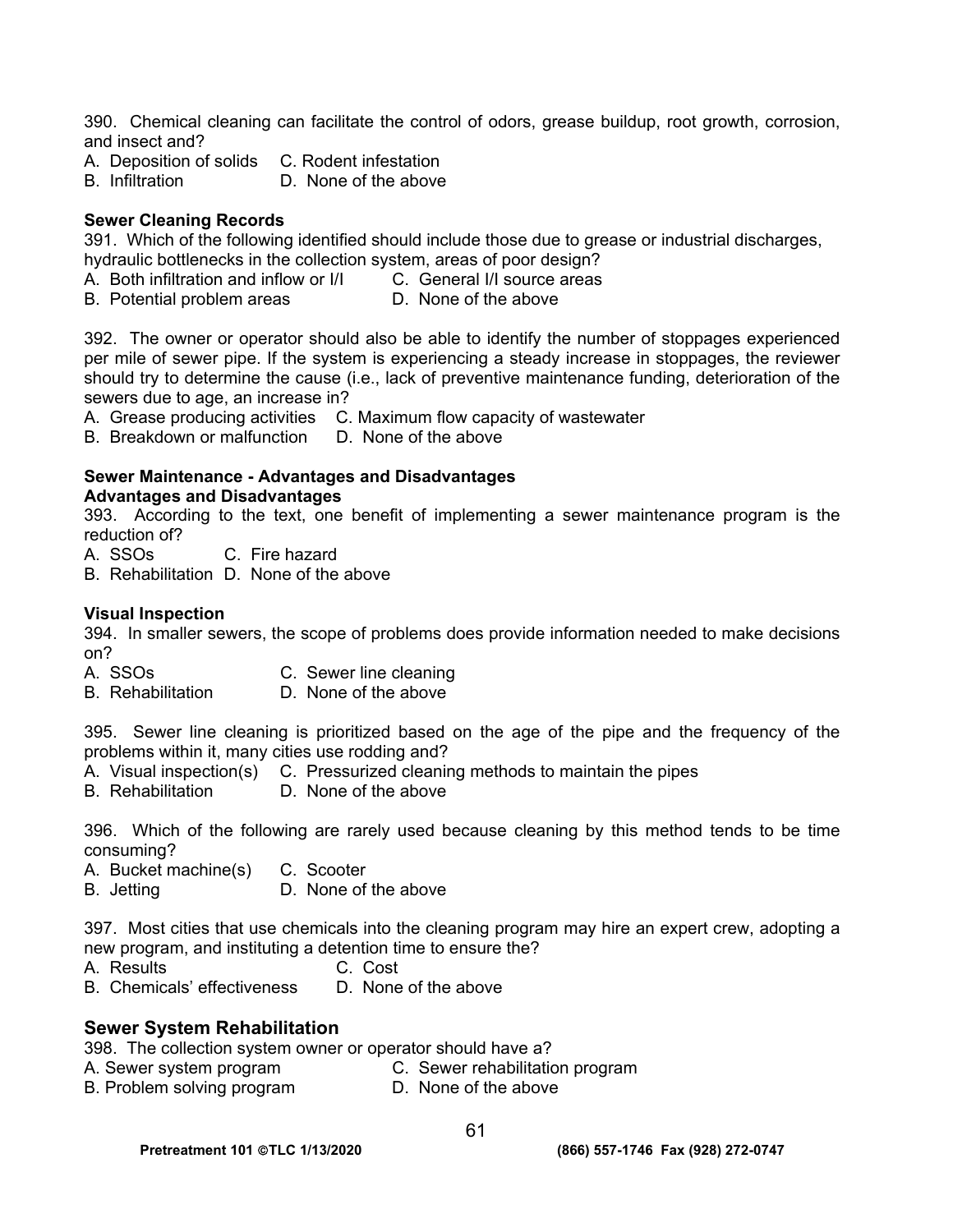390. Chemical cleaning can facilitate the control of odors, grease buildup, root growth, corrosion, and insect and?

A. Deposition of solids  C. Rodent infestation
B. Infiltration  D. None of the above

**Sewer Cleaning Records**

391. Which of the following identified should include those due to grease or industrial discharges, hydraulic bottlenecks in the collection system, areas of poor design?

A. Both infiltration and inflow or I/I  C. General I/I source areas
B. Potential problem areas  D. None of the above

392. The owner or operator should also be able to identify the number of stoppages experienced per mile of sewer pipe. If the system is experiencing a steady increase in stoppages, the reviewer should try to determine the cause (i.e., lack of preventive maintenance funding, deterioration of the sewers due to age, an increase in?

A. Grease producing activities  C. Maximum flow capacity of wastewater
B. Breakdown or malfunction  D. None of the above

**Sewer Maintenance - Advantages and Disadvantages**

**Advantages and Disadvantages**

393. According to the text, one benefit of implementing a sewer maintenance program is the reduction of?

A. SSOs  C. Fire hazard
B. Rehabilitation  D. None of the above

**Visual Inspection**

394. In smaller sewers, the scope of problems does provide information needed to make decisions on?

A. SSOs  C. Sewer line cleaning
B. Rehabilitation  D. None of the above

395. Sewer line cleaning is prioritized based on the age of the pipe and the frequency of the problems within it, many cities use rodding and?

A. Visual inspection(s)  C. Pressurized cleaning methods to maintain the pipes
B. Rehabilitation  D. None of the above

396. Which of the following are rarely used because cleaning by this method tends to be time consuming?

A. Bucket machine(s)  C. Scooter
B. Jetting  D. None of the above

397. Most cities that use chemicals into the cleaning program may hire an expert crew, adopting a new program, and instituting a detention time to ensure the?

A. Results  C. Cost
B. Chemicals' effectiveness  D. None of the above

## Sewer System Rehabilitation

398. The collection system owner or operator should have a?

A. Sewer system program  C. Sewer rehabilitation program
B. Problem solving program  D. None of the above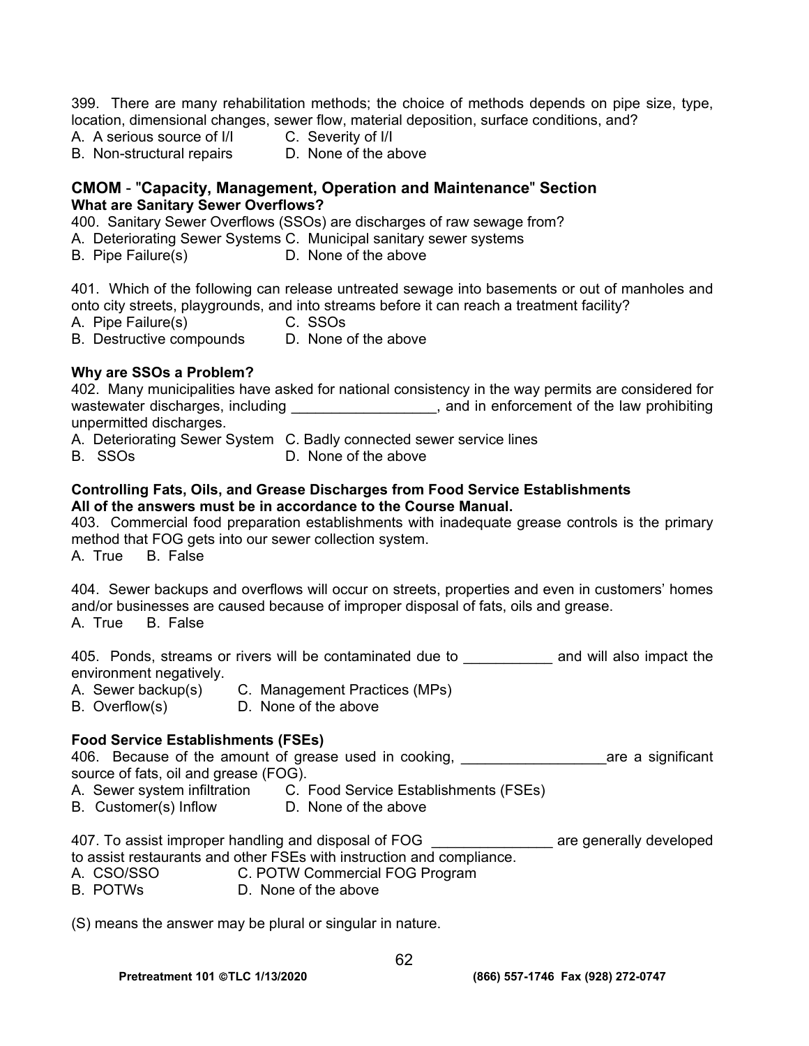399. There are many rehabilitation methods; the choice of methods depends on pipe size, type, location, dimensional changes, sewer flow, material deposition, surface conditions, and?
A. A serious source of I/I C. Severity of I/I
B. Non-structural repairs D. None of the above

## CMOM - "Capacity, Management, Operation and Maintenance" Section

**What are Sanitary Sewer Overflows?**

400. Sanitary Sewer Overflows (SSOs) are discharges of raw sewage from?
A. Deteriorating Sewer Systems C. Municipal sanitary sewer systems
B. Pipe Failure(s) D. None of the above

401. Which of the following can release untreated sewage into basements or out of manholes and onto city streets, playgrounds, and into streams before it can reach a treatment facility?
A. Pipe Failure(s) C. SSOs
B. Destructive compounds D. None of the above

**Why are SSOs a Problem?**

402. Many municipalities have asked for national consistency in the way permits are considered for wastewater discharges, including __________________, and in enforcement of the law prohibiting unpermitted discharges.
A. Deteriorating Sewer System C. Badly connected sewer service lines
B. SSOs D. None of the above

**Controlling Fats, Oils, and Grease Discharges from Food Service Establishments**
**All of the answers must be in accordance to the Course Manual.**

403. Commercial food preparation establishments with inadequate grease controls is the primary method that FOG gets into our sewer collection system.
A. True B. False

404. Sewer backups and overflows will occur on streets, properties and even in customers' homes and/or businesses are caused because of improper disposal of fats, oils and grease.
A. True B. False

405. Ponds, streams or rivers will be contaminated due to ___________ and will also impact the environment negatively.
A. Sewer backup(s) C. Management Practices (MPs)
B. Overflow(s) D. None of the above

**Food Service Establishments (FSEs)**

406. Because of the amount of grease used in cooking, __________________are a significant source of fats, oil and grease (FOG).
A. Sewer system infiltration C. Food Service Establishments (FSEs)
B. Customer(s) Inflow D. None of the above

407. To assist improper handling and disposal of FOG _______________ are generally developed to assist restaurants and other FSEs with instruction and compliance.
A. CSO/SSO C. POTW Commercial FOG Program
B. POTWs D. None of the above

(S) means the answer may be plural or singular in nature.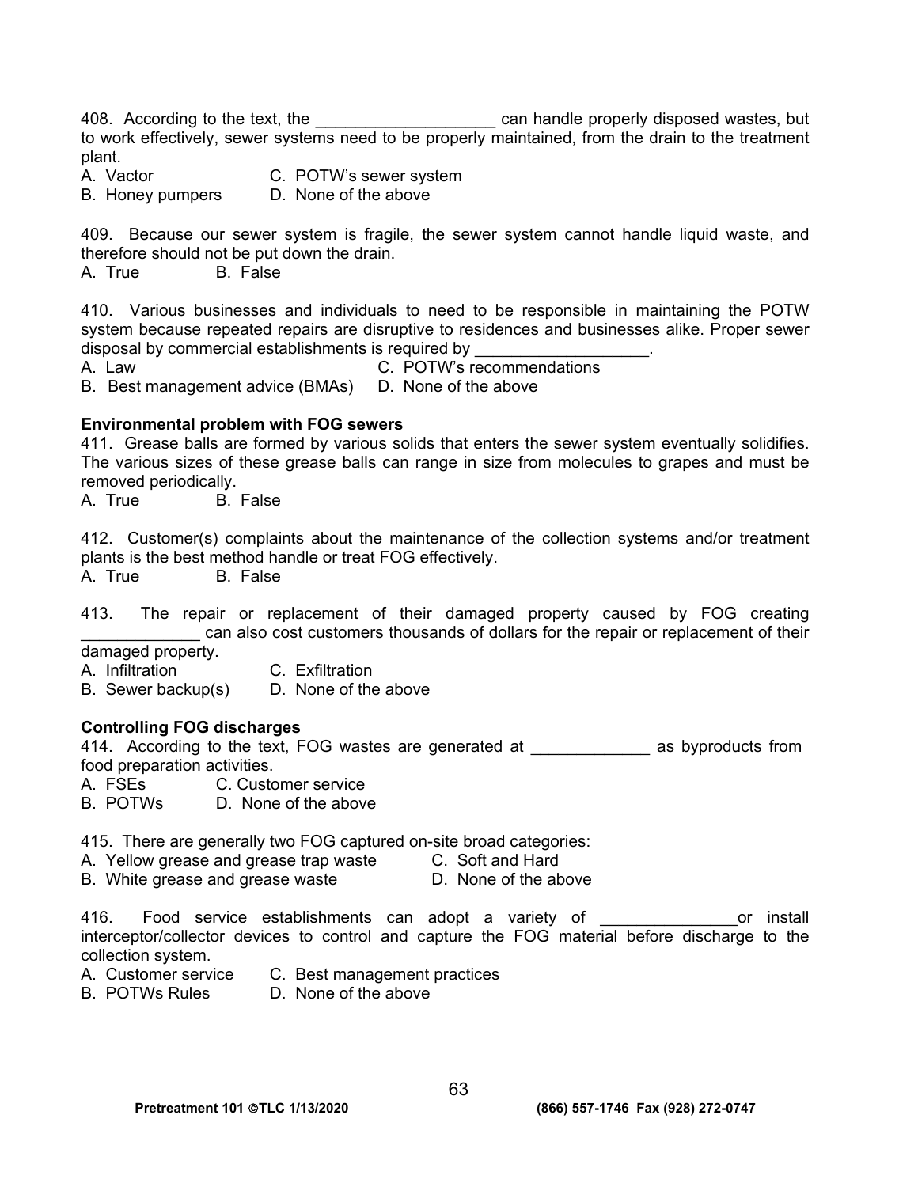408. According to the text, the ___________________ can handle properly disposed wastes, but to work effectively, sewer systems need to be properly maintained, from the drain to the treatment plant.

A. Vactor C. POTW's sewer system
B. Honey pumpers D. None of the above

409. Because our sewer system is fragile, the sewer system cannot handle liquid waste, and therefore should not be put down the drain.

A. True B. False

410. Various businesses and individuals to need to be responsible in maintaining the POTW system because repeated repairs are disruptive to residences and businesses alike. Proper sewer disposal by commercial establishments is required by ___________________.

A. Law C. POTW's recommendations
B. Best management advice (BMAs) D. None of the above

**Environmental problem with FOG sewers**

411. Grease balls are formed by various solids that enters the sewer system eventually solidifies. The various sizes of these grease balls can range in size from molecules to grapes and must be removed periodically.

A. True B. False

412. Customer(s) complaints about the maintenance of the collection systems and/or treatment plants is the best method handle or treat FOG effectively.

A. True B. False

413. The repair or replacement of their damaged property caused by FOG creating _____________ can also cost customers thousands of dollars for the repair or replacement of their damaged property.

A. Infiltration C. Exfiltration
B. Sewer backup(s) D. None of the above

**Controlling FOG discharges**

414. According to the text, FOG wastes are generated at _____________ as byproducts from food preparation activities.

A. FSEs C. Customer service
B. POTWs D. None of the above

415. There are generally two FOG captured on-site broad categories:

A. Yellow grease and grease trap waste C. Soft and Hard
B. White grease and grease waste D. None of the above

416. Food service establishments can adopt a variety of _______________or install interceptor/collector devices to control and capture the FOG material before discharge to the collection system.

A. Customer service C. Best management practices
B. POTWs Rules D. None of the above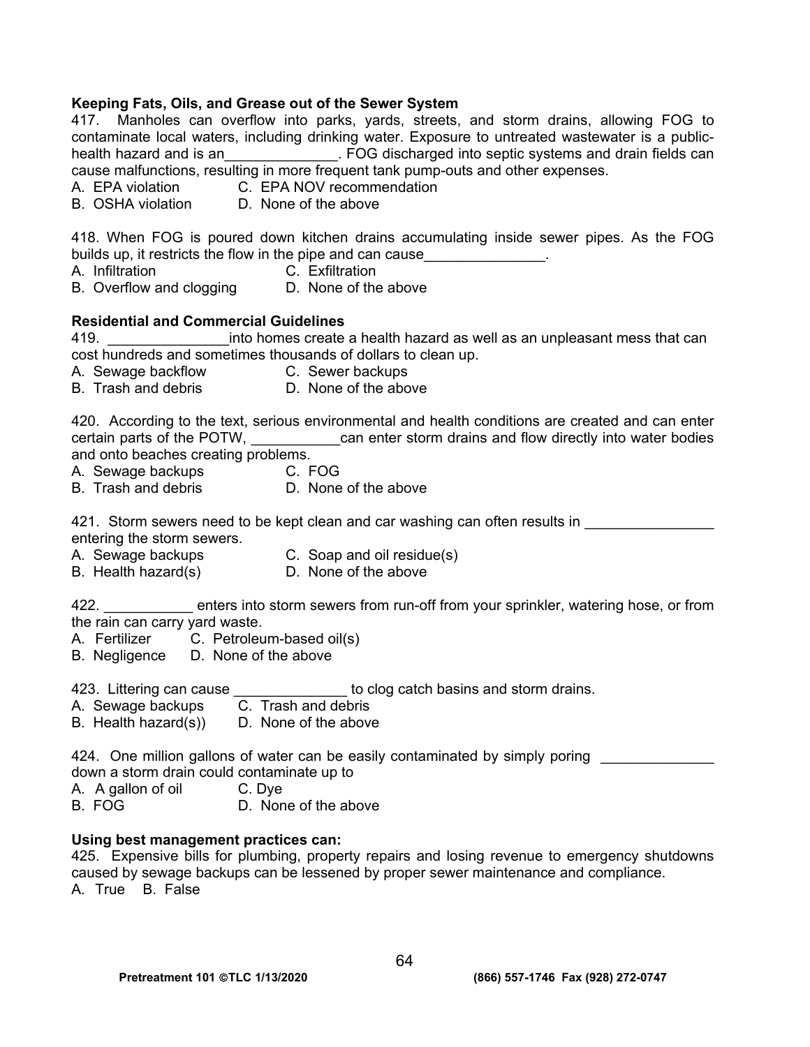**Keeping Fats, Oils, and Grease out of the Sewer System**

417. Manholes can overflow into parks, yards, streets, and storm drains, allowing FOG to contaminate local waters, including drinking water. Exposure to untreated wastewater is a public-health hazard and is an______________. FOG discharged into septic systems and drain fields can cause malfunctions, resulting in more frequent tank pump-outs and other expenses.

A. EPA violation  C. EPA NOV recommendation
B. OSHA violation  D. None of the above

418. When FOG is poured down kitchen drains accumulating inside sewer pipes. As the FOG builds up, it restricts the flow in the pipe and can cause_______________.

A. Infiltration  C. Exfiltration
B. Overflow and clogging  D. None of the above

**Residential and Commercial Guidelines**

419. _______________into homes create a health hazard as well as an unpleasant mess that can cost hundreds and sometimes thousands of dollars to clean up.

A. Sewage backflow  C. Sewer backups
B. Trash and debris  D. None of the above

420. According to the text, serious environmental and health conditions are created and can enter certain parts of the POTW, ___________can enter storm drains and flow directly into water bodies and onto beaches creating problems.

A. Sewage backups  C. FOG
B. Trash and debris  D. None of the above

421. Storm sewers need to be kept clean and car washing can often results in ________________ entering the storm sewers.

A. Sewage backups  C. Soap and oil residue(s)
B. Health hazard(s)  D. None of the above

422. ___________ enters into storm sewers from run-off from your sprinkler, watering hose, or from the rain can carry yard waste.

A. Fertilizer  C. Petroleum-based oil(s)
B. Negligence  D. None of the above

423. Littering can cause ______________ to clog catch basins and storm drains.

A. Sewage backups  C. Trash and debris
B. Health hazard(s))  D. None of the above

424. One million gallons of water can be easily contaminated by simply poring ______________ down a storm drain could contaminate up to

A. A gallon of oil  C. Dye
B. FOG  D. None of the above

**Using best management practices can:**

425. Expensive bills for plumbing, property repairs and losing revenue to emergency shutdowns caused by sewage backups can be lessened by proper sewer maintenance and compliance.

A. True  B. False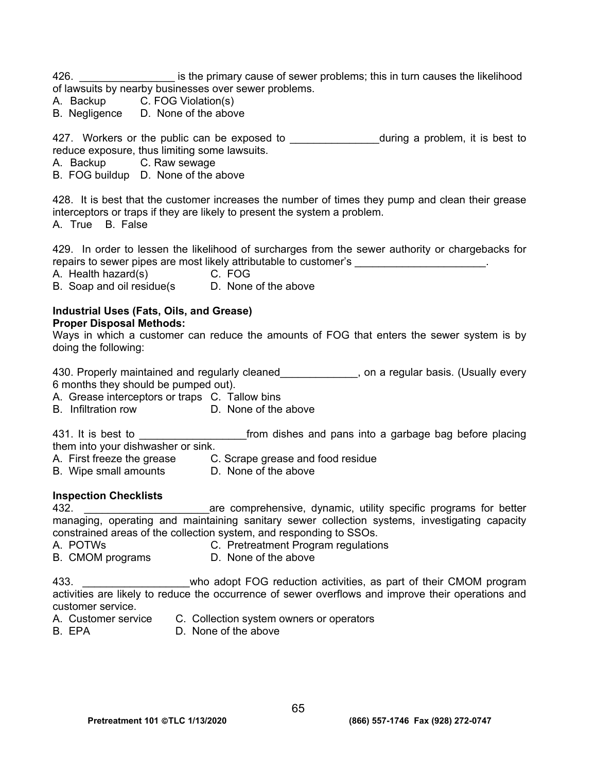426. ________________ is the primary cause of sewer problems; this in turn causes the likelihood of lawsuits by nearby businesses over sewer problems.
A. Backup C. FOG Violation(s)
B. Negligence D. None of the above

427. Workers or the public can be exposed to _______________during a problem, it is best to reduce exposure, thus limiting some lawsuits.
A. Backup C. Raw sewage
B. FOG buildup D. None of the above

428. It is best that the customer increases the number of times they pump and clean their grease interceptors or traps if they are likely to present the system a problem.
A. True B. False

429. In order to lessen the likelihood of surcharges from the sewer authority or chargebacks for repairs to sewer pipes are most likely attributable to customer's ______________________.
A. Health hazard(s) C. FOG
B. Soap and oil residue(s D. None of the above

**Industrial Uses (Fats, Oils, and Grease)**
**Proper Disposal Methods:**
Ways in which a customer can reduce the amounts of FOG that enters the sewer system is by doing the following:

430. Properly maintained and regularly cleaned_____________, on a regular basis. (Usually every 6 months they should be pumped out).
A. Grease interceptors or traps C. Tallow bins
B. Infiltration row D. None of the above

431. It is best to __________________from dishes and pans into a garbage bag before placing them into your dishwasher or sink.
A. First freeze the grease C. Scrape grease and food residue
B. Wipe small amounts D. None of the above

**Inspection Checklists**
432. _____________________are comprehensive, dynamic, utility specific programs for better managing, operating and maintaining sanitary sewer collection systems, investigating capacity constrained areas of the collection system, and responding to SSOs.
A. POTWs C. Pretreatment Program regulations
B. CMOM programs D. None of the above

433. __________________who adopt FOG reduction activities, as part of their CMOM program activities are likely to reduce the occurrence of sewer overflows and improve their operations and customer service.
A. Customer service C. Collection system owners or operators
B. EPA D. None of the above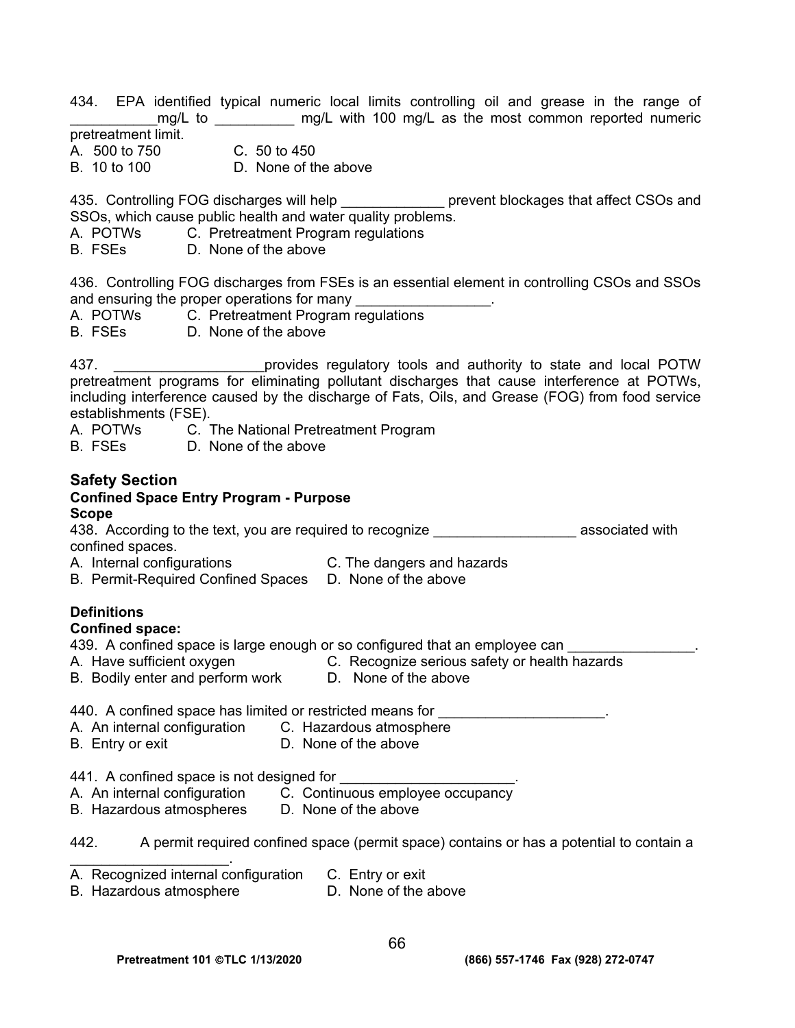434. EPA identified typical numeric local limits controlling oil and grease in the range of ___________mg/L to __________ mg/L with 100 mg/L as the most common reported numeric pretreatment limit.

A. 500 to 750  C. 50 to 450
B. 10 to 100  D. None of the above

435. Controlling FOG discharges will help _____________ prevent blockages that affect CSOs and SSOs, which cause public health and water quality problems.

A. POTWs  C. Pretreatment Program regulations
B. FSEs  D. None of the above

436. Controlling FOG discharges from FSEs is an essential element in controlling CSOs and SSOs and ensuring the proper operations for many _________________.

A. POTWs  C. Pretreatment Program regulations
B. FSEs  D. None of the above

437. ___________________provides regulatory tools and authority to state and local POTW pretreatment programs for eliminating pollutant discharges that cause interference at POTWs, including interference caused by the discharge of Fats, Oils, and Grease (FOG) from food service establishments (FSE).

A. POTWs  C. The National Pretreatment Program
B. FSEs  D. None of the above

## Safety Section

### Confined Space Entry Program - Purpose

### Scope

438. According to the text, you are required to recognize __________________ associated with confined spaces.

A. Internal configurations  C. The dangers and hazards
B. Permit-Required Confined Spaces  D. None of the above

### Definitions

### Confined space:

439. A confined space is large enough or so configured that an employee can ________________.

A. Have sufficient oxygen  C. Recognize serious safety or health hazards
B. Bodily enter and perform work  D. None of the above

440. A confined space has limited or restricted means for _____________________.

A. An internal configuration  C. Hazardous atmosphere
B. Entry or exit  D. None of the above

441. A confined space is not designed for ______________________.

A. An internal configuration  C. Continuous employee occupancy
B. Hazardous atmospheres  D. None of the above

442. A permit required confined space (permit space) contains or has a potential to contain a ____________________.

A. Recognized internal configuration  C. Entry or exit
B. Hazardous atmosphere  D. None of the above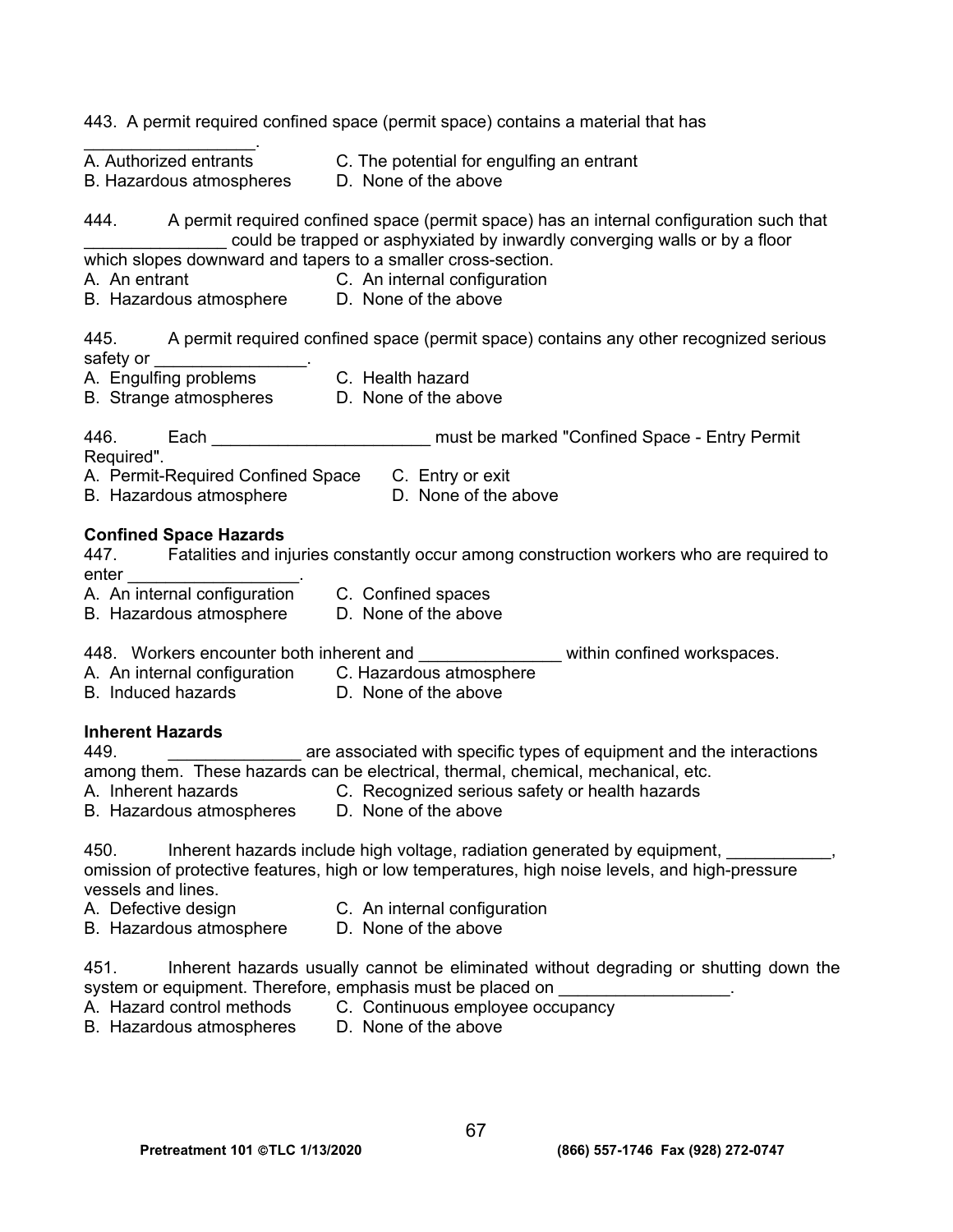443. A permit required confined space (permit space) contains a material that has __________________.

A. Authorized entrants C. The potential for engulfing an entrant
B. Hazardous atmospheres D. None of the above

444. A permit required confined space (permit space) has an internal configuration such that _______________ could be trapped or asphyxiated by inwardly converging walls or by a floor which slopes downward and tapers to a smaller cross-section.

A. An entrant C. An internal configuration
B. Hazardous atmosphere D. None of the above

445. A permit required confined space (permit space) contains any other recognized serious safety or ________________.

A. Engulfing problems C. Health hazard
B. Strange atmospheres D. None of the above

446. Each _______________________ must be marked "Confined Space - Entry Permit Required".

A. Permit-Required Confined Space C. Entry or exit
B. Hazardous atmosphere D. None of the above

**Confined Space Hazards**

447. Fatalities and injuries constantly occur among construction workers who are required to enter __________________.

A. An internal configuration C. Confined spaces
B. Hazardous atmosphere D. None of the above

448. Workers encounter both inherent and _______________ within confined workspaces.

A. An internal configuration C. Hazardous atmosphere
B. Induced hazards D. None of the above

**Inherent Hazards**

449. ______________ are associated with specific types of equipment and the interactions among them. These hazards can be electrical, thermal, chemical, mechanical, etc.

A. Inherent hazards C. Recognized serious safety or health hazards
B. Hazardous atmospheres D. None of the above

450. Inherent hazards include high voltage, radiation generated by equipment, ___________, omission of protective features, high or low temperatures, high noise levels, and high-pressure vessels and lines.

A. Defective design C. An internal configuration
B. Hazardous atmosphere D. None of the above

451. Inherent hazards usually cannot be eliminated without degrading or shutting down the system or equipment. Therefore, emphasis must be placed on __________________.

A. Hazard control methods C. Continuous employee occupancy
B. Hazardous atmospheres D. None of the above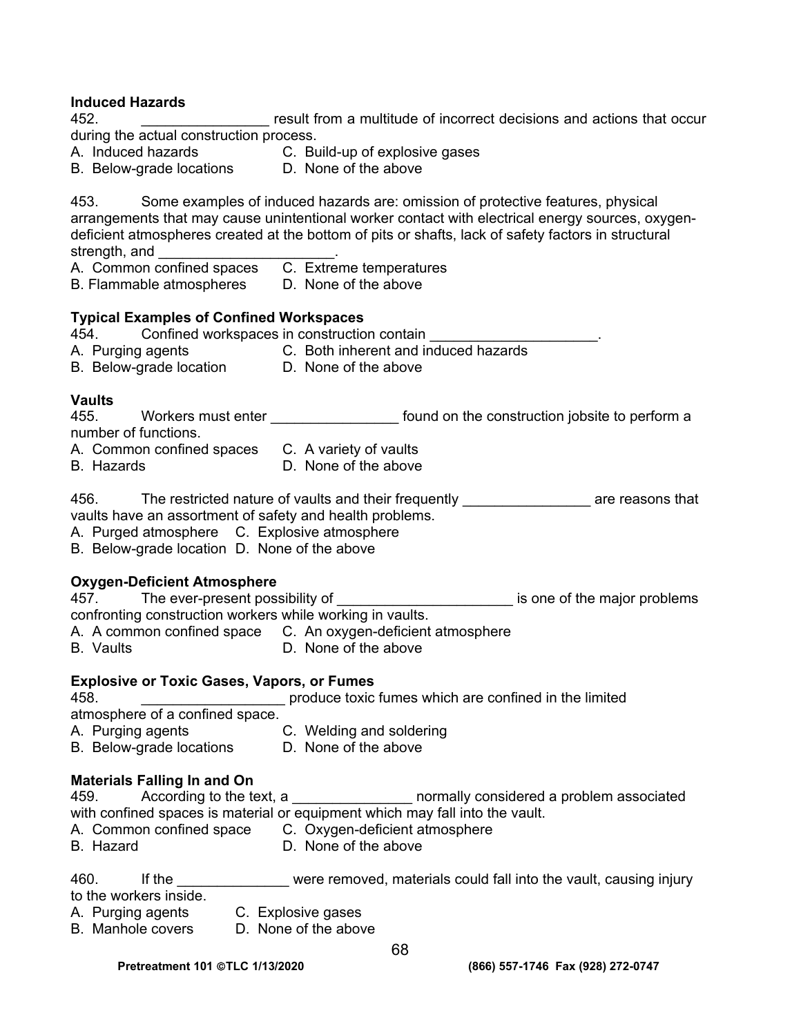**Induced Hazards**

452. \_\_\_\_\_\_\_\_\_\_\_\_\_\_\_\_ result from a multitude of incorrect decisions and actions that occur during the actual construction process.

A. Induced hazards C. Build-up of explosive gases
B. Below-grade locations D. None of the above

453. Some examples of induced hazards are: omission of protective features, physical arrangements that may cause unintentional worker contact with electrical energy sources, oxygen-deficient atmospheres created at the bottom of pits or shafts, lack of safety factors in structural strength, and \_\_\_\_\_\_\_\_\_\_\_\_\_\_\_\_\_\_\_\_\_\_.

A. Common confined spaces C. Extreme temperatures
B. Flammable atmospheres D. None of the above

**Typical Examples of Confined Workspaces**

454. Confined workspaces in construction contain \_\_\_\_\_\_\_\_\_\_\_\_\_\_\_\_\_\_\_\_\_.

A. Purging agents C. Both inherent and induced hazards
B. Below-grade location D. None of the above

**Vaults**

455. Workers must enter \_\_\_\_\_\_\_\_\_\_\_\_\_\_\_\_ found on the construction jobsite to perform a number of functions.

A. Common confined spaces C. A variety of vaults
B. Hazards D. None of the above

456. The restricted nature of vaults and their frequently \_\_\_\_\_\_\_\_\_\_\_\_\_\_\_\_ are reasons that vaults have an assortment of safety and health problems.

A. Purged atmosphere C. Explosive atmosphere
B. Below-grade location D. None of the above

**Oxygen-Deficient Atmosphere**

457. The ever-present possibility of \_\_\_\_\_\_\_\_\_\_\_\_\_\_\_\_\_\_\_\_\_\_ is one of the major problems confronting construction workers while working in vaults.

A. A common confined space C. An oxygen-deficient atmosphere
B. Vaults D. None of the above

**Explosive or Toxic Gases, Vapors, or Fumes**

458. \_\_\_\_\_\_\_\_\_\_\_\_\_\_\_\_\_\_ produce toxic fumes which are confined in the limited atmosphere of a confined space.

A. Purging agents C. Welding and soldering
B. Below-grade locations D. None of the above

**Materials Falling In and On**

459. According to the text, a \_\_\_\_\_\_\_\_\_\_\_\_\_\_\_ normally considered a problem associated with confined spaces is material or equipment which may fall into the vault.

A. Common confined space C. Oxygen-deficient atmosphere
B. Hazard D. None of the above

460. If the \_\_\_\_\_\_\_\_\_\_\_\_\_\_ were removed, materials could fall into the vault, causing injury to the workers inside.

A. Purging agents C. Explosive gases
B. Manhole covers D. None of the above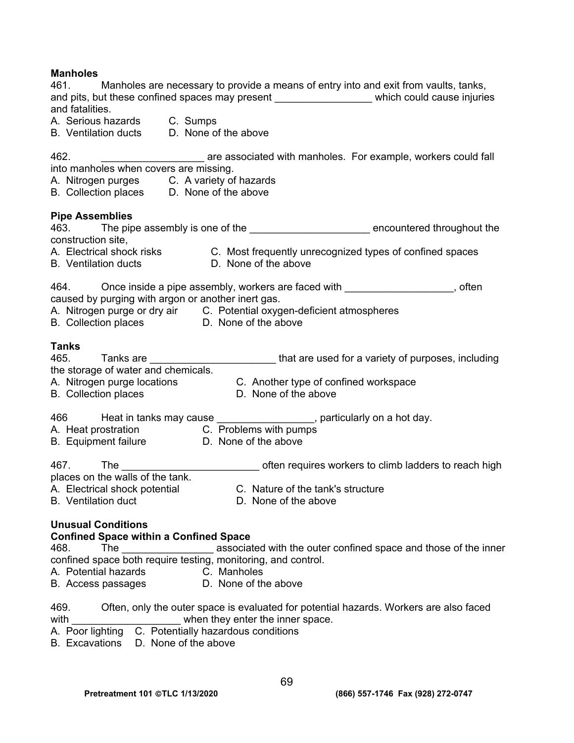**Manholes**

461. Manholes are necessary to provide a means of entry into and exit from vaults, tanks, and pits, but these confined spaces may present _________________ which could cause injuries and fatalities.

A. Serious hazards C. Sumps
B. Ventilation ducts D. None of the above

462. __________________ are associated with manholes. For example, workers could fall into manholes when covers are missing.

A. Nitrogen purges C. A variety of hazards
B. Collection places D. None of the above

**Pipe Assemblies**

463. The pipe assembly is one of the _____________________ encountered throughout the construction site,

A. Electrical shock risks C. Most frequently unrecognized types of confined spaces
B. Ventilation ducts D. None of the above

464. Once inside a pipe assembly, workers are faced with ___________________, often caused by purging with argon or another inert gas.

A. Nitrogen purge or dry air C. Potential oxygen-deficient atmospheres
B. Collection places D. None of the above

**Tanks**

465. Tanks are ______________________ that are used for a variety of purposes, including the storage of water and chemicals.

A. Nitrogen purge locations C. Another type of confined workspace
B. Collection places D. None of the above

466 Heat in tanks may cause _________________, particularly on a hot day.

A. Heat prostration C. Problems with pumps
B. Equipment failure D. None of the above

467. The ________________________ often requires workers to climb ladders to reach high places on the walls of the tank.

A. Electrical shock potential C. Nature of the tank's structure
B. Ventilation duct D. None of the above

**Unusual Conditions**

**Confined Space within a Confined Space**

468. The ________________ associated with the outer confined space and those of the inner confined space both require testing, monitoring, and control.

A. Potential hazards C. Manholes
B. Access passages D. None of the above

469. Often, only the outer space is evaluated for potential hazards. Workers are also faced with ___________________ when they enter the inner space.

A. Poor lighting C. Potentially hazardous conditions
B. Excavations D. None of the above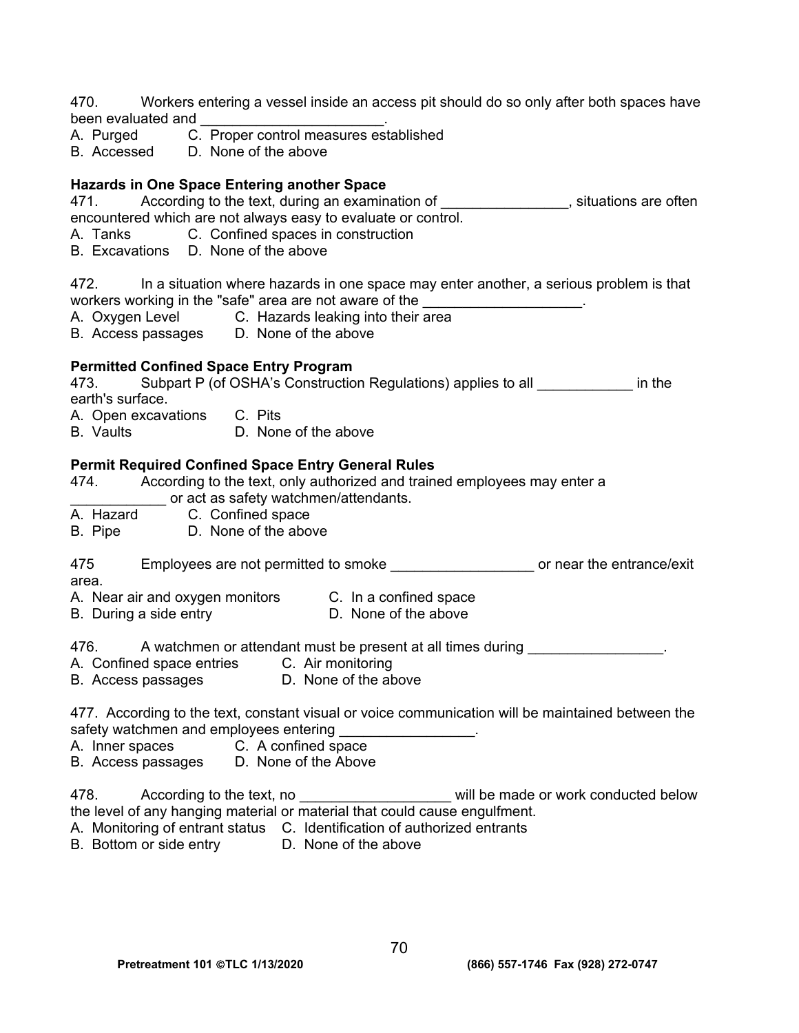470. Workers entering a vessel inside an access pit should do so only after both spaces have been evaluated and ______________________.

A. Purged C. Proper control measures established
B. Accessed D. None of the above

**Hazards in One Space Entering another Space**

471. According to the text, during an examination of ________________, situations are often encountered which are not always easy to evaluate or control.

A. Tanks C. Confined spaces in construction
B. Excavations D. None of the above

472. In a situation where hazards in one space may enter another, a serious problem is that workers working in the "safe" area are not aware of the ____________________.

A. Oxygen Level C. Hazards leaking into their area
B. Access passages D. None of the above

**Permitted Confined Space Entry Program**

473. Subpart P (of OSHA's Construction Regulations) applies to all ____________ in the earth's surface.

A. Open excavations C. Pits
B. Vaults D. None of the above

**Permit Required Confined Space Entry General Rules**

474. According to the text, only authorized and trained employees may enter a ____________ or act as safety watchmen/attendants.

A. Hazard C. Confined space
B. Pipe D. None of the above

475 Employees are not permitted to smoke __________________ or near the entrance/exit area.

A. Near air and oxygen monitors C. In a confined space
B. During a side entry D. None of the above

476. A watchmen or attendant must be present at all times during _________________.

A. Confined space entries C. Air monitoring
B. Access passages D. None of the above

477. According to the text, constant visual or voice communication will be maintained between the safety watchmen and employees entering _________________.

A. Inner spaces C. A confined space
B. Access passages D. None of the Above

478. According to the text, no ___________________ will be made or work conducted below the level of any hanging material or material that could cause engulfment.

A. Monitoring of entrant status C. Identification of authorized entrants
B. Bottom or side entry D. None of the above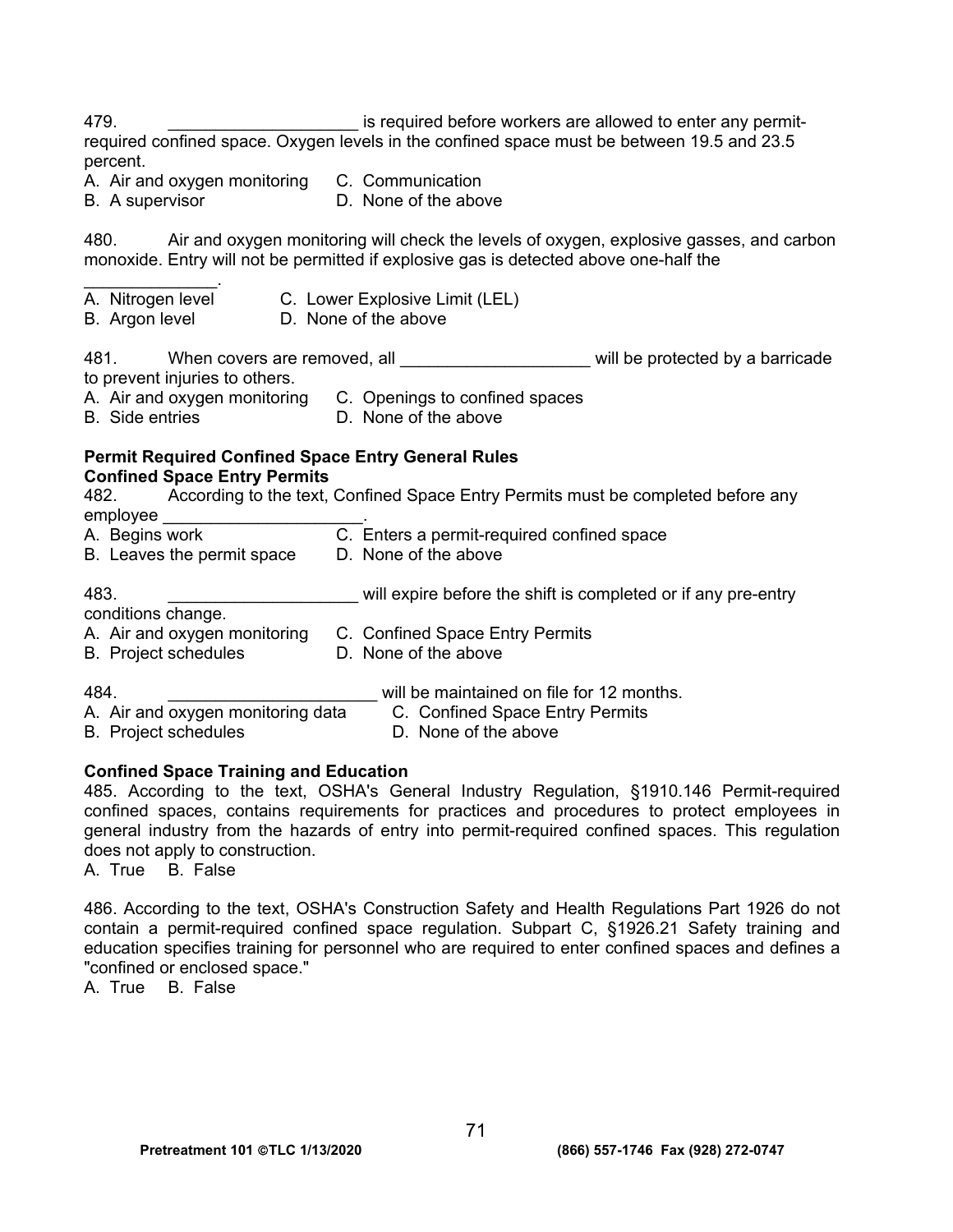479. ____________________ is required before workers are allowed to enter any permit-required confined space. Oxygen levels in the confined space must be between 19.5 and 23.5 percent.

A. Air and oxygen monitoring  C. Communication
B. A supervisor  D. None of the above

480. Air and oxygen monitoring will check the levels of oxygen, explosive gasses, and carbon monoxide. Entry will not be permitted if explosive gas is detected above one-half the ______________.

A. Nitrogen level  C. Lower Explosive Limit (LEL)
B. Argon level  D. None of the above

481. When covers are removed, all ____________________ will be protected by a barricade to prevent injuries to others.

A. Air and oxygen monitoring  C. Openings to confined spaces
B. Side entries  D. None of the above

**Permit Required Confined Space Entry General Rules**

**Confined Space Entry Permits**

482. According to the text, Confined Space Entry Permits must be completed before any employee _____________________.

A. Begins work  C. Enters a permit-required confined space
B. Leaves the permit space  D. None of the above

483. ____________________ will expire before the shift is completed or if any pre-entry conditions change.

A. Air and oxygen monitoring  C. Confined Space Entry Permits
B. Project schedules  D. None of the above

484. ______________________ will be maintained on file for 12 months.

A. Air and oxygen monitoring data  C. Confined Space Entry Permits
B. Project schedules  D. None of the above

**Confined Space Training and Education**

485. According to the text, OSHA's General Industry Regulation, §1910.146 Permit-required confined spaces, contains requirements for practices and procedures to protect employees in general industry from the hazards of entry into permit-required confined spaces. This regulation does not apply to construction.

A. True  B. False

486. According to the text, OSHA's Construction Safety and Health Regulations Part 1926 do not contain a permit-required confined space regulation. Subpart C, §1926.21 Safety training and education specifies training for personnel who are required to enter confined spaces and defines a "confined or enclosed space."

A. True  B. False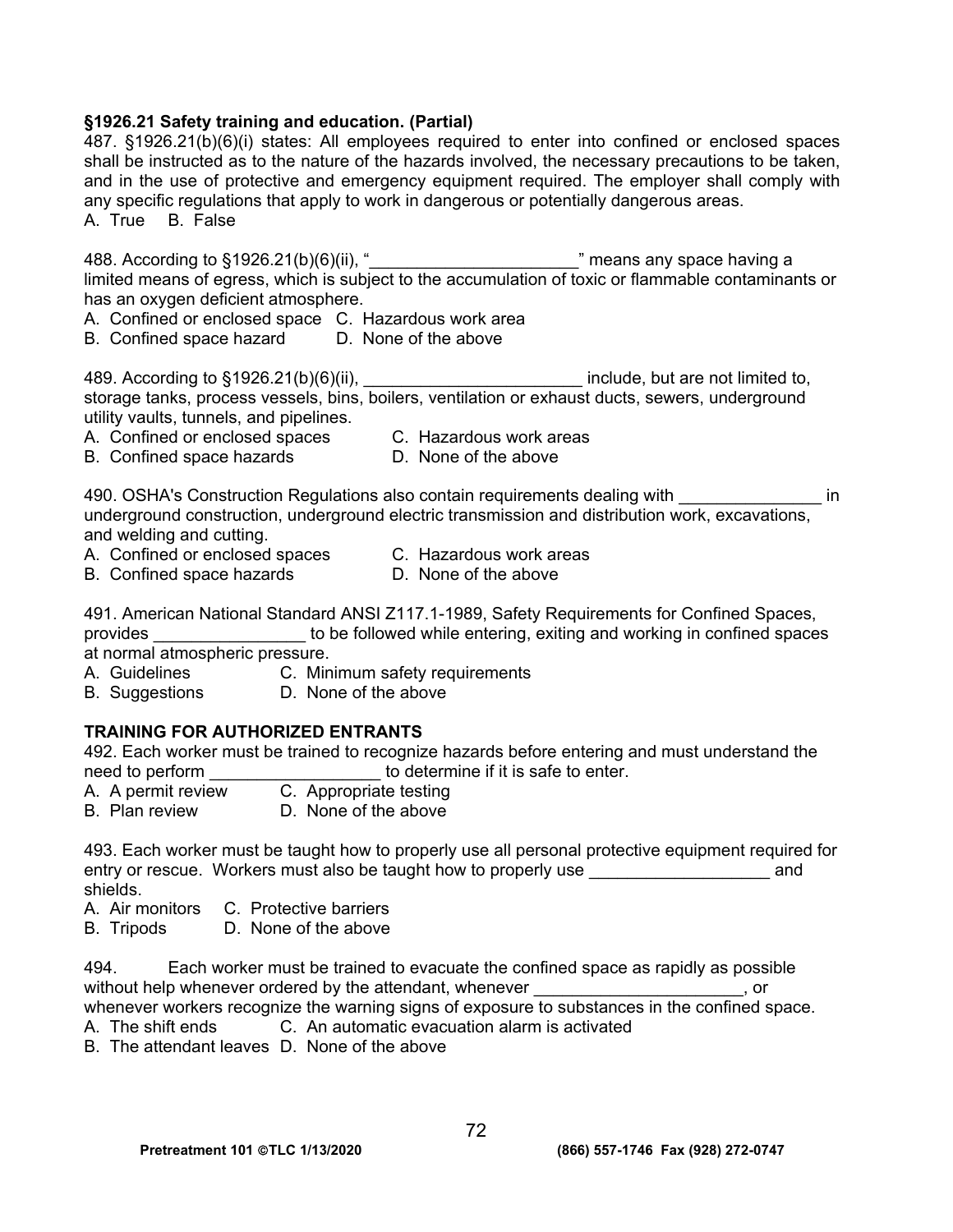**§1926.21 Safety training and education. (Partial)**

487. §1926.21(b)(6)(i) states: All employees required to enter into confined or enclosed spaces shall be instructed as to the nature of the hazards involved, the necessary precautions to be taken, and in the use of protective and emergency equipment required. The employer shall comply with any specific regulations that apply to work in dangerous or potentially dangerous areas.
A. True B. False

488. According to §1926.21(b)(6)(ii), "______________________" means any space having a limited means of egress, which is subject to the accumulation of toxic or flammable contaminants or has an oxygen deficient atmosphere.
A. Confined or enclosed space C. Hazardous work area
B. Confined space hazard D. None of the above

489. According to §1926.21(b)(6)(ii), _______________________ include, but are not limited to, storage tanks, process vessels, bins, boilers, ventilation or exhaust ducts, sewers, underground utility vaults, tunnels, and pipelines.
A. Confined or enclosed spaces C. Hazardous work areas
B. Confined space hazards D. None of the above

490. OSHA's Construction Regulations also contain requirements dealing with _______________ in underground construction, underground electric transmission and distribution work, excavations, and welding and cutting.
A. Confined or enclosed spaces C. Hazardous work areas
B. Confined space hazards D. None of the above

491. American National Standard ANSI Z117.1-1989, Safety Requirements for Confined Spaces, provides ________________ to be followed while entering, exiting and working in confined spaces at normal atmospheric pressure.
A. Guidelines C. Minimum safety requirements
B. Suggestions D. None of the above

**TRAINING FOR AUTHORIZED ENTRANTS**

492. Each worker must be trained to recognize hazards before entering and must understand the need to perform __________________ to determine if it is safe to enter.
A. A permit review C. Appropriate testing
B. Plan review D. None of the above

493. Each worker must be taught how to properly use all personal protective equipment required for entry or rescue. Workers must also be taught how to properly use ___________________ and shields.
A. Air monitors C. Protective barriers
B. Tripods D. None of the above

494. Each worker must be trained to evacuate the confined space as rapidly as possible without help whenever ordered by the attendant, whenever ______________________, or whenever workers recognize the warning signs of exposure to substances in the confined space.
A. The shift ends C. An automatic evacuation alarm is activated
B. The attendant leaves D. None of the above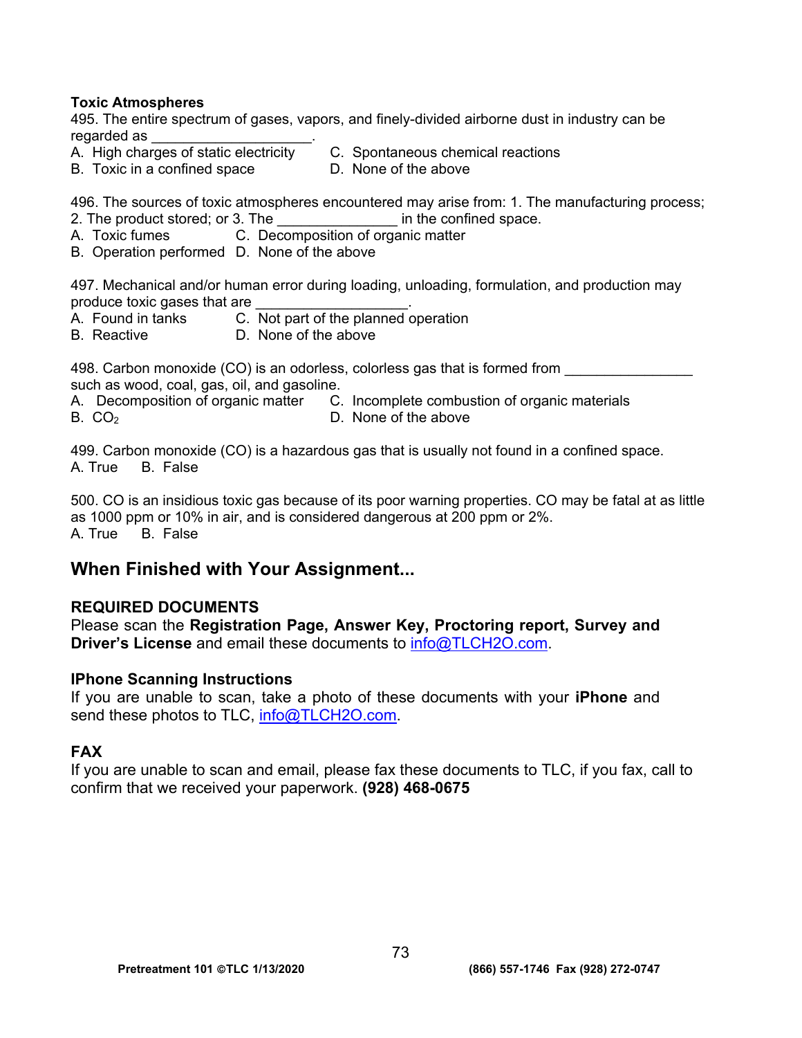**Toxic Atmospheres**

495. The entire spectrum of gases, vapors, and finely-divided airborne dust in industry can be regarded as ____________________.

A. High charges of static electricity
B. Toxic in a confined space
C. Spontaneous chemical reactions
D. None of the above

496. The sources of toxic atmospheres encountered may arise from: 1. The manufacturing process; 2. The product stored; or 3. The _______________ in the confined space.

A. Toxic fumes
B. Operation performed
C. Decomposition of organic matter
D. None of the above

497. Mechanical and/or human error during loading, unloading, formulation, and production may produce toxic gases that are ___________________.

A. Found in tanks
B. Reactive
C. Not part of the planned operation
D. None of the above

498. Carbon monoxide (CO) is an odorless, colorless gas that is formed from ________________ such as wood, coal, gas, oil, and gasoline.

A. Decomposition of organic matter
B. $CO_2$
C. Incomplete combustion of organic materials
D. None of the above

499. Carbon monoxide (CO) is a hazardous gas that is usually not found in a confined space.

A. True B. False

500. CO is an insidious toxic gas because of its poor warning properties. CO may be fatal at as little as 1000 ppm or 10% in air, and is considered dangerous at 200 ppm or 2%.

A. True B. False

## When Finished with Your Assignment...

### REQUIRED DOCUMENTS

Please scan the **Registration Page, Answer Key, Proctoring report, Survey and Driver's License** and email these documents to info@TLCH2O.com.

### IPhone Scanning Instructions

If you are unable to scan, take a photo of these documents with your **iPhone** and send these photos to TLC, info@TLCH2O.com.

### FAX

If you are unable to scan and email, please fax these documents to TLC, if you fax, call to confirm that we received your paperwork. **(928) 468-0675**